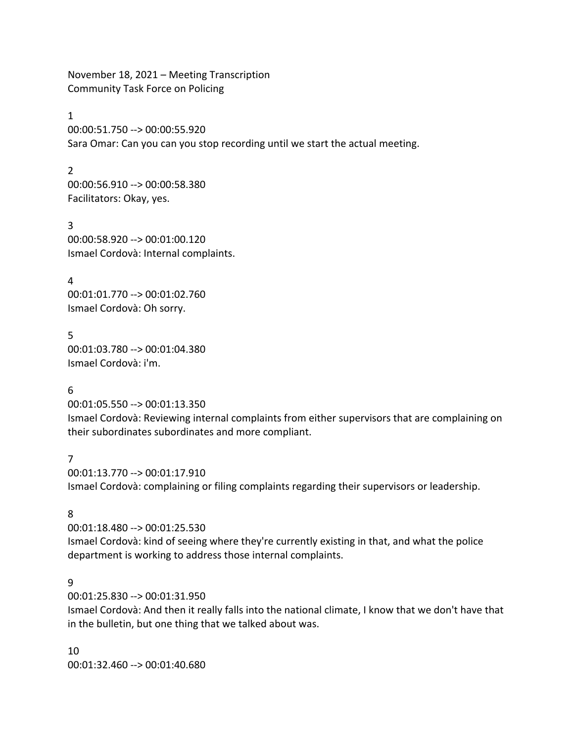November 18, 2021 – Meeting Transcription
Community Task Force on Policing

1
00:00:51.750 --> 00:00:55.920
Sara Omar: Can you can you stop recording until we start the actual meeting.

2
00:00:56.910 --> 00:00:58.380
Facilitators: Okay, yes.

3
00:00:58.920 --> 00:01:00.120
Ismael Cordovà: Internal complaints.

4
00:01:01.770 --> 00:01:02.760
Ismael Cordovà: Oh sorry.

5
00:01:03.780 --> 00:01:04.380
Ismael Cordovà: i'm.

6
00:01:05.550 --> 00:01:13.350
Ismael Cordovà: Reviewing internal complaints from either supervisors that are complaining on their subordinates subordinates and more compliant.

7
00:01:13.770 --> 00:01:17.910
Ismael Cordovà: complaining or filing complaints regarding their supervisors or leadership.

8
00:01:18.480 --> 00:01:25.530
Ismael Cordovà: kind of seeing where they're currently existing in that, and what the police department is working to address those internal complaints.

9
00:01:25.830 --> 00:01:31.950
Ismael Cordovà: And then it really falls into the national climate, I know that we don't have that in the bulletin, but one thing that we talked about was.

10
00:01:32.460 --> 00:01:40.680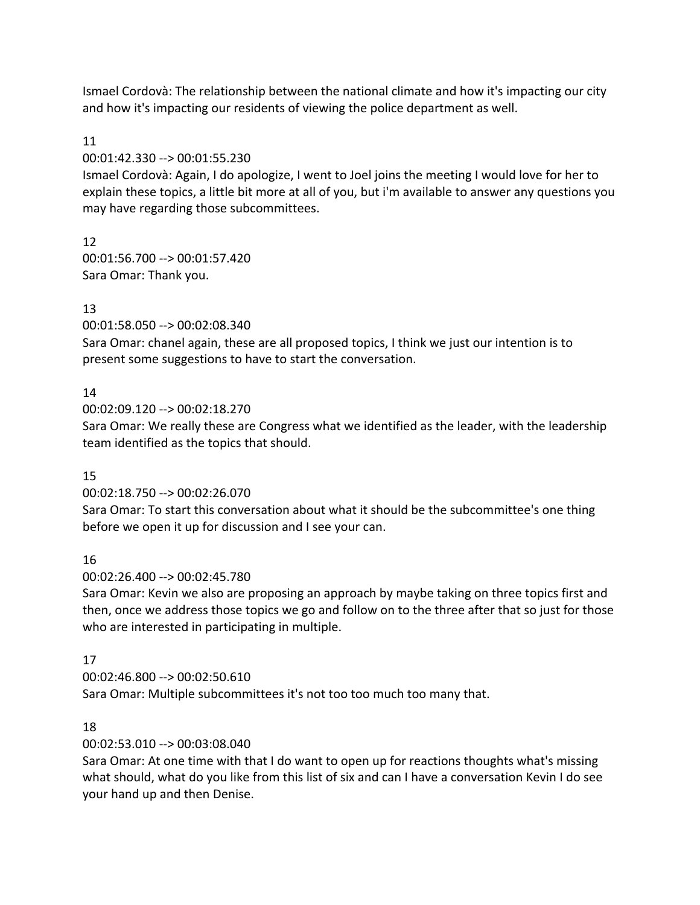Ismael Cordovà: The relationship between the national climate and how it's impacting our city and how it's impacting our residents of viewing the police department as well.

11

00:01:42.330 --> 00:01:55.230

Ismael Cordovà: Again, I do apologize, I went to Joel joins the meeting I would love for her to explain these topics, a little bit more at all of you, but i'm available to answer any questions you may have regarding those subcommittees.

12

00:01:56.700 --> 00:01:57.420

Sara Omar: Thank you.

13

00:01:58.050 --> 00:02:08.340

Sara Omar: chanel again, these are all proposed topics, I think we just our intention is to present some suggestions to have to start the conversation.

14

00:02:09.120 --> 00:02:18.270

Sara Omar: We really these are Congress what we identified as the leader, with the leadership team identified as the topics that should.

15

00:02:18.750 --> 00:02:26.070

Sara Omar: To start this conversation about what it should be the subcommittee's one thing before we open it up for discussion and I see your can.

16

00:02:26.400 --> 00:02:45.780

Sara Omar: Kevin we also are proposing an approach by maybe taking on three topics first and then, once we address those topics we go and follow on to the three after that so just for those who are interested in participating in multiple.

17

00:02:46.800 --> 00:02:50.610

Sara Omar: Multiple subcommittees it's not too too much too many that.

18

00:02:53.010 --> 00:03:08.040

Sara Omar: At one time with that I do want to open up for reactions thoughts what's missing what should, what do you like from this list of six and can I have a conversation Kevin I do see your hand up and then Denise.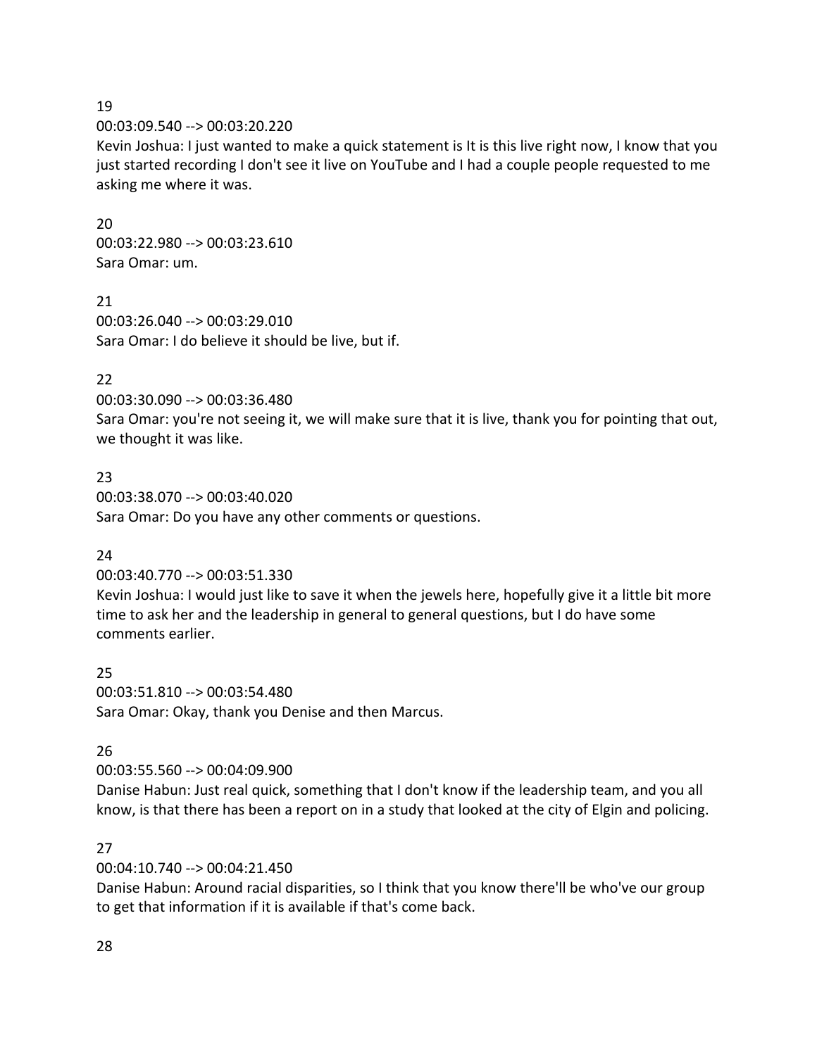19
00:03:09.540 --> 00:03:20.220
Kevin Joshua: I just wanted to make a quick statement is It is this live right now, I know that you just started recording I don't see it live on YouTube and I had a couple people requested to me asking me where it was.

20
00:03:22.980 --> 00:03:23.610
Sara Omar: um.

21
00:03:26.040 --> 00:03:29.010
Sara Omar: I do believe it should be live, but if.

22
00:03:30.090 --> 00:03:36.480
Sara Omar: you're not seeing it, we will make sure that it is live, thank you for pointing that out, we thought it was like.

23
00:03:38.070 --> 00:03:40.020
Sara Omar: Do you have any other comments or questions.

24
00:03:40.770 --> 00:03:51.330
Kevin Joshua: I would just like to save it when the jewels here, hopefully give it a little bit more time to ask her and the leadership in general to general questions, but I do have some comments earlier.

25
00:03:51.810 --> 00:03:54.480
Sara Omar: Okay, thank you Denise and then Marcus.

26
00:03:55.560 --> 00:04:09.900
Danise Habun: Just real quick, something that I don't know if the leadership team, and you all know, is that there has been a report on in a study that looked at the city of Elgin and policing.

27
00:04:10.740 --> 00:04:21.450
Danise Habun: Around racial disparities, so I think that you know there'll be who've our group to get that information if it is available if that's come back.

28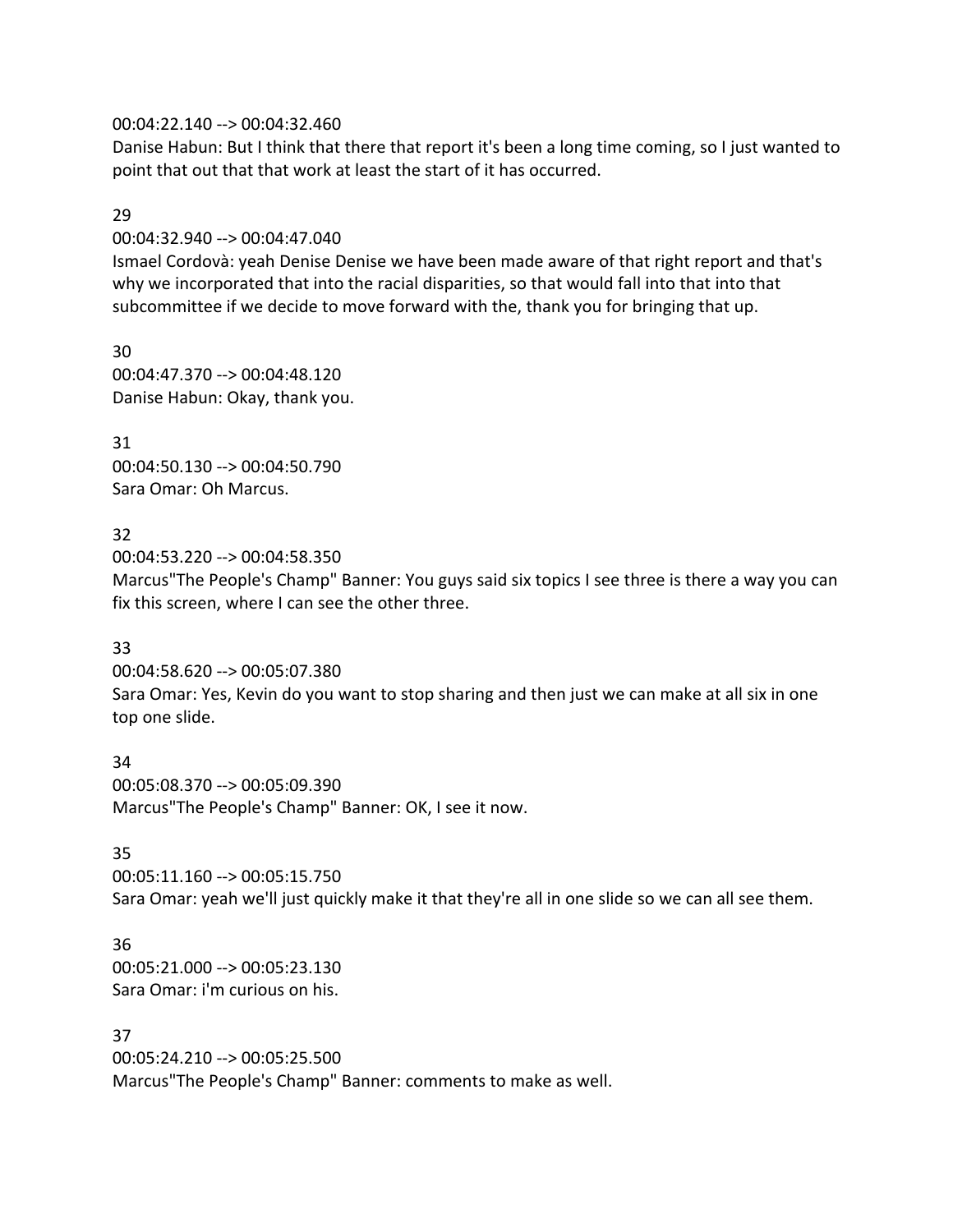00:04:22.140 --> 00:04:32.460
Danise Habun: But I think that there that report it's been a long time coming, so I just wanted to point that out that that work at least the start of it has occurred.

29
00:04:32.940 --> 00:04:47.040
Ismael Cordovà: yeah Denise Denise we have been made aware of that right report and that's why we incorporated that into the racial disparities, so that would fall into that into that subcommittee if we decide to move forward with the, thank you for bringing that up.

30
00:04:47.370 --> 00:04:48.120
Danise Habun: Okay, thank you.

31
00:04:50.130 --> 00:04:50.790
Sara Omar: Oh Marcus.

32
00:04:53.220 --> 00:04:58.350
Marcus"The People's Champ" Banner: You guys said six topics I see three is there a way you can fix this screen, where I can see the other three.

33
00:04:58.620 --> 00:05:07.380
Sara Omar: Yes, Kevin do you want to stop sharing and then just we can make at all six in one top one slide.

34
00:05:08.370 --> 00:05:09.390
Marcus"The People's Champ" Banner: OK, I see it now.

35
00:05:11.160 --> 00:05:15.750
Sara Omar: yeah we'll just quickly make it that they're all in one slide so we can all see them.

36
00:05:21.000 --> 00:05:23.130
Sara Omar: i'm curious on his.

37
00:05:24.210 --> 00:05:25.500
Marcus"The People's Champ" Banner: comments to make as well.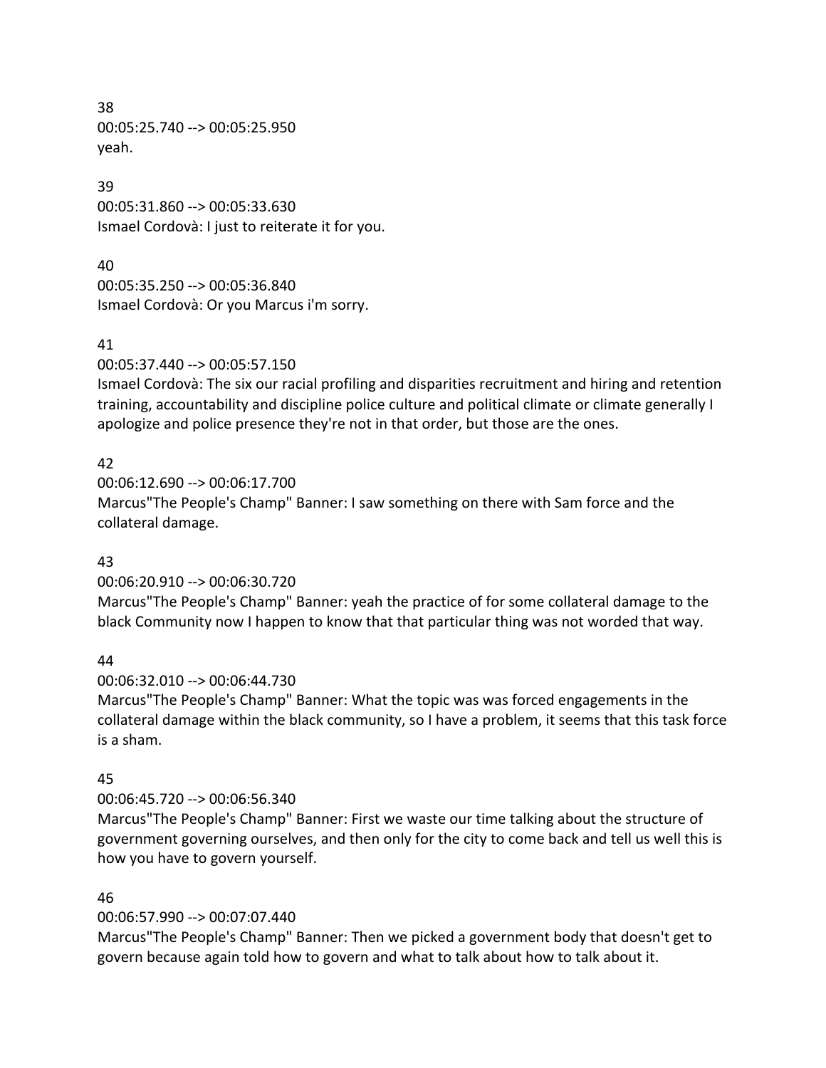38
00:05:25.740 --> 00:05:25.950
yeah.

39
00:05:31.860 --> 00:05:33.630
Ismael Cordovà: I just to reiterate it for you.

40
00:05:35.250 --> 00:05:36.840
Ismael Cordovà: Or you Marcus i'm sorry.

41
00:05:37.440 --> 00:05:57.150
Ismael Cordovà: The six our racial profiling and disparities recruitment and hiring and retention training, accountability and discipline police culture and political climate or climate generally I apologize and police presence they're not in that order, but those are the ones.

42
00:06:12.690 --> 00:06:17.700
Marcus"The People's Champ" Banner: I saw something on there with Sam force and the collateral damage.

43
00:06:20.910 --> 00:06:30.720
Marcus"The People's Champ" Banner: yeah the practice of for some collateral damage to the black Community now I happen to know that that particular thing was not worded that way.

44
00:06:32.010 --> 00:06:44.730
Marcus"The People's Champ" Banner: What the topic was was forced engagements in the collateral damage within the black community, so I have a problem, it seems that this task force is a sham.

45
00:06:45.720 --> 00:06:56.340
Marcus"The People's Champ" Banner: First we waste our time talking about the structure of government governing ourselves, and then only for the city to come back and tell us well this is how you have to govern yourself.

46
00:06:57.990 --> 00:07:07.440
Marcus"The People's Champ" Banner: Then we picked a government body that doesn't get to govern because again told how to govern and what to talk about how to talk about it.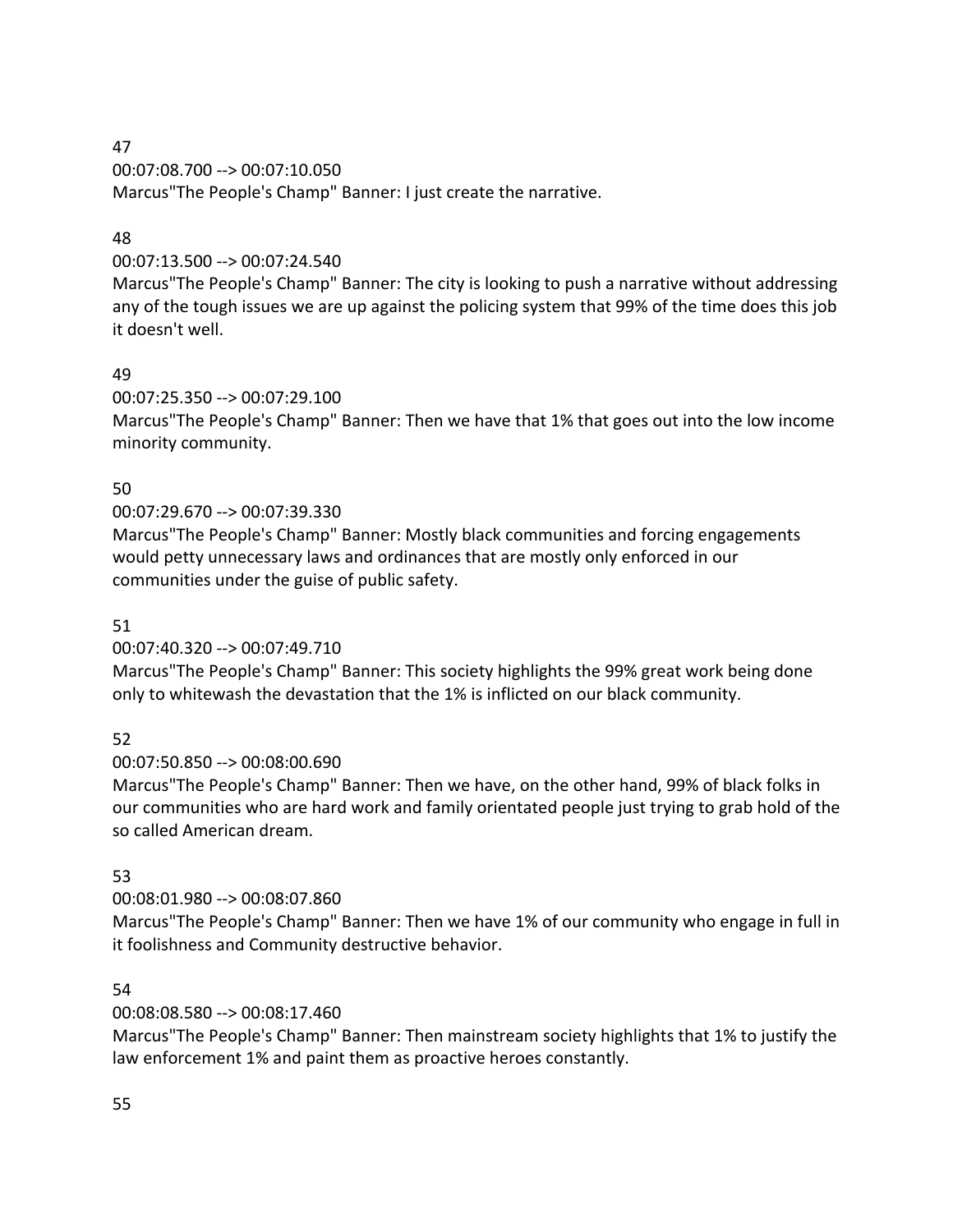47
00:07:08.700 --> 00:07:10.050
Marcus"The People's Champ" Banner: I just create the narrative.

48
00:07:13.500 --> 00:07:24.540
Marcus"The People's Champ" Banner: The city is looking to push a narrative without addressing any of the tough issues we are up against the policing system that 99% of the time does this job it doesn't well.

49
00:07:25.350 --> 00:07:29.100
Marcus"The People's Champ" Banner: Then we have that 1% that goes out into the low income minority community.

50
00:07:29.670 --> 00:07:39.330
Marcus"The People's Champ" Banner: Mostly black communities and forcing engagements would petty unnecessary laws and ordinances that are mostly only enforced in our communities under the guise of public safety.

51
00:07:40.320 --> 00:07:49.710
Marcus"The People's Champ" Banner: This society highlights the 99% great work being done only to whitewash the devastation that the 1% is inflicted on our black community.

52
00:07:50.850 --> 00:08:00.690
Marcus"The People's Champ" Banner: Then we have, on the other hand, 99% of black folks in our communities who are hard work and family orientated people just trying to grab hold of the so called American dream.

53
00:08:01.980 --> 00:08:07.860
Marcus"The People's Champ" Banner: Then we have 1% of our community who engage in full in it foolishness and Community destructive behavior.

54
00:08:08.580 --> 00:08:17.460
Marcus"The People's Champ" Banner: Then mainstream society highlights that 1% to justify the law enforcement 1% and paint them as proactive heroes constantly.

55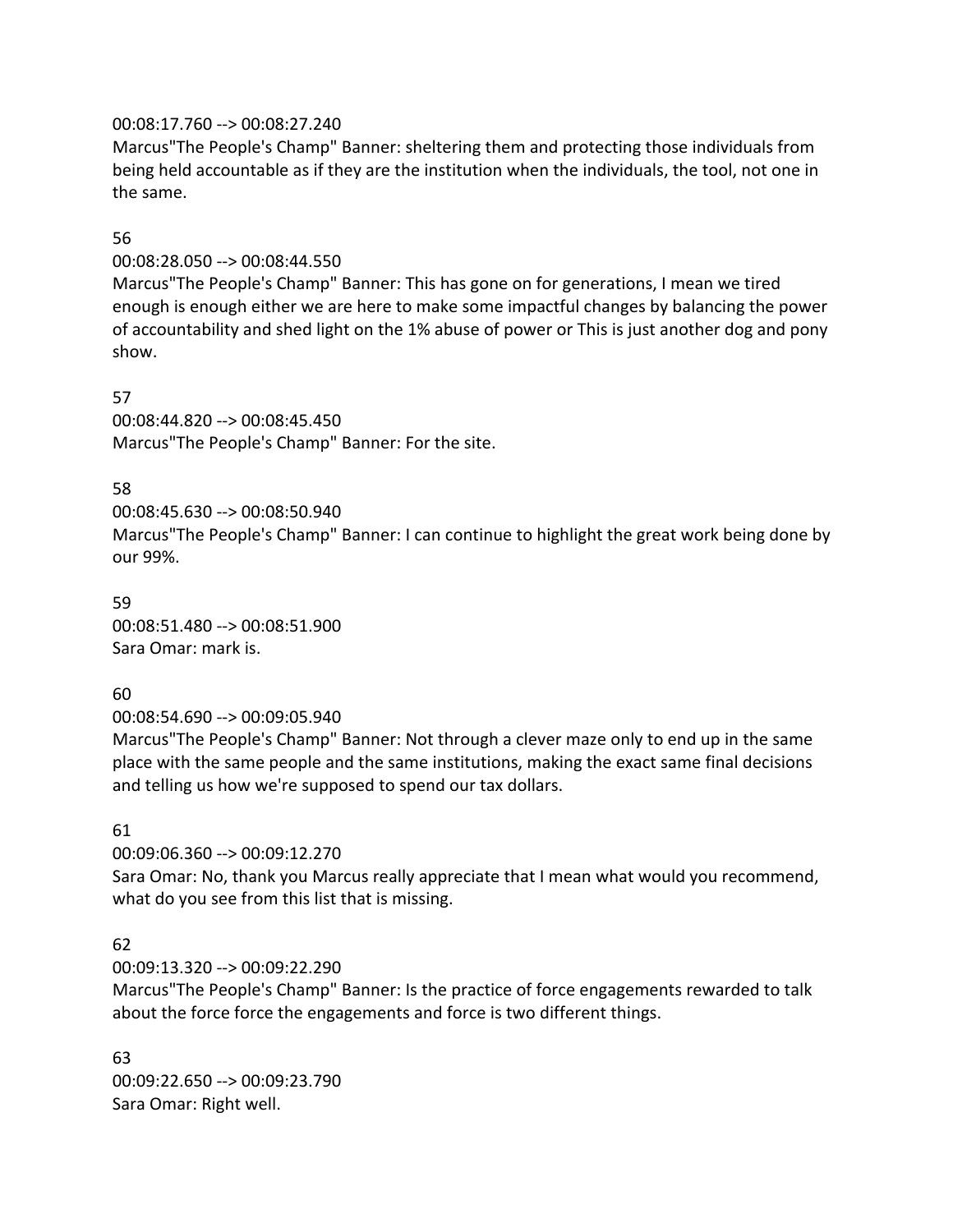00:08:17.760 --> 00:08:27.240
Marcus"The People's Champ" Banner: sheltering them and protecting those individuals from being held accountable as if they are the institution when the individuals, the tool, not one in the same.

56
00:08:28.050 --> 00:08:44.550
Marcus"The People's Champ" Banner: This has gone on for generations, I mean we tired enough is enough either we are here to make some impactful changes by balancing the power of accountability and shed light on the 1% abuse of power or This is just another dog and pony show.

57
00:08:44.820 --> 00:08:45.450
Marcus"The People's Champ" Banner: For the site.

58
00:08:45.630 --> 00:08:50.940
Marcus"The People's Champ" Banner: I can continue to highlight the great work being done by our 99%.

59
00:08:51.480 --> 00:08:51.900
Sara Omar: mark is.

60
00:08:54.690 --> 00:09:05.940
Marcus"The People's Champ" Banner: Not through a clever maze only to end up in the same place with the same people and the same institutions, making the exact same final decisions and telling us how we're supposed to spend our tax dollars.

61
00:09:06.360 --> 00:09:12.270
Sara Omar: No, thank you Marcus really appreciate that I mean what would you recommend, what do you see from this list that is missing.

62
00:09:13.320 --> 00:09:22.290
Marcus"The People's Champ" Banner: Is the practice of force engagements rewarded to talk about the force force the engagements and force is two different things.

63
00:09:22.650 --> 00:09:23.790
Sara Omar: Right well.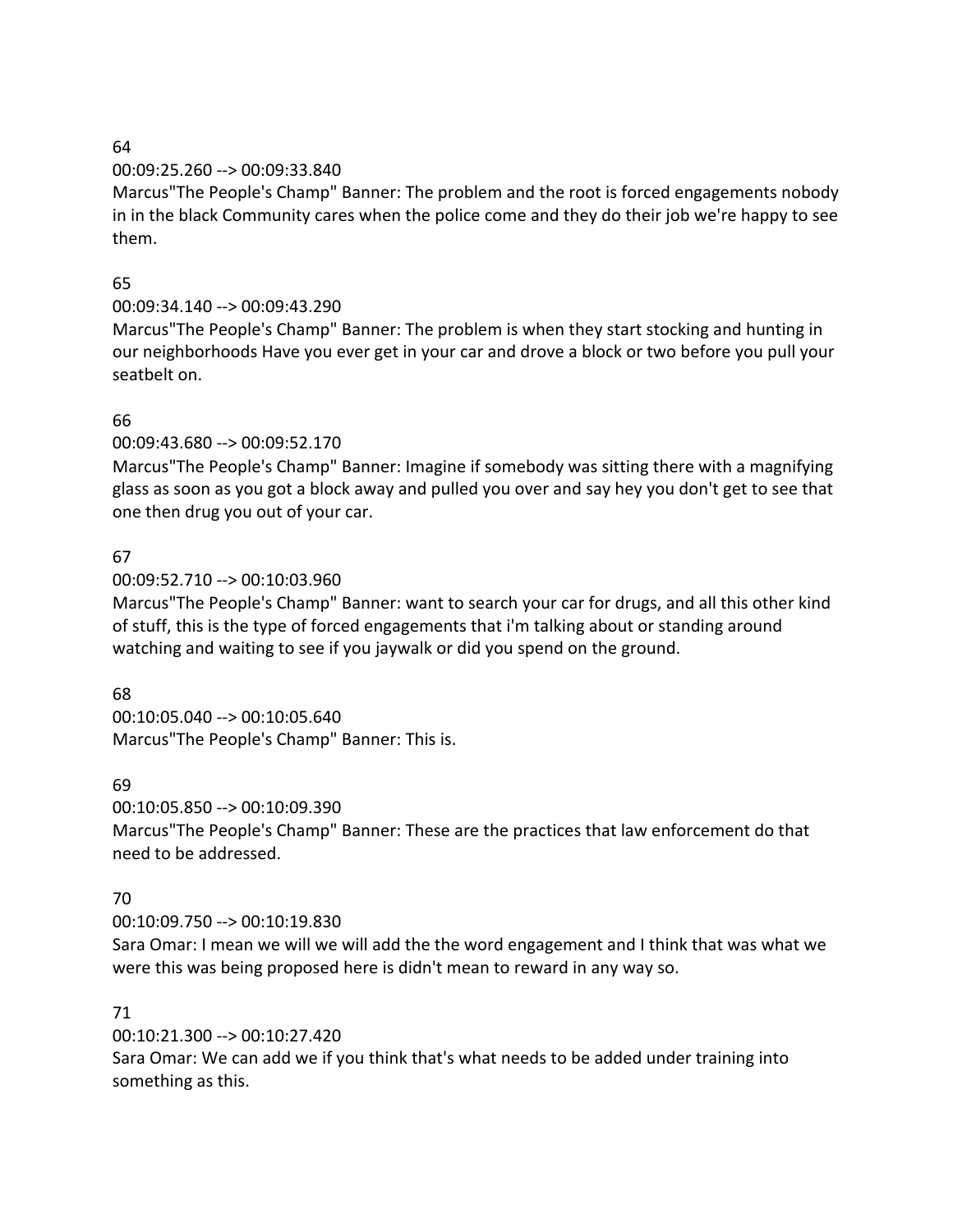64
00:09:25.260 --> 00:09:33.840
Marcus"The People's Champ" Banner: The problem and the root is forced engagements nobody in in the black Community cares when the police come and they do their job we're happy to see them.

65
00:09:34.140 --> 00:09:43.290
Marcus"The People's Champ" Banner: The problem is when they start stocking and hunting in our neighborhoods Have you ever get in your car and drove a block or two before you pull your seatbelt on.

66
00:09:43.680 --> 00:09:52.170
Marcus"The People's Champ" Banner: Imagine if somebody was sitting there with a magnifying glass as soon as you got a block away and pulled you over and say hey you don't get to see that one then drug you out of your car.

67
00:09:52.710 --> 00:10:03.960
Marcus"The People's Champ" Banner: want to search your car for drugs, and all this other kind of stuff, this is the type of forced engagements that i'm talking about or standing around watching and waiting to see if you jaywalk or did you spend on the ground.

68
00:10:05.040 --> 00:10:05.640
Marcus"The People's Champ" Banner: This is.

69
00:10:05.850 --> 00:10:09.390
Marcus"The People's Champ" Banner: These are the practices that law enforcement do that need to be addressed.

70
00:10:09.750 --> 00:10:19.830
Sara Omar: I mean we will we will add the the word engagement and I think that was what we were this was being proposed here is didn't mean to reward in any way so.

71
00:10:21.300 --> 00:10:27.420
Sara Omar: We can add we if you think that's what needs to be added under training into something as this.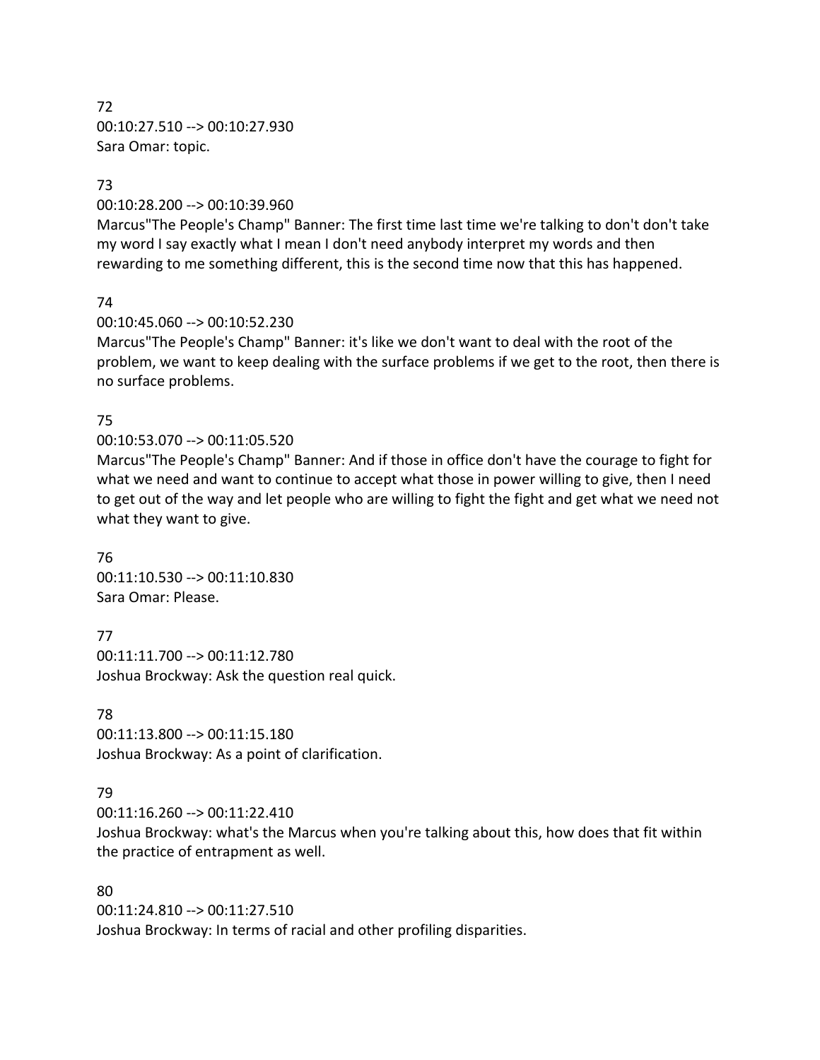72
00:10:27.510 --> 00:10:27.930
Sara Omar: topic.

73
00:10:28.200 --> 00:10:39.960
Marcus"The People's Champ" Banner: The first time last time we're talking to don't don't take my word I say exactly what I mean I don't need anybody interpret my words and then rewarding to me something different, this is the second time now that this has happened.

74
00:10:45.060 --> 00:10:52.230
Marcus"The People's Champ" Banner: it's like we don't want to deal with the root of the problem, we want to keep dealing with the surface problems if we get to the root, then there is no surface problems.

75
00:10:53.070 --> 00:11:05.520
Marcus"The People's Champ" Banner: And if those in office don't have the courage to fight for what we need and want to continue to accept what those in power willing to give, then I need to get out of the way and let people who are willing to fight the fight and get what we need not what they want to give.

76
00:11:10.530 --> 00:11:10.830
Sara Omar: Please.

77
00:11:11.700 --> 00:11:12.780
Joshua Brockway: Ask the question real quick.

78
00:11:13.800 --> 00:11:15.180
Joshua Brockway: As a point of clarification.

79
00:11:16.260 --> 00:11:22.410
Joshua Brockway: what's the Marcus when you're talking about this, how does that fit within the practice of entrapment as well.

80
00:11:24.810 --> 00:11:27.510
Joshua Brockway: In terms of racial and other profiling disparities.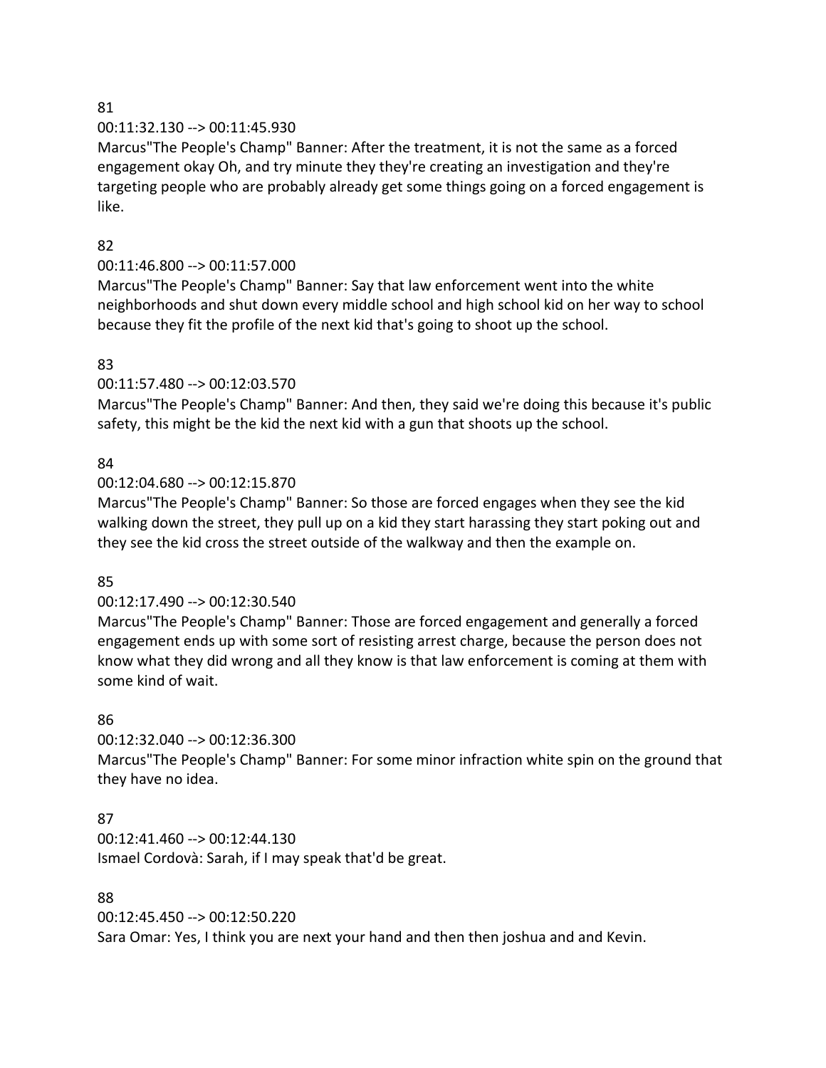81

00:11:32.130 --> 00:11:45.930

Marcus"The People's Champ" Banner: After the treatment, it is not the same as a forced engagement okay Oh, and try minute they they're creating an investigation and they're targeting people who are probably already get some things going on a forced engagement is like.

82

00:11:46.800 --> 00:11:57.000

Marcus"The People's Champ" Banner: Say that law enforcement went into the white neighborhoods and shut down every middle school and high school kid on her way to school because they fit the profile of the next kid that's going to shoot up the school.

83

00:11:57.480 --> 00:12:03.570

Marcus"The People's Champ" Banner: And then, they said we're doing this because it's public safety, this might be the kid the next kid with a gun that shoots up the school.

84

00:12:04.680 --> 00:12:15.870

Marcus"The People's Champ" Banner: So those are forced engages when they see the kid walking down the street, they pull up on a kid they start harassing they start poking out and they see the kid cross the street outside of the walkway and then the example on.

85

00:12:17.490 --> 00:12:30.540

Marcus"The People's Champ" Banner: Those are forced engagement and generally a forced engagement ends up with some sort of resisting arrest charge, because the person does not know what they did wrong and all they know is that law enforcement is coming at them with some kind of wait.

86

00:12:32.040 --> 00:12:36.300

Marcus"The People's Champ" Banner: For some minor infraction white spin on the ground that they have no idea.

87

00:12:41.460 --> 00:12:44.130

Ismael Cordovà: Sarah, if I may speak that'd be great.

88

00:12:45.450 --> 00:12:50.220

Sara Omar: Yes, I think you are next your hand and then then joshua and and Kevin.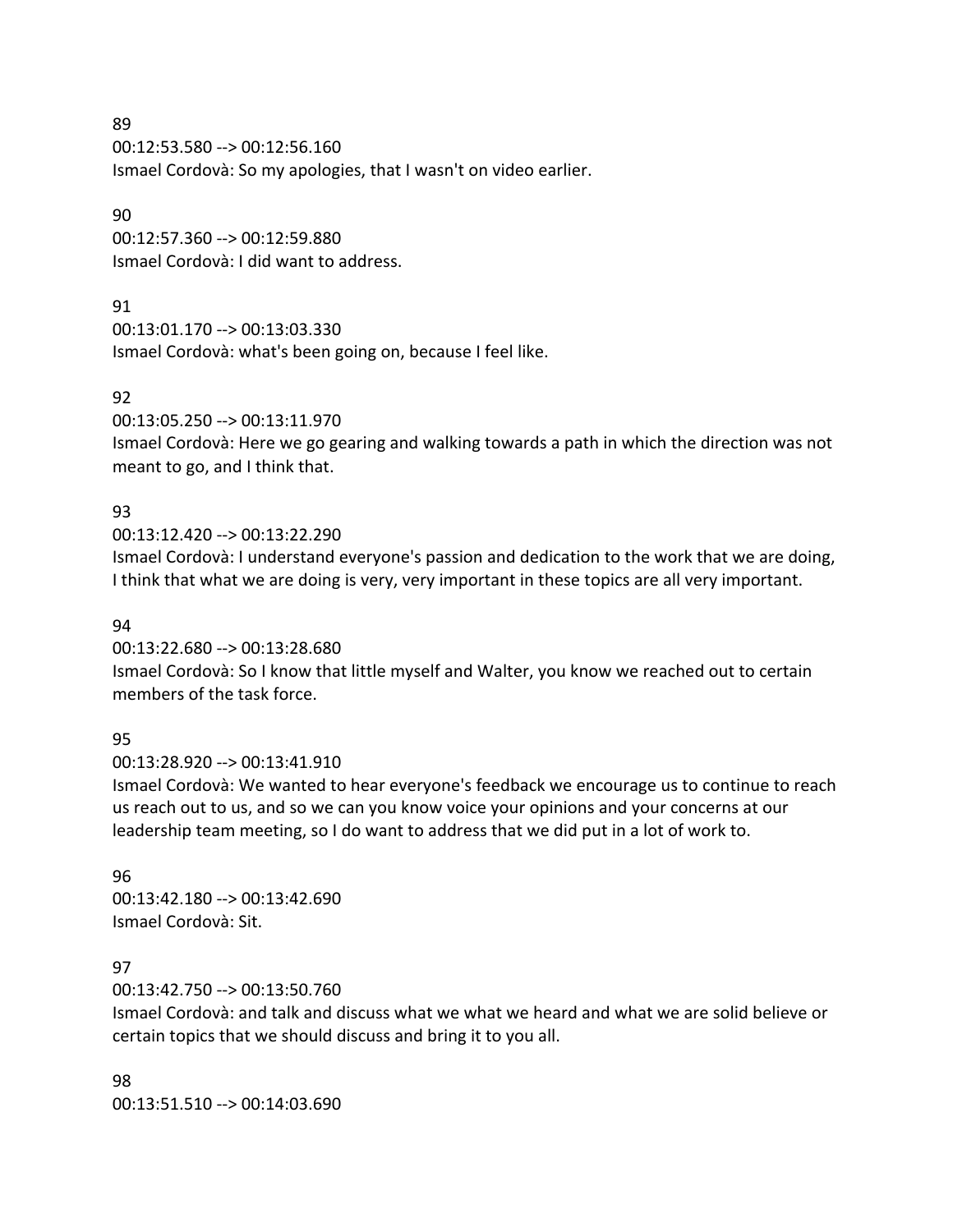89
00:12:53.580 --> 00:12:56.160
Ismael Cordovà: So my apologies, that I wasn't on video earlier.

90
00:12:57.360 --> 00:12:59.880
Ismael Cordovà: I did want to address.

91
00:13:01.170 --> 00:13:03.330
Ismael Cordovà: what's been going on, because I feel like.

92
00:13:05.250 --> 00:13:11.970
Ismael Cordovà: Here we go gearing and walking towards a path in which the direction was not meant to go, and I think that.

93
00:13:12.420 --> 00:13:22.290
Ismael Cordovà: I understand everyone's passion and dedication to the work that we are doing, I think that what we are doing is very, very important in these topics are all very important.

94
00:13:22.680 --> 00:13:28.680
Ismael Cordovà: So I know that little myself and Walter, you know we reached out to certain members of the task force.

95
00:13:28.920 --> 00:13:41.910
Ismael Cordovà: We wanted to hear everyone's feedback we encourage us to continue to reach us reach out to us, and so we can you know voice your opinions and your concerns at our leadership team meeting, so I do want to address that we did put in a lot of work to.

96
00:13:42.180 --> 00:13:42.690
Ismael Cordovà: Sit.

97
00:13:42.750 --> 00:13:50.760
Ismael Cordovà: and talk and discuss what we what we heard and what we are solid believe or certain topics that we should discuss and bring it to you all.

98
00:13:51.510 --> 00:14:03.690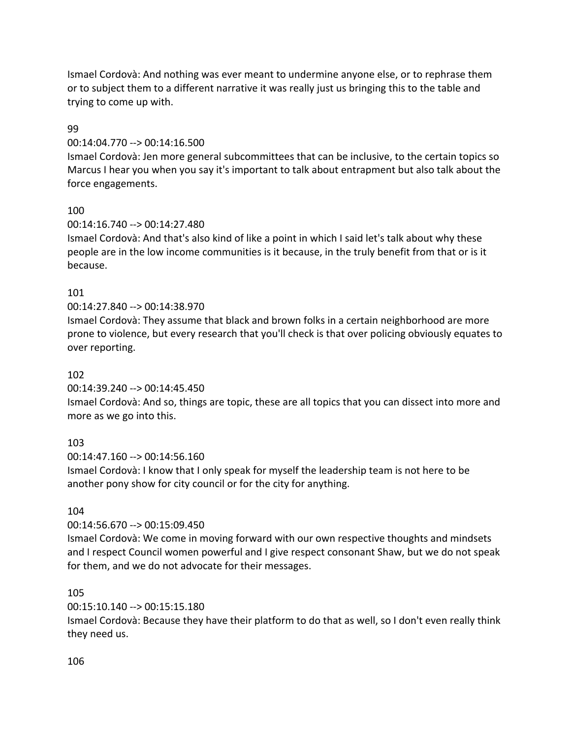Ismael Cordovà: And nothing was ever meant to undermine anyone else, or to rephrase them or to subject them to a different narrative it was really just us bringing this to the table and trying to come up with.

99

00:14:04.770 --> 00:14:16.500

Ismael Cordovà: Jen more general subcommittees that can be inclusive, to the certain topics so Marcus I hear you when you say it's important to talk about entrapment but also talk about the force engagements.

100

00:14:16.740 --> 00:14:27.480

Ismael Cordovà: And that's also kind of like a point in which I said let's talk about why these people are in the low income communities is it because, in the truly benefit from that or is it because.

101

00:14:27.840 --> 00:14:38.970

Ismael Cordovà: They assume that black and brown folks in a certain neighborhood are more prone to violence, but every research that you'll check is that over policing obviously equates to over reporting.

102

00:14:39.240 --> 00:14:45.450

Ismael Cordovà: And so, things are topic, these are all topics that you can dissect into more and more as we go into this.

103

00:14:47.160 --> 00:14:56.160

Ismael Cordovà: I know that I only speak for myself the leadership team is not here to be another pony show for city council or for the city for anything.

104

00:14:56.670 --> 00:15:09.450

Ismael Cordovà: We come in moving forward with our own respective thoughts and mindsets and I respect Council women powerful and I give respect consonant Shaw, but we do not speak for them, and we do not advocate for their messages.

105

00:15:10.140 --> 00:15:15.180

Ismael Cordovà: Because they have their platform to do that as well, so I don't even really think they need us.

106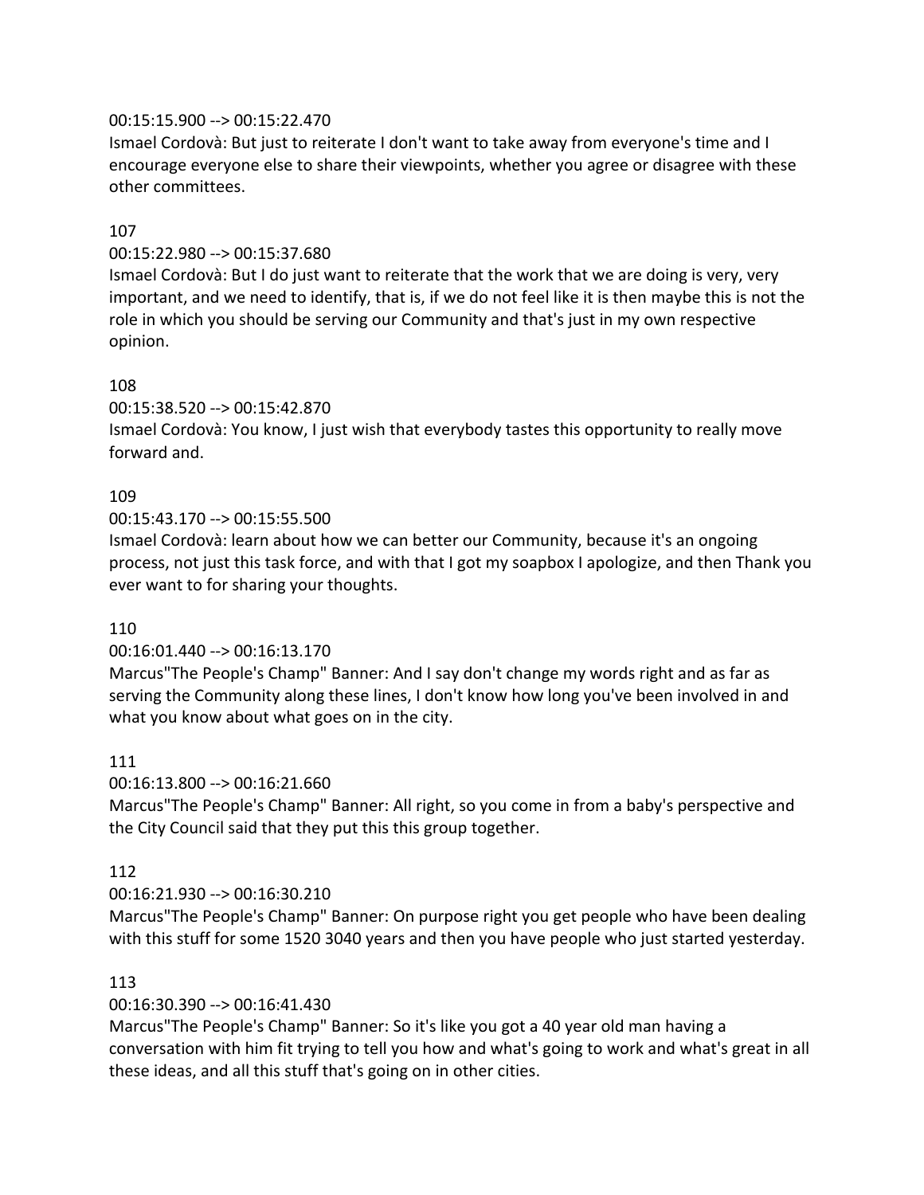00:15:15.900 --> 00:15:22.470
Ismael Cordovà: But just to reiterate I don't want to take away from everyone's time and I encourage everyone else to share their viewpoints, whether you agree or disagree with these other committees.

107
00:15:22.980 --> 00:15:37.680
Ismael Cordovà: But I do just want to reiterate that the work that we are doing is very, very important, and we need to identify, that is, if we do not feel like it is then maybe this is not the role in which you should be serving our Community and that's just in my own respective opinion.

108
00:15:38.520 --> 00:15:42.870
Ismael Cordovà: You know, I just wish that everybody tastes this opportunity to really move forward and.

109
00:15:43.170 --> 00:15:55.500
Ismael Cordovà: learn about how we can better our Community, because it's an ongoing process, not just this task force, and with that I got my soapbox I apologize, and then Thank you ever want to for sharing your thoughts.

110
00:16:01.440 --> 00:16:13.170
Marcus"The People's Champ" Banner: And I say don't change my words right and as far as serving the Community along these lines, I don't know how long you've been involved in and what you know about what goes on in the city.

111
00:16:13.800 --> 00:16:21.660
Marcus"The People's Champ" Banner: All right, so you come in from a baby's perspective and the City Council said that they put this this group together.

112
00:16:21.930 --> 00:16:30.210
Marcus"The People's Champ" Banner: On purpose right you get people who have been dealing with this stuff for some 1520 3040 years and then you have people who just started yesterday.

113
00:16:30.390 --> 00:16:41.430
Marcus"The People's Champ" Banner: So it's like you got a 40 year old man having a conversation with him fit trying to tell you how and what's going to work and what's great in all these ideas, and all this stuff that's going on in other cities.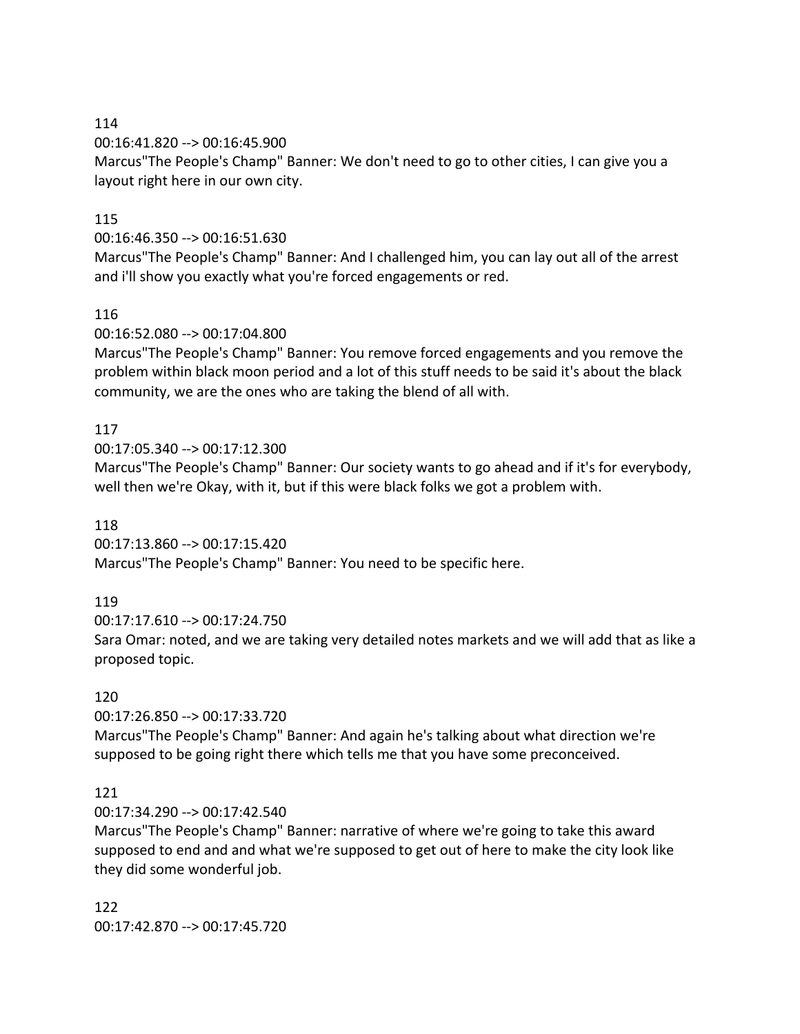114
00:16:41.820 --> 00:16:45.900
Marcus"The People's Champ" Banner: We don't need to go to other cities, I can give you a layout right here in our own city.

115
00:16:46.350 --> 00:16:51.630
Marcus"The People's Champ" Banner: And I challenged him, you can lay out all of the arrest and i'll show you exactly what you're forced engagements or red.

116
00:16:52.080 --> 00:17:04.800
Marcus"The People's Champ" Banner: You remove forced engagements and you remove the problem within black moon period and a lot of this stuff needs to be said it's about the black community, we are the ones who are taking the blend of all with.

117
00:17:05.340 --> 00:17:12.300
Marcus"The People's Champ" Banner: Our society wants to go ahead and if it's for everybody, well then we're Okay, with it, but if this were black folks we got a problem with.

118
00:17:13.860 --> 00:17:15.420
Marcus"The People's Champ" Banner: You need to be specific here.

119
00:17:17.610 --> 00:17:24.750
Sara Omar: noted, and we are taking very detailed notes markets and we will add that as like a proposed topic.

120
00:17:26.850 --> 00:17:33.720
Marcus"The People's Champ" Banner: And again he's talking about what direction we're supposed to be going right there which tells me that you have some preconceived.

121
00:17:34.290 --> 00:17:42.540
Marcus"The People's Champ" Banner: narrative of where we're going to take this award supposed to end and and what we're supposed to get out of here to make the city look like they did some wonderful job.

122
00:17:42.870 --> 00:17:45.720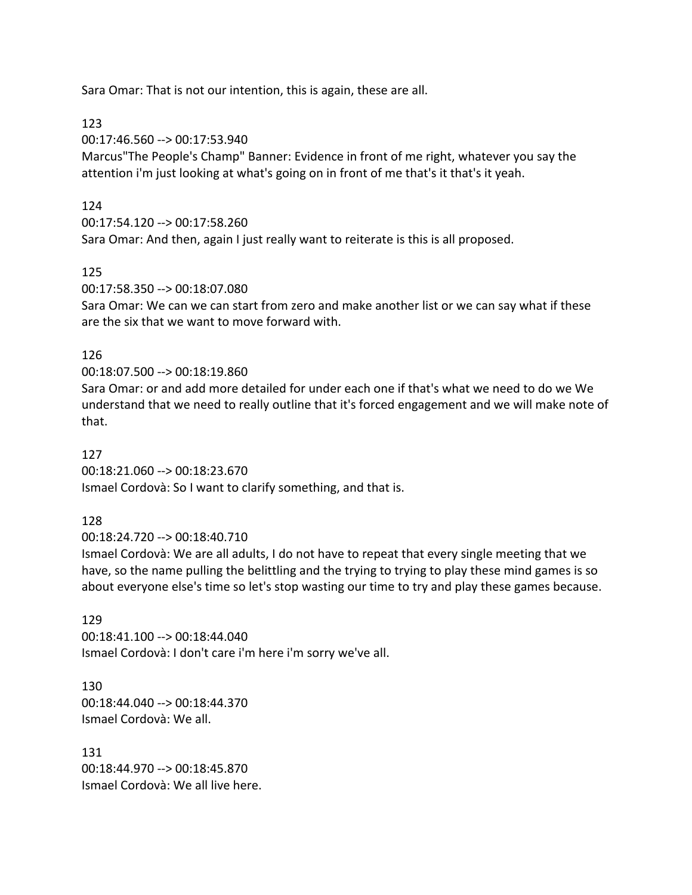Sara Omar: That is not our intention, this is again, these are all.

123
00:17:46.560 --> 00:17:53.940
Marcus"The People's Champ" Banner: Evidence in front of me right, whatever you say the attention i'm just looking at what's going on in front of me that's it that's it yeah.

124
00:17:54.120 --> 00:17:58.260
Sara Omar: And then, again I just really want to reiterate is this is all proposed.

125
00:17:58.350 --> 00:18:07.080
Sara Omar: We can we can start from zero and make another list or we can say what if these are the six that we want to move forward with.

126
00:18:07.500 --> 00:18:19.860
Sara Omar: or and add more detailed for under each one if that's what we need to do we We understand that we need to really outline that it's forced engagement and we will make note of that.

127
00:18:21.060 --> 00:18:23.670
Ismael Cordovà: So I want to clarify something, and that is.

128
00:18:24.720 --> 00:18:40.710
Ismael Cordovà: We are all adults, I do not have to repeat that every single meeting that we have, so the name pulling the belittling and the trying to trying to play these mind games is so about everyone else's time so let's stop wasting our time to try and play these games because.

129
00:18:41.100 --> 00:18:44.040
Ismael Cordovà: I don't care i'm here i'm sorry we've all.

130
00:18:44.040 --> 00:18:44.370
Ismael Cordovà: We all.

131
00:18:44.970 --> 00:18:45.870
Ismael Cordovà: We all live here.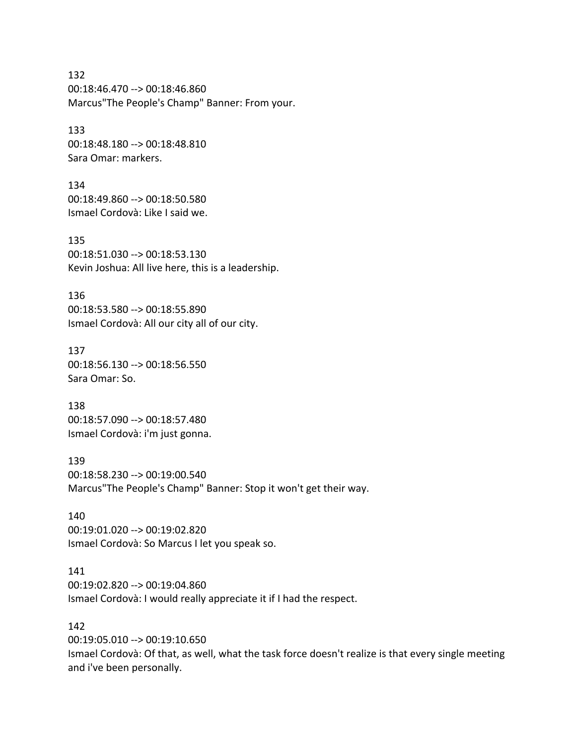132
00:18:46.470 --> 00:18:46.860
Marcus"The People's Champ" Banner: From your.

133
00:18:48.180 --> 00:18:48.810
Sara Omar: markers.

134
00:18:49.860 --> 00:18:50.580
Ismael Cordovà: Like I said we.

135
00:18:51.030 --> 00:18:53.130
Kevin Joshua: All live here, this is a leadership.

136
00:18:53.580 --> 00:18:55.890
Ismael Cordovà: All our city all of our city.

137
00:18:56.130 --> 00:18:56.550
Sara Omar: So.

138
00:18:57.090 --> 00:18:57.480
Ismael Cordovà: i'm just gonna.

139
00:18:58.230 --> 00:19:00.540
Marcus"The People's Champ" Banner: Stop it won't get their way.

140
00:19:01.020 --> 00:19:02.820
Ismael Cordovà: So Marcus I let you speak so.

141
00:19:02.820 --> 00:19:04.860
Ismael Cordovà: I would really appreciate it if I had the respect.

142
00:19:05.010 --> 00:19:10.650
Ismael Cordovà: Of that, as well, what the task force doesn't realize is that every single meeting and i've been personally.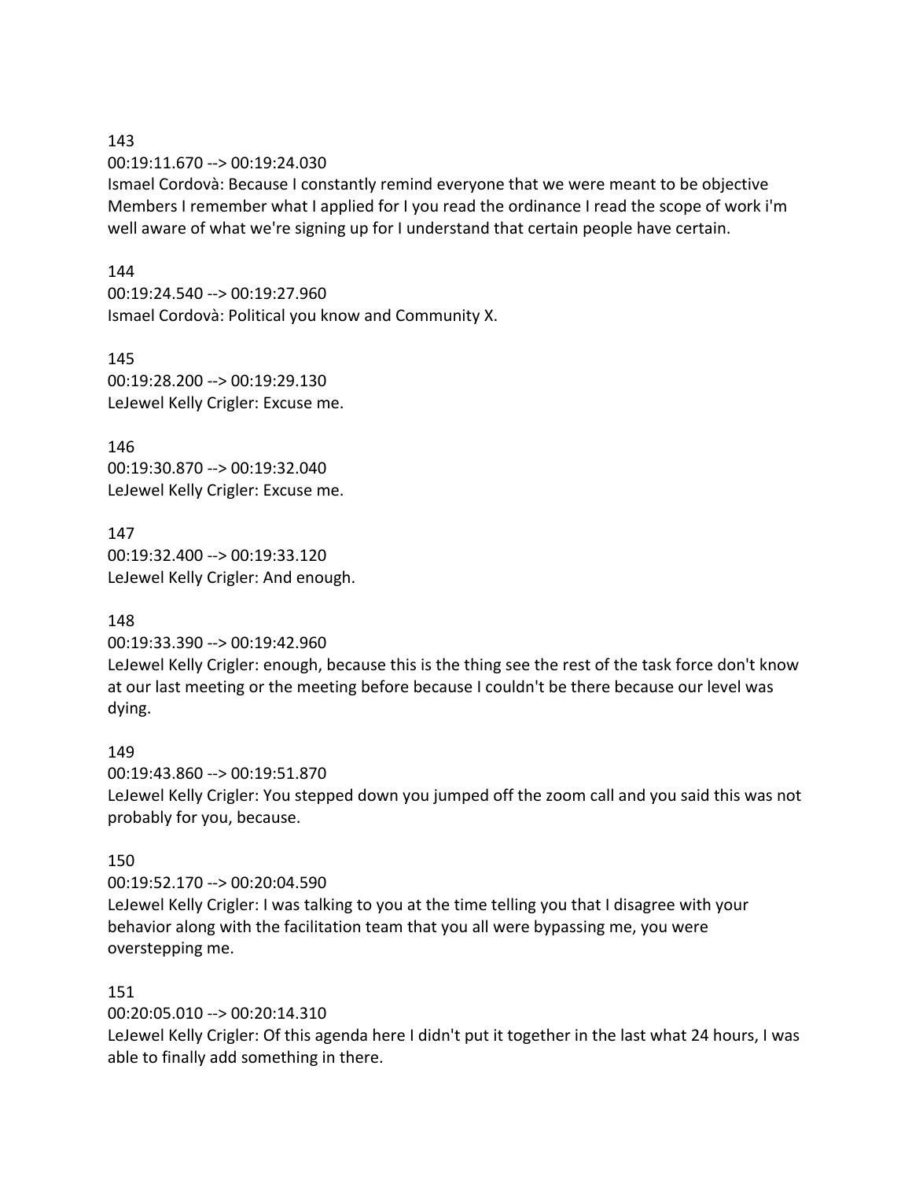143
00:19:11.670 --> 00:19:24.030
Ismael Cordovà: Because I constantly remind everyone that we were meant to be objective Members I remember what I applied for I you read the ordinance I read the scope of work i'm well aware of what we're signing up for I understand that certain people have certain.

144
00:19:24.540 --> 00:19:27.960
Ismael Cordovà: Political you know and Community X.

145
00:19:28.200 --> 00:19:29.130
LeJewel Kelly Crigler: Excuse me.

146
00:19:30.870 --> 00:19:32.040
LeJewel Kelly Crigler: Excuse me.

147
00:19:32.400 --> 00:19:33.120
LeJewel Kelly Crigler: And enough.

148
00:19:33.390 --> 00:19:42.960
LeJewel Kelly Crigler: enough, because this is the thing see the rest of the task force don't know at our last meeting or the meeting before because I couldn't be there because our level was dying.

149
00:19:43.860 --> 00:19:51.870
LeJewel Kelly Crigler: You stepped down you jumped off the zoom call and you said this was not probably for you, because.

150
00:19:52.170 --> 00:20:04.590
LeJewel Kelly Crigler: I was talking to you at the time telling you that I disagree with your behavior along with the facilitation team that you all were bypassing me, you were overstepping me.

151
00:20:05.010 --> 00:20:14.310
LeJewel Kelly Crigler: Of this agenda here I didn't put it together in the last what 24 hours, I was able to finally add something in there.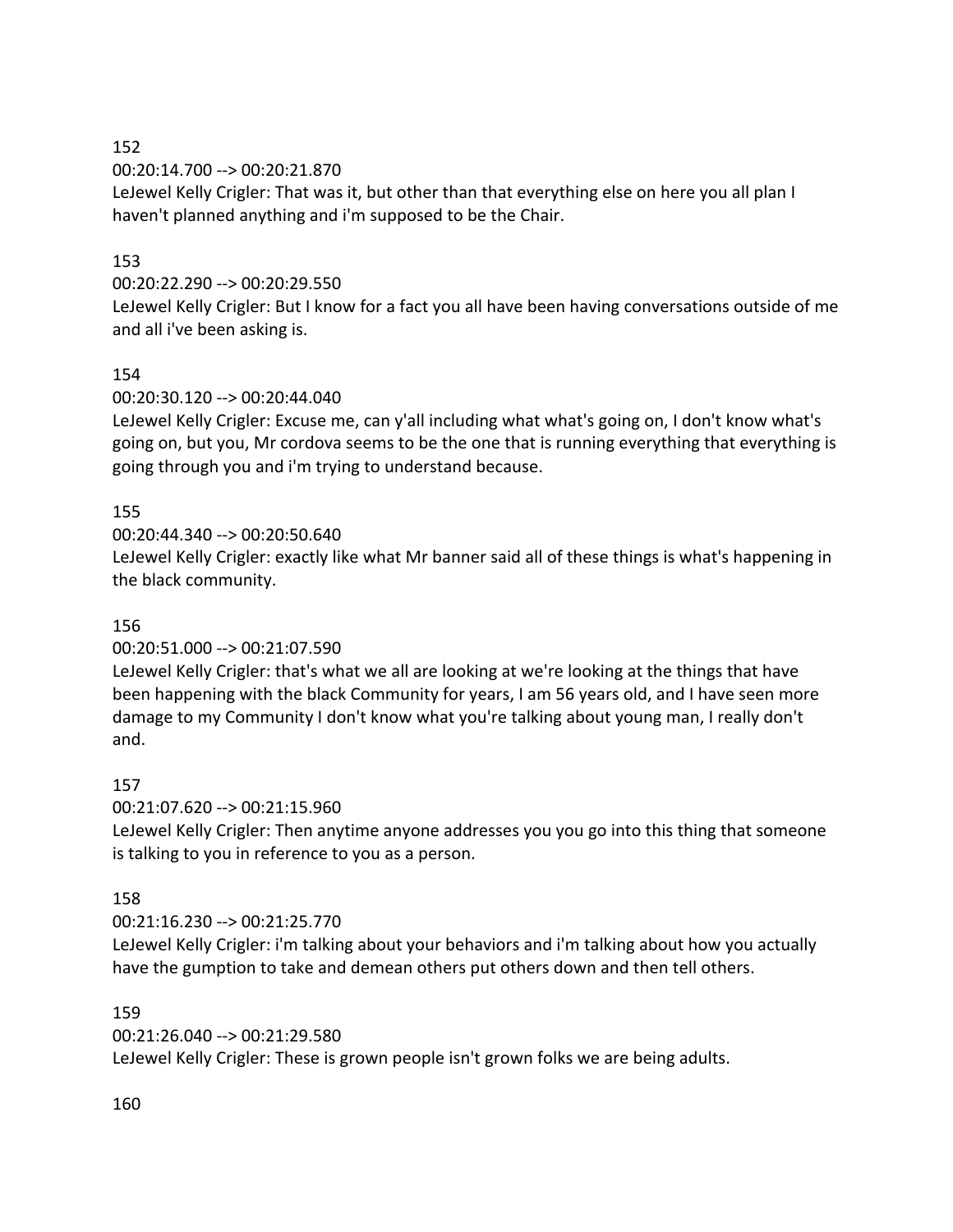152
00:20:14.700 --> 00:20:21.870
LeJewel Kelly Crigler: That was it, but other than that everything else on here you all plan I haven't planned anything and i'm supposed to be the Chair.

153
00:20:22.290 --> 00:20:29.550
LeJewel Kelly Crigler: But I know for a fact you all have been having conversations outside of me and all i've been asking is.

154
00:20:30.120 --> 00:20:44.040
LeJewel Kelly Crigler: Excuse me, can y'all including what what's going on, I don't know what's going on, but you, Mr cordova seems to be the one that is running everything that everything is going through you and i'm trying to understand because.

155
00:20:44.340 --> 00:20:50.640
LeJewel Kelly Crigler: exactly like what Mr banner said all of these things is what's happening in the black community.

156
00:20:51.000 --> 00:21:07.590
LeJewel Kelly Crigler: that's what we all are looking at we're looking at the things that have been happening with the black Community for years, I am 56 years old, and I have seen more damage to my Community I don't know what you're talking about young man, I really don't and.

157
00:21:07.620 --> 00:21:15.960
LeJewel Kelly Crigler: Then anytime anyone addresses you you go into this thing that someone is talking to you in reference to you as a person.

158
00:21:16.230 --> 00:21:25.770
LeJewel Kelly Crigler: i'm talking about your behaviors and i'm talking about how you actually have the gumption to take and demean others put others down and then tell others.

159
00:21:26.040 --> 00:21:29.580
LeJewel Kelly Crigler: These is grown people isn't grown folks we are being adults.

160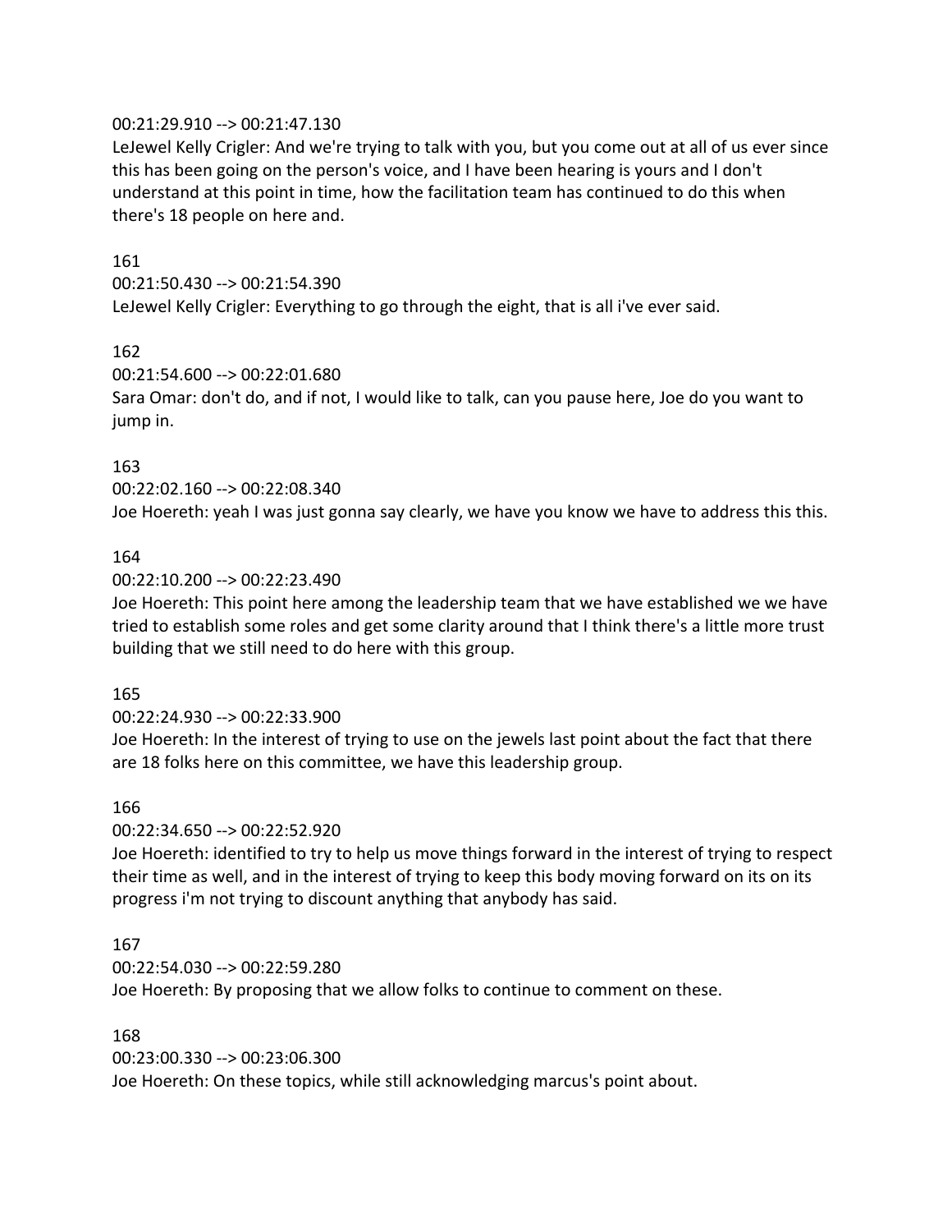00:21:29.910 --> 00:21:47.130
LeJewel Kelly Crigler: And we're trying to talk with you, but you come out at all of us ever since this has been going on the person's voice, and I have been hearing is yours and I don't understand at this point in time, how the facilitation team has continued to do this when there's 18 people on here and.

161
00:21:50.430 --> 00:21:54.390
LeJewel Kelly Crigler: Everything to go through the eight, that is all i've ever said.

162
00:21:54.600 --> 00:22:01.680
Sara Omar: don't do, and if not, I would like to talk, can you pause here, Joe do you want to jump in.

163
00:22:02.160 --> 00:22:08.340
Joe Hoereth: yeah I was just gonna say clearly, we have you know we have to address this this.

164
00:22:10.200 --> 00:22:23.490
Joe Hoereth: This point here among the leadership team that we have established we we have tried to establish some roles and get some clarity around that I think there's a little more trust building that we still need to do here with this group.

165
00:22:24.930 --> 00:22:33.900
Joe Hoereth: In the interest of trying to use on the jewels last point about the fact that there are 18 folks here on this committee, we have this leadership group.

166
00:22:34.650 --> 00:22:52.920
Joe Hoereth: identified to try to help us move things forward in the interest of trying to respect their time as well, and in the interest of trying to keep this body moving forward on its on its progress i'm not trying to discount anything that anybody has said.

167
00:22:54.030 --> 00:22:59.280
Joe Hoereth: By proposing that we allow folks to continue to comment on these.

168
00:23:00.330 --> 00:23:06.300
Joe Hoereth: On these topics, while still acknowledging marcus's point about.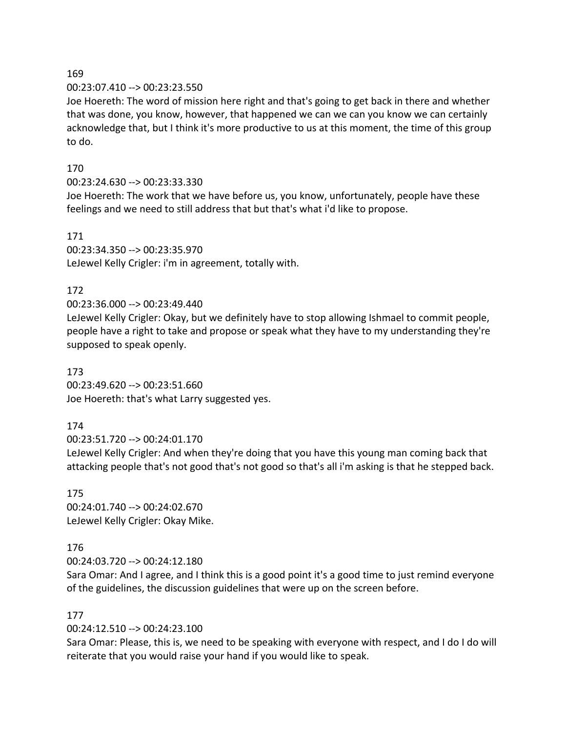169

00:23:07.410 --> 00:23:23.550

Joe Hoereth: The word of mission here right and that's going to get back in there and whether that was done, you know, however, that happened we can we can you know we can certainly acknowledge that, but I think it's more productive to us at this moment, the time of this group to do.

170

00:23:24.630 --> 00:23:33.330

Joe Hoereth: The work that we have before us, you know, unfortunately, people have these feelings and we need to still address that but that's what i'd like to propose.

171

00:23:34.350 --> 00:23:35.970

LeJewel Kelly Crigler: i'm in agreement, totally with.

172

00:23:36.000 --> 00:23:49.440

LeJewel Kelly Crigler: Okay, but we definitely have to stop allowing Ishmael to commit people, people have a right to take and propose or speak what they have to my understanding they're supposed to speak openly.

173

00:23:49.620 --> 00:23:51.660

Joe Hoereth: that's what Larry suggested yes.

174

00:23:51.720 --> 00:24:01.170

LeJewel Kelly Crigler: And when they're doing that you have this young man coming back that attacking people that's not good that's not good so that's all i'm asking is that he stepped back.

175

00:24:01.740 --> 00:24:02.670

LeJewel Kelly Crigler: Okay Mike.

176

00:24:03.720 --> 00:24:12.180

Sara Omar: And I agree, and I think this is a good point it's a good time to just remind everyone of the guidelines, the discussion guidelines that were up on the screen before.

177

00:24:12.510 --> 00:24:23.100

Sara Omar: Please, this is, we need to be speaking with everyone with respect, and I do I do will reiterate that you would raise your hand if you would like to speak.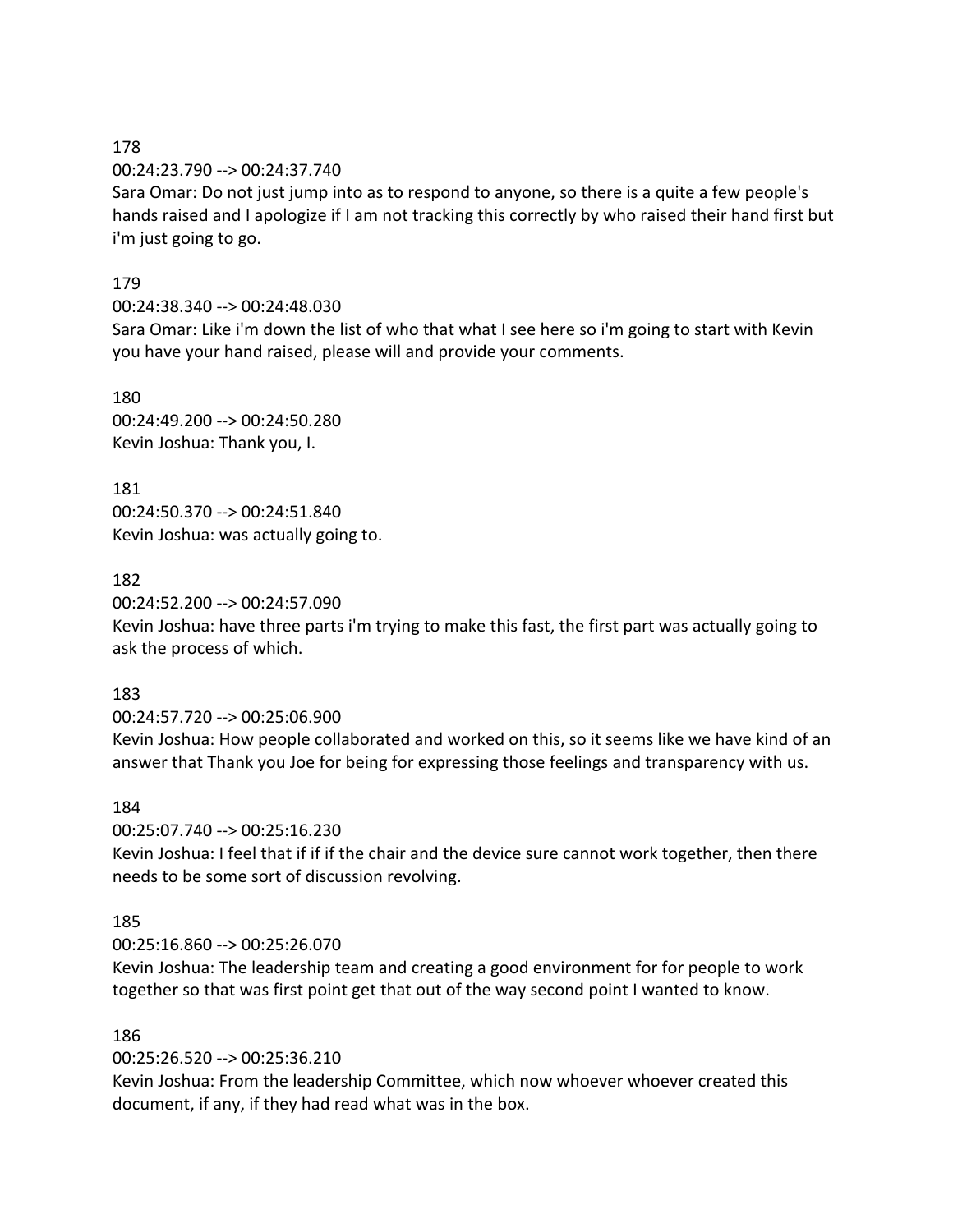178

00:24:23.790 --> 00:24:37.740

Sara Omar: Do not just jump into as to respond to anyone, so there is a quite a few people's hands raised and I apologize if I am not tracking this correctly by who raised their hand first but i'm just going to go.

179

00:24:38.340 --> 00:24:48.030

Sara Omar: Like i'm down the list of who that what I see here so i'm going to start with Kevin you have your hand raised, please will and provide your comments.

180

00:24:49.200 --> 00:24:50.280

Kevin Joshua: Thank you, I.

181

00:24:50.370 --> 00:24:51.840

Kevin Joshua: was actually going to.

182

00:24:52.200 --> 00:24:57.090

Kevin Joshua: have three parts i'm trying to make this fast, the first part was actually going to ask the process of which.

183

00:24:57.720 --> 00:25:06.900

Kevin Joshua: How people collaborated and worked on this, so it seems like we have kind of an answer that Thank you Joe for being for expressing those feelings and transparency with us.

184

00:25:07.740 --> 00:25:16.230

Kevin Joshua: I feel that if if if the chair and the device sure cannot work together, then there needs to be some sort of discussion revolving.

185

00:25:16.860 --> 00:25:26.070

Kevin Joshua: The leadership team and creating a good environment for for people to work together so that was first point get that out of the way second point I wanted to know.

186

00:25:26.520 --> 00:25:36.210

Kevin Joshua: From the leadership Committee, which now whoever whoever created this document, if any, if they had read what was in the box.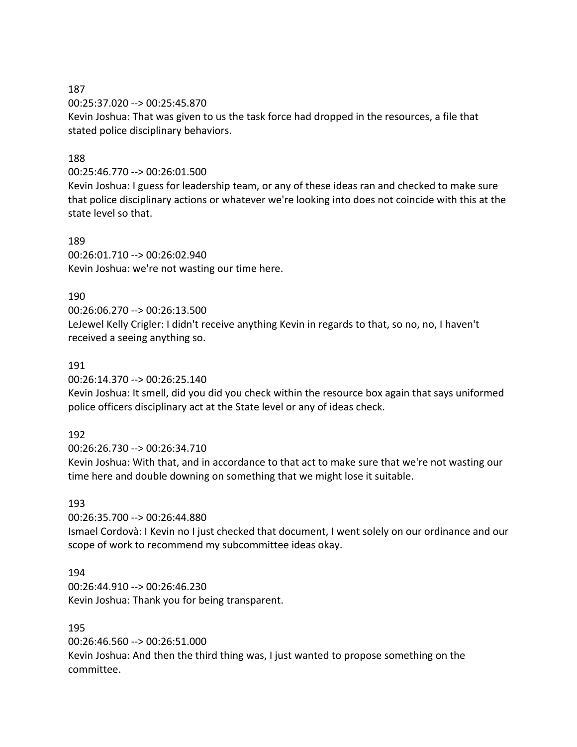187
00:25:37.020 --> 00:25:45.870
Kevin Joshua: That was given to us the task force had dropped in the resources, a file that stated police disciplinary behaviors.

188
00:25:46.770 --> 00:26:01.500
Kevin Joshua: I guess for leadership team, or any of these ideas ran and checked to make sure that police disciplinary actions or whatever we're looking into does not coincide with this at the state level so that.

189
00:26:01.710 --> 00:26:02.940
Kevin Joshua: we're not wasting our time here.

190
00:26:06.270 --> 00:26:13.500
LeJewel Kelly Crigler: I didn't receive anything Kevin in regards to that, so no, no, I haven't received a seeing anything so.

191
00:26:14.370 --> 00:26:25.140
Kevin Joshua: It smell, did you did you check within the resource box again that says uniformed police officers disciplinary act at the State level or any of ideas check.

192
00:26:26.730 --> 00:26:34.710
Kevin Joshua: With that, and in accordance to that act to make sure that we're not wasting our time here and double downing on something that we might lose it suitable.

193
00:26:35.700 --> 00:26:44.880
Ismael Cordovà: I Kevin no I just checked that document, I went solely on our ordinance and our scope of work to recommend my subcommittee ideas okay.

194
00:26:44.910 --> 00:26:46.230
Kevin Joshua: Thank you for being transparent.

195
00:26:46.560 --> 00:26:51.000
Kevin Joshua: And then the third thing was, I just wanted to propose something on the committee.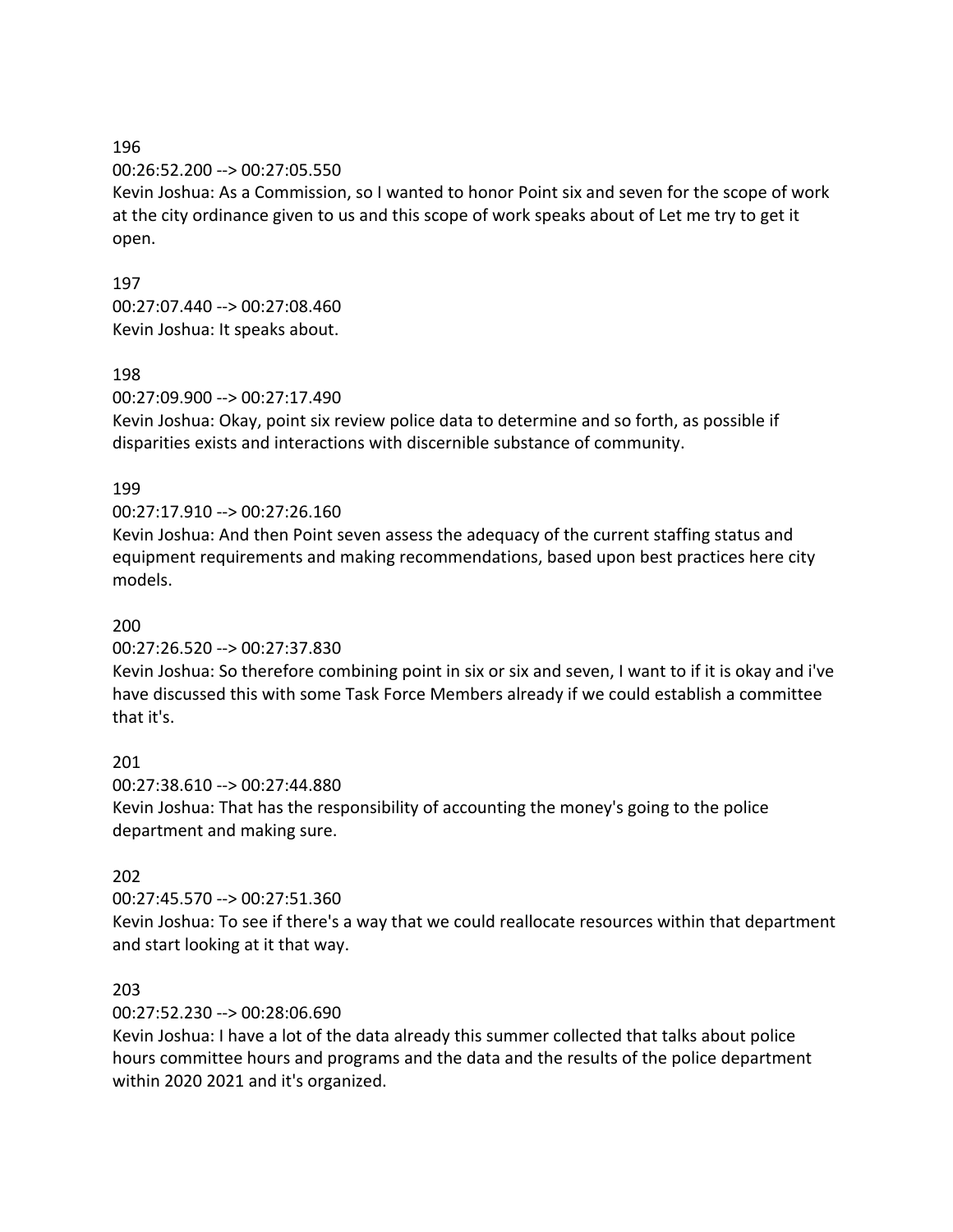196
00:26:52.200 --> 00:27:05.550
Kevin Joshua: As a Commission, so I wanted to honor Point six and seven for the scope of work at the city ordinance given to us and this scope of work speaks about of Let me try to get it open.

197
00:27:07.440 --> 00:27:08.460
Kevin Joshua: It speaks about.

198
00:27:09.900 --> 00:27:17.490
Kevin Joshua: Okay, point six review police data to determine and so forth, as possible if disparities exists and interactions with discernible substance of community.

199
00:27:17.910 --> 00:27:26.160
Kevin Joshua: And then Point seven assess the adequacy of the current staffing status and equipment requirements and making recommendations, based upon best practices here city models.

200
00:27:26.520 --> 00:27:37.830
Kevin Joshua: So therefore combining point in six or six and seven, I want to if it is okay and i've have discussed this with some Task Force Members already if we could establish a committee that it's.

201
00:27:38.610 --> 00:27:44.880
Kevin Joshua: That has the responsibility of accounting the money's going to the police department and making sure.

202
00:27:45.570 --> 00:27:51.360
Kevin Joshua: To see if there's a way that we could reallocate resources within that department and start looking at it that way.

203
00:27:52.230 --> 00:28:06.690
Kevin Joshua: I have a lot of the data already this summer collected that talks about police hours committee hours and programs and the data and the results of the police department within 2020 2021 and it's organized.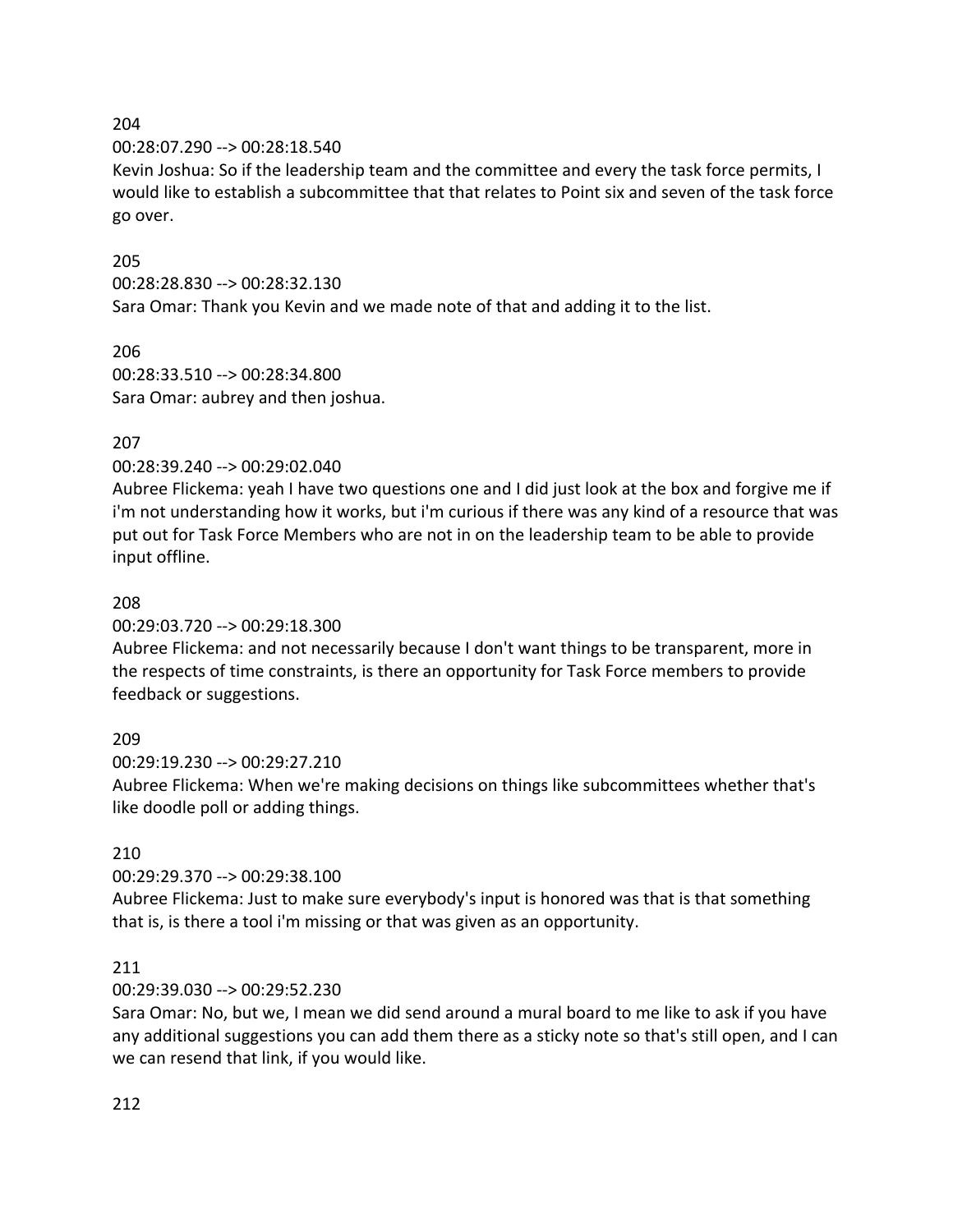204

00:28:07.290 --> 00:28:18.540

Kevin Joshua: So if the leadership team and the committee and every the task force permits, I would like to establish a subcommittee that that relates to Point six and seven of the task force go over.

205

00:28:28.830 --> 00:28:32.130

Sara Omar: Thank you Kevin and we made note of that and adding it to the list.

206

00:28:33.510 --> 00:28:34.800

Sara Omar: aubrey and then joshua.

207

00:28:39.240 --> 00:29:02.040

Aubree Flickema: yeah I have two questions one and I did just look at the box and forgive me if i'm not understanding how it works, but i'm curious if there was any kind of a resource that was put out for Task Force Members who are not in on the leadership team to be able to provide input offline.

208

00:29:03.720 --> 00:29:18.300

Aubree Flickema: and not necessarily because I don't want things to be transparent, more in the respects of time constraints, is there an opportunity for Task Force members to provide feedback or suggestions.

209

00:29:19.230 --> 00:29:27.210

Aubree Flickema: When we're making decisions on things like subcommittees whether that's like doodle poll or adding things.

210

00:29:29.370 --> 00:29:38.100

Aubree Flickema: Just to make sure everybody's input is honored was that is that something that is, is there a tool i'm missing or that was given as an opportunity.

211

00:29:39.030 --> 00:29:52.230

Sara Omar: No, but we, I mean we did send around a mural board to me like to ask if you have any additional suggestions you can add them there as a sticky note so that's still open, and I can we can resend that link, if you would like.

212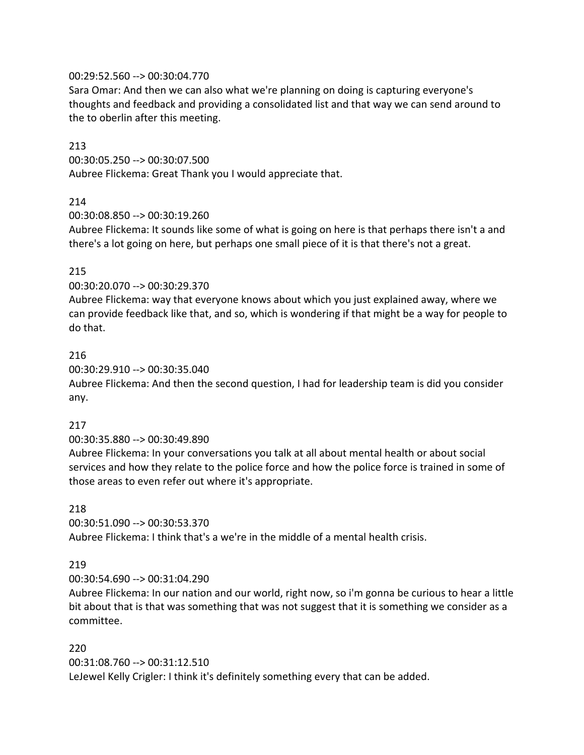00:29:52.560 --> 00:30:04.770
Sara Omar: And then we can also what we're planning on doing is capturing everyone's thoughts and feedback and providing a consolidated list and that way we can send around to the to oberlin after this meeting.

213
00:30:05.250 --> 00:30:07.500
Aubree Flickema: Great Thank you I would appreciate that.

214
00:30:08.850 --> 00:30:19.260
Aubree Flickema: It sounds like some of what is going on here is that perhaps there isn't a and there's a lot going on here, but perhaps one small piece of it is that there's not a great.

215
00:30:20.070 --> 00:30:29.370
Aubree Flickema: way that everyone knows about which you just explained away, where we can provide feedback like that, and so, which is wondering if that might be a way for people to do that.

216
00:30:29.910 --> 00:30:35.040
Aubree Flickema: And then the second question, I had for leadership team is did you consider any.

217
00:30:35.880 --> 00:30:49.890
Aubree Flickema: In your conversations you talk at all about mental health or about social services and how they relate to the police force and how the police force is trained in some of those areas to even refer out where it's appropriate.

218
00:30:51.090 --> 00:30:53.370
Aubree Flickema: I think that's a we're in the middle of a mental health crisis.

219
00:30:54.690 --> 00:31:04.290
Aubree Flickema: In our nation and our world, right now, so i'm gonna be curious to hear a little bit about that is that was something that was not suggest that it is something we consider as a committee.

220
00:31:08.760 --> 00:31:12.510
LeJewel Kelly Crigler: I think it's definitely something every that can be added.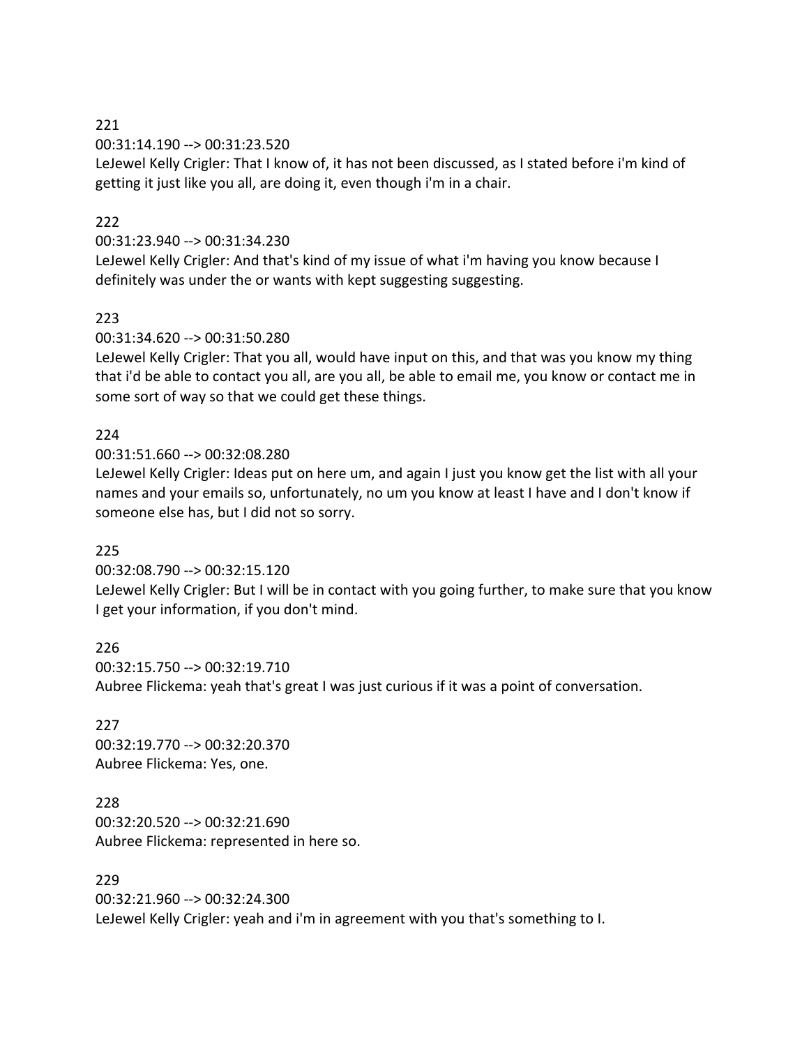221
00:31:14.190 --> 00:31:23.520
LeJewel Kelly Crigler: That I know of, it has not been discussed, as I stated before i'm kind of getting it just like you all, are doing it, even though i'm in a chair.

222
00:31:23.940 --> 00:31:34.230
LeJewel Kelly Crigler: And that's kind of my issue of what i'm having you know because I definitely was under the or wants with kept suggesting suggesting.

223
00:31:34.620 --> 00:31:50.280
LeJewel Kelly Crigler: That you all, would have input on this, and that was you know my thing that i'd be able to contact you all, are you all, be able to email me, you know or contact me in some sort of way so that we could get these things.

224
00:31:51.660 --> 00:32:08.280
LeJewel Kelly Crigler: Ideas put on here um, and again I just you know get the list with all your names and your emails so, unfortunately, no um you know at least I have and I don't know if someone else has, but I did not so sorry.

225
00:32:08.790 --> 00:32:15.120
LeJewel Kelly Crigler: But I will be in contact with you going further, to make sure that you know I get your information, if you don't mind.

226
00:32:15.750 --> 00:32:19.710
Aubree Flickema: yeah that's great I was just curious if it was a point of conversation.

227
00:32:19.770 --> 00:32:20.370
Aubree Flickema: Yes, one.

228
00:32:20.520 --> 00:32:21.690
Aubree Flickema: represented in here so.

229
00:32:21.960 --> 00:32:24.300
LeJewel Kelly Crigler: yeah and i'm in agreement with you that's something to I.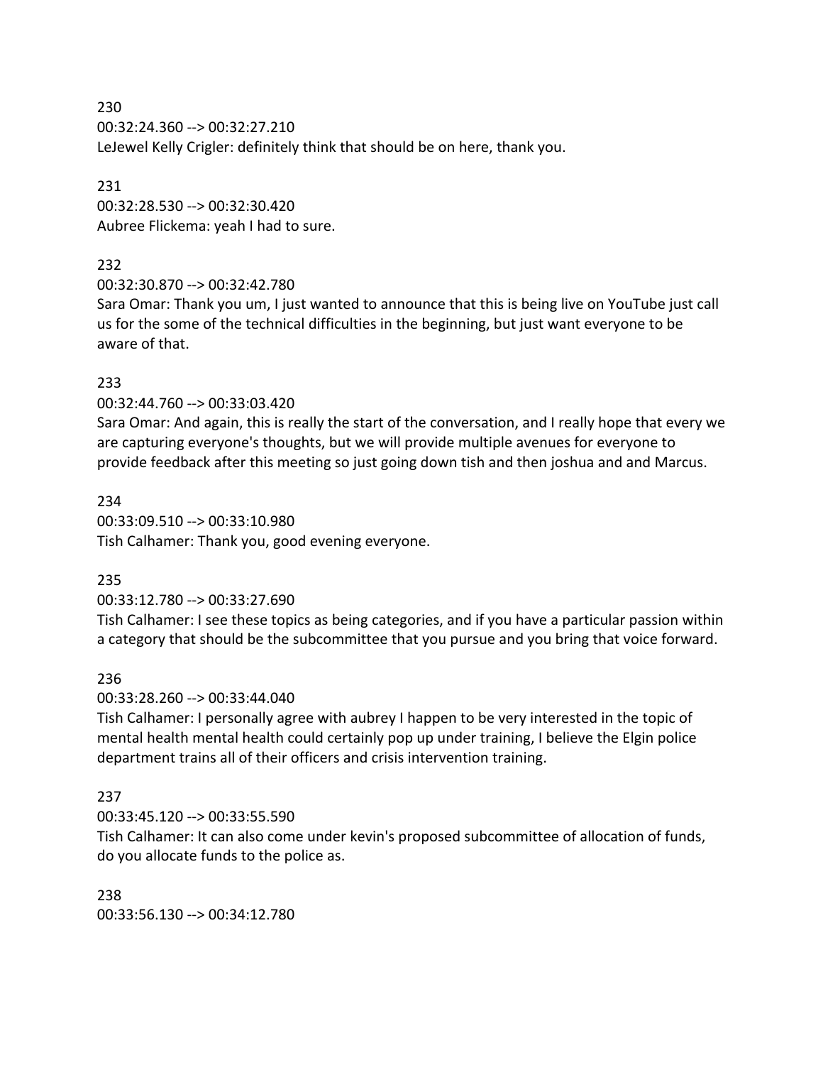230
00:32:24.360 --> 00:32:27.210
LeJewel Kelly Crigler: definitely think that should be on here, thank you.

231
00:32:28.530 --> 00:32:30.420
Aubree Flickema: yeah I had to sure.

232
00:32:30.870 --> 00:32:42.780
Sara Omar: Thank you um, I just wanted to announce that this is being live on YouTube just call us for the some of the technical difficulties in the beginning, but just want everyone to be aware of that.

233
00:32:44.760 --> 00:33:03.420
Sara Omar: And again, this is really the start of the conversation, and I really hope that every we are capturing everyone's thoughts, but we will provide multiple avenues for everyone to provide feedback after this meeting so just going down tish and then joshua and and Marcus.

234
00:33:09.510 --> 00:33:10.980
Tish Calhamer: Thank you, good evening everyone.

235
00:33:12.780 --> 00:33:27.690
Tish Calhamer: I see these topics as being categories, and if you have a particular passion within a category that should be the subcommittee that you pursue and you bring that voice forward.

236
00:33:28.260 --> 00:33:44.040
Tish Calhamer: I personally agree with aubrey I happen to be very interested in the topic of mental health mental health could certainly pop up under training, I believe the Elgin police department trains all of their officers and crisis intervention training.

237
00:33:45.120 --> 00:33:55.590
Tish Calhamer: It can also come under kevin's proposed subcommittee of allocation of funds, do you allocate funds to the police as.

238
00:33:56.130 --> 00:34:12.780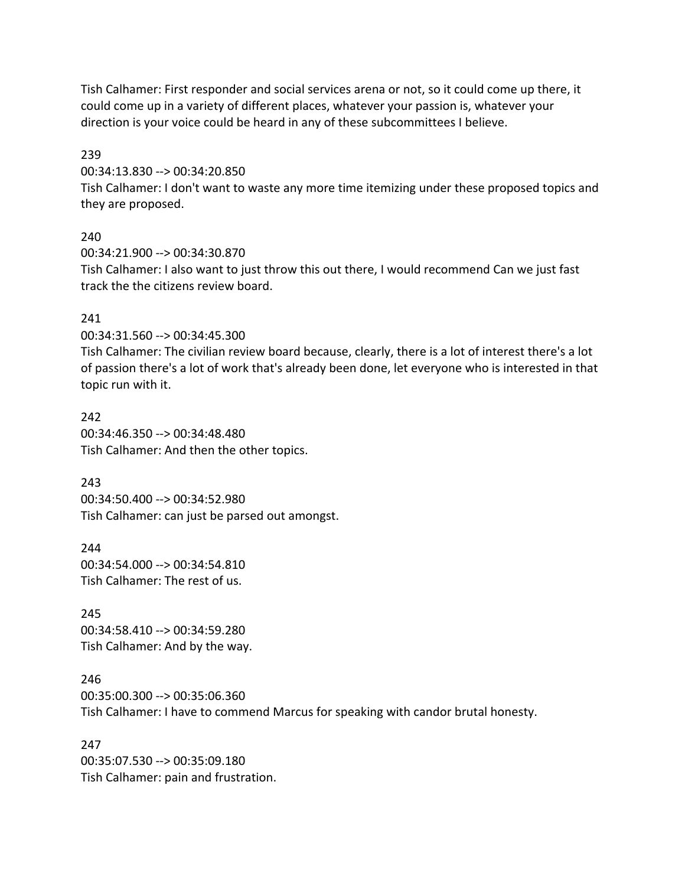Tish Calhamer: First responder and social services arena or not, so it could come up there, it could come up in a variety of different places, whatever your passion is, whatever your direction is your voice could be heard in any of these subcommittees I believe.

239

00:34:13.830 --> 00:34:20.850

Tish Calhamer: I don't want to waste any more time itemizing under these proposed topics and they are proposed.

240

00:34:21.900 --> 00:34:30.870

Tish Calhamer: I also want to just throw this out there, I would recommend Can we just fast track the the citizens review board.

241

00:34:31.560 --> 00:34:45.300

Tish Calhamer: The civilian review board because, clearly, there is a lot of interest there's a lot of passion there's a lot of work that's already been done, let everyone who is interested in that topic run with it.

242

00:34:46.350 --> 00:34:48.480

Tish Calhamer: And then the other topics.

243

00:34:50.400 --> 00:34:52.980

Tish Calhamer: can just be parsed out amongst.

244

00:34:54.000 --> 00:34:54.810

Tish Calhamer: The rest of us.

245

00:34:58.410 --> 00:34:59.280

Tish Calhamer: And by the way.

246

00:35:00.300 --> 00:35:06.360

Tish Calhamer: I have to commend Marcus for speaking with candor brutal honesty.

247

00:35:07.530 --> 00:35:09.180

Tish Calhamer: pain and frustration.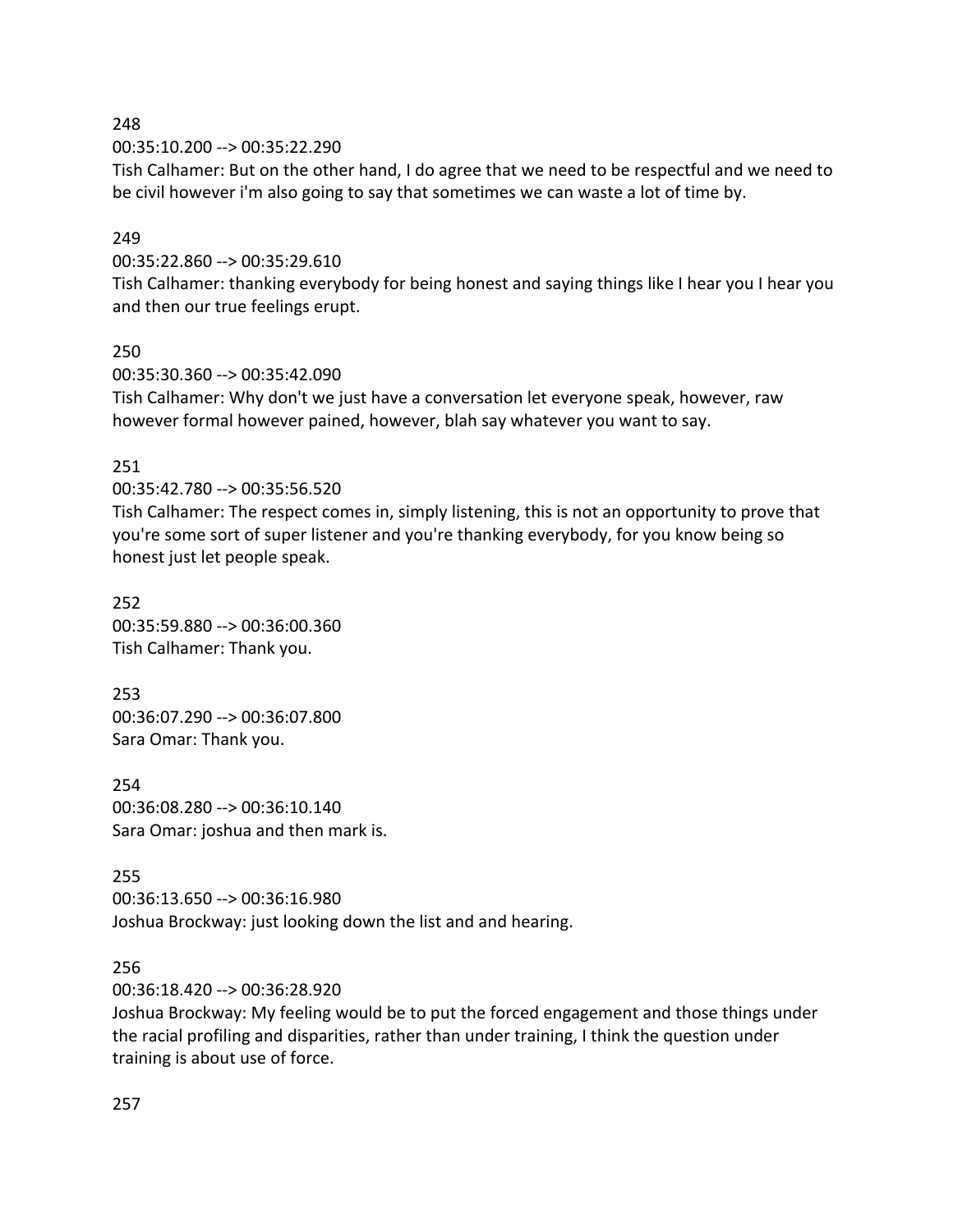248

00:35:10.200 --> 00:35:22.290

Tish Calhamer: But on the other hand, I do agree that we need to be respectful and we need to be civil however i'm also going to say that sometimes we can waste a lot of time by.

249

00:35:22.860 --> 00:35:29.610

Tish Calhamer: thanking everybody for being honest and saying things like I hear you I hear you and then our true feelings erupt.

250

00:35:30.360 --> 00:35:42.090

Tish Calhamer: Why don't we just have a conversation let everyone speak, however, raw however formal however pained, however, blah say whatever you want to say.

251

00:35:42.780 --> 00:35:56.520

Tish Calhamer: The respect comes in, simply listening, this is not an opportunity to prove that you're some sort of super listener and you're thanking everybody, for you know being so honest just let people speak.

252

00:35:59.880 --> 00:36:00.360

Tish Calhamer: Thank you.

253

00:36:07.290 --> 00:36:07.800

Sara Omar: Thank you.

254

00:36:08.280 --> 00:36:10.140

Sara Omar: joshua and then mark is.

255

00:36:13.650 --> 00:36:16.980

Joshua Brockway: just looking down the list and and hearing.

256

00:36:18.420 --> 00:36:28.920

Joshua Brockway: My feeling would be to put the forced engagement and those things under the racial profiling and disparities, rather than under training, I think the question under training is about use of force.

257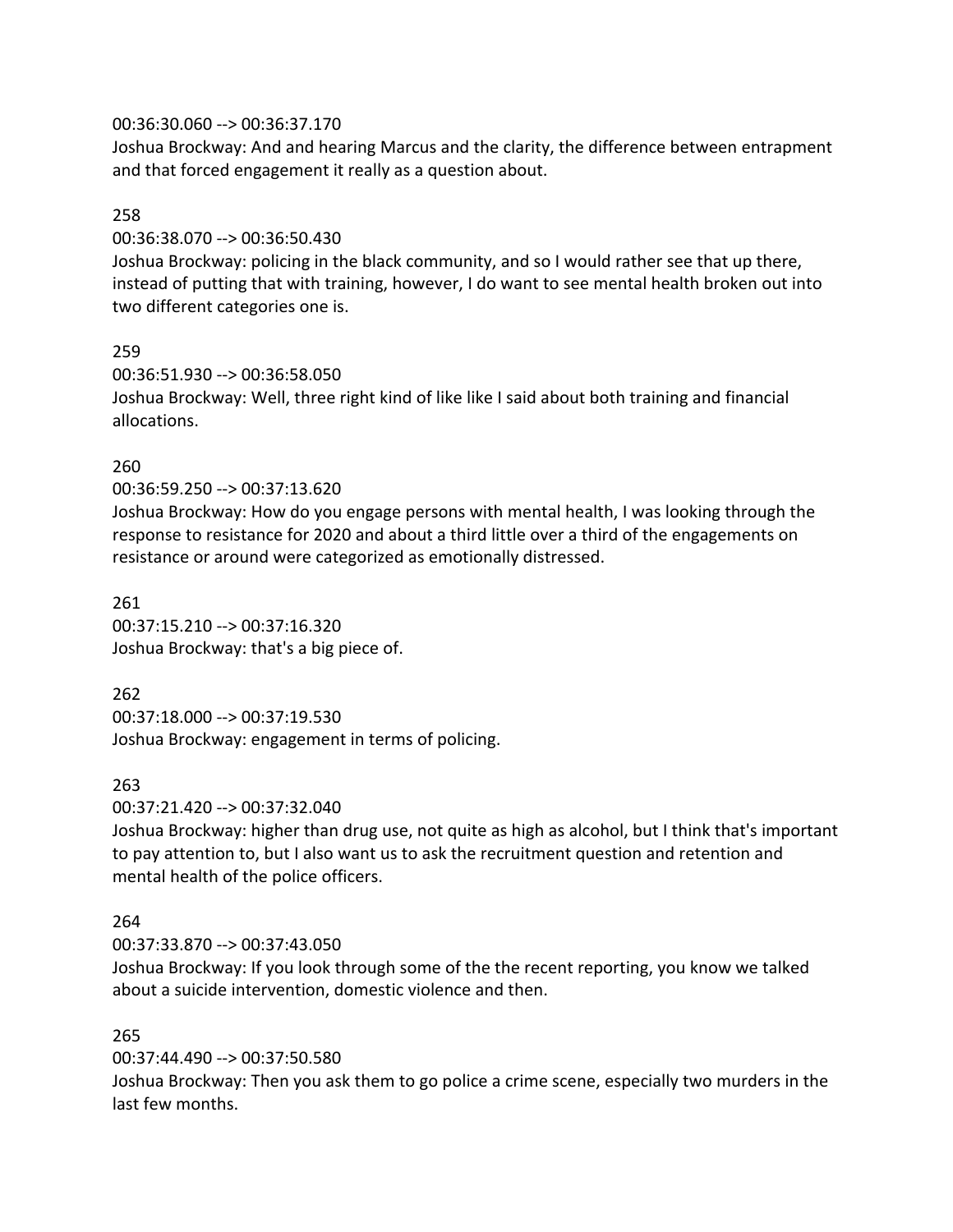00:36:30.060 --> 00:36:37.170
Joshua Brockway: And and hearing Marcus and the clarity, the difference between entrapment and that forced engagement it really as a question about.

258
00:36:38.070 --> 00:36:50.430
Joshua Brockway: policing in the black community, and so I would rather see that up there, instead of putting that with training, however, I do want to see mental health broken out into two different categories one is.

259
00:36:51.930 --> 00:36:58.050
Joshua Brockway: Well, three right kind of like like I said about both training and financial allocations.

260
00:36:59.250 --> 00:37:13.620
Joshua Brockway: How do you engage persons with mental health, I was looking through the response to resistance for 2020 and about a third little over a third of the engagements on resistance or around were categorized as emotionally distressed.

261
00:37:15.210 --> 00:37:16.320
Joshua Brockway: that's a big piece of.

262
00:37:18.000 --> 00:37:19.530
Joshua Brockway: engagement in terms of policing.

263
00:37:21.420 --> 00:37:32.040
Joshua Brockway: higher than drug use, not quite as high as alcohol, but I think that's important to pay attention to, but I also want us to ask the recruitment question and retention and mental health of the police officers.

264
00:37:33.870 --> 00:37:43.050
Joshua Brockway: If you look through some of the the recent reporting, you know we talked about a suicide intervention, domestic violence and then.

265
00:37:44.490 --> 00:37:50.580
Joshua Brockway: Then you ask them to go police a crime scene, especially two murders in the last few months.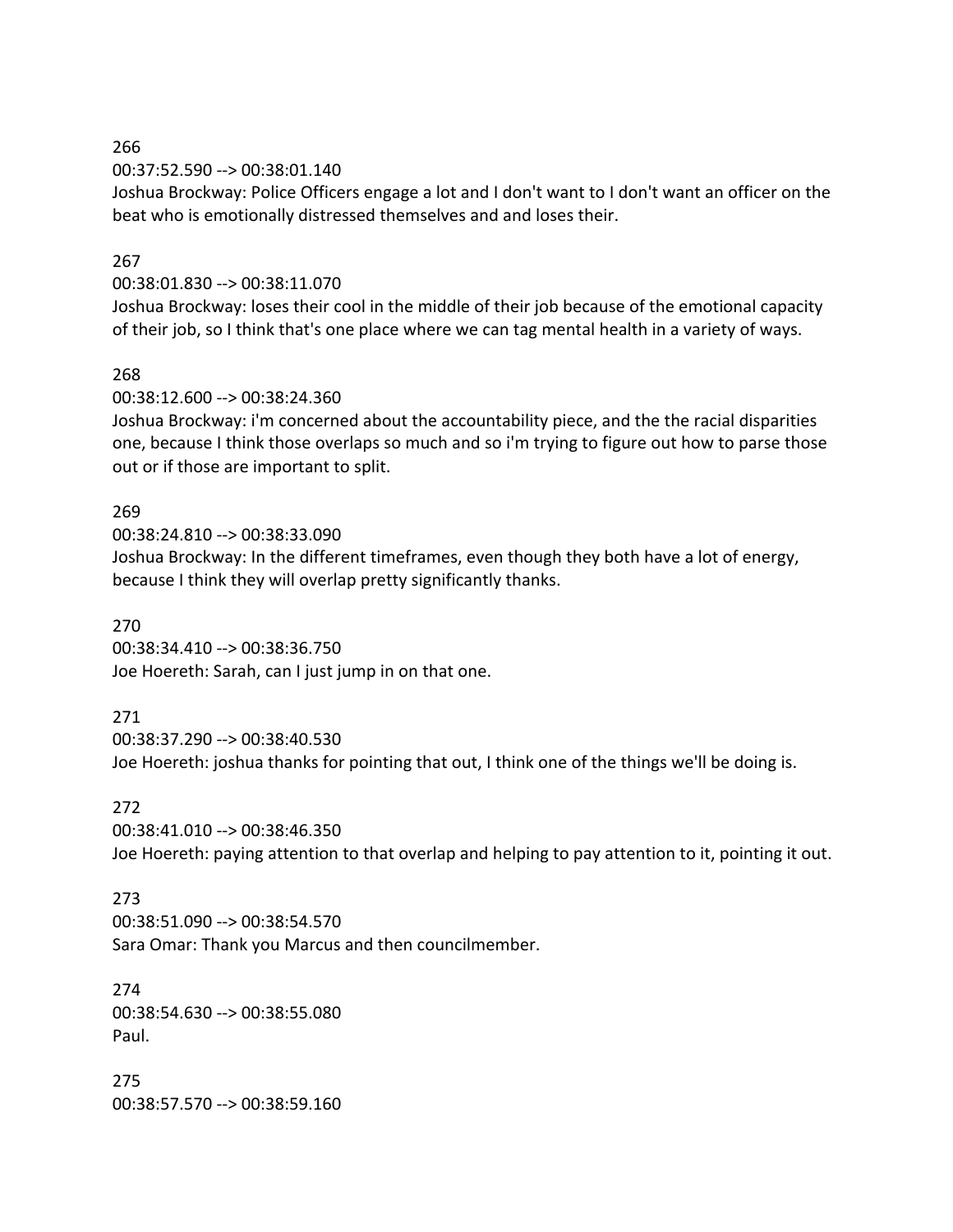266
00:37:52.590 --> 00:38:01.140
Joshua Brockway: Police Officers engage a lot and I don't want to I don't want an officer on the beat who is emotionally distressed themselves and and loses their.

267
00:38:01.830 --> 00:38:11.070
Joshua Brockway: loses their cool in the middle of their job because of the emotional capacity of their job, so I think that's one place where we can tag mental health in a variety of ways.

268
00:38:12.600 --> 00:38:24.360
Joshua Brockway: i'm concerned about the accountability piece, and the the racial disparities one, because I think those overlaps so much and so i'm trying to figure out how to parse those out or if those are important to split.

269
00:38:24.810 --> 00:38:33.090
Joshua Brockway: In the different timeframes, even though they both have a lot of energy, because I think they will overlap pretty significantly thanks.

270
00:38:34.410 --> 00:38:36.750
Joe Hoereth: Sarah, can I just jump in on that one.

271
00:38:37.290 --> 00:38:40.530
Joe Hoereth: joshua thanks for pointing that out, I think one of the things we'll be doing is.

272
00:38:41.010 --> 00:38:46.350
Joe Hoereth: paying attention to that overlap and helping to pay attention to it, pointing it out.

273
00:38:51.090 --> 00:38:54.570
Sara Omar: Thank you Marcus and then councilmember.

274
00:38:54.630 --> 00:38:55.080
Paul.

275
00:38:57.570 --> 00:38:59.160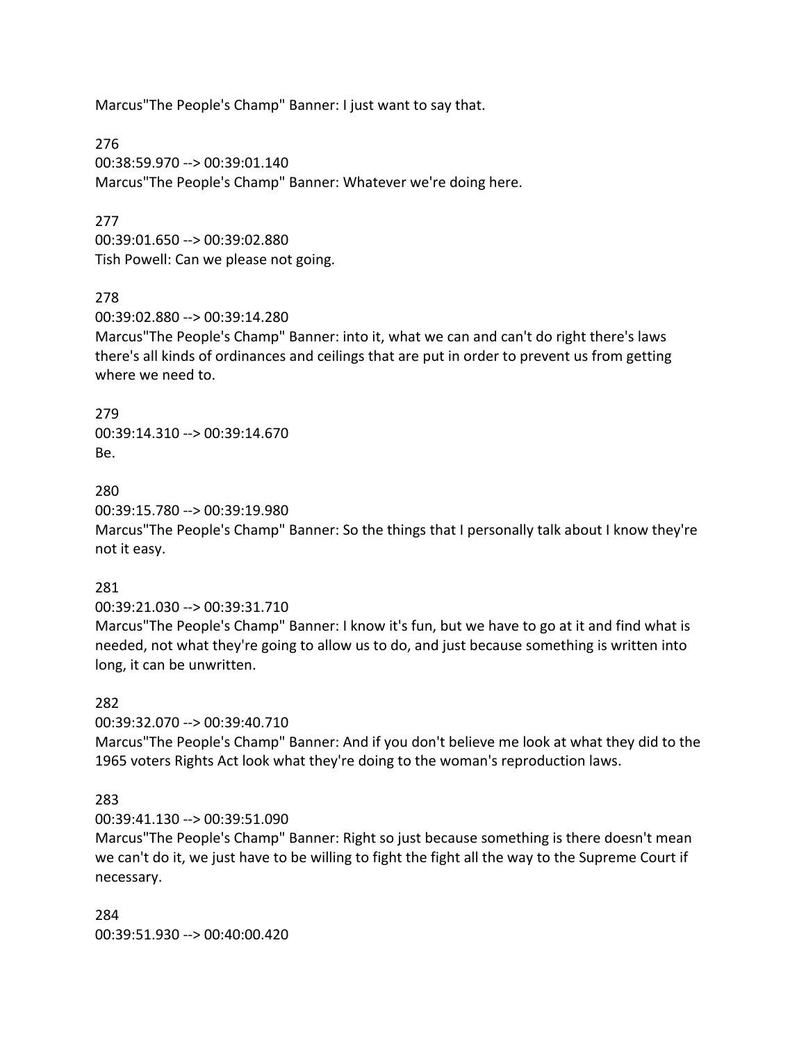Marcus"The People's Champ" Banner: I just want to say that.

276
00:38:59.970 --> 00:39:01.140
Marcus"The People's Champ" Banner: Whatever we're doing here.

277
00:39:01.650 --> 00:39:02.880
Tish Powell: Can we please not going.

278
00:39:02.880 --> 00:39:14.280
Marcus"The People's Champ" Banner: into it, what we can and can't do right there's laws there's all kinds of ordinances and ceilings that are put in order to prevent us from getting where we need to.

279
00:39:14.310 --> 00:39:14.670
Be.

280
00:39:15.780 --> 00:39:19.980
Marcus"The People's Champ" Banner: So the things that I personally talk about I know they're not it easy.

281
00:39:21.030 --> 00:39:31.710
Marcus"The People's Champ" Banner: I know it's fun, but we have to go at it and find what is needed, not what they're going to allow us to do, and just because something is written into long, it can be unwritten.

282
00:39:32.070 --> 00:39:40.710
Marcus"The People's Champ" Banner: And if you don't believe me look at what they did to the 1965 voters Rights Act look what they're doing to the woman's reproduction laws.

283
00:39:41.130 --> 00:39:51.090
Marcus"The People's Champ" Banner: Right so just because something is there doesn't mean we can't do it, we just have to be willing to fight the fight all the way to the Supreme Court if necessary.

284
00:39:51.930 --> 00:40:00.420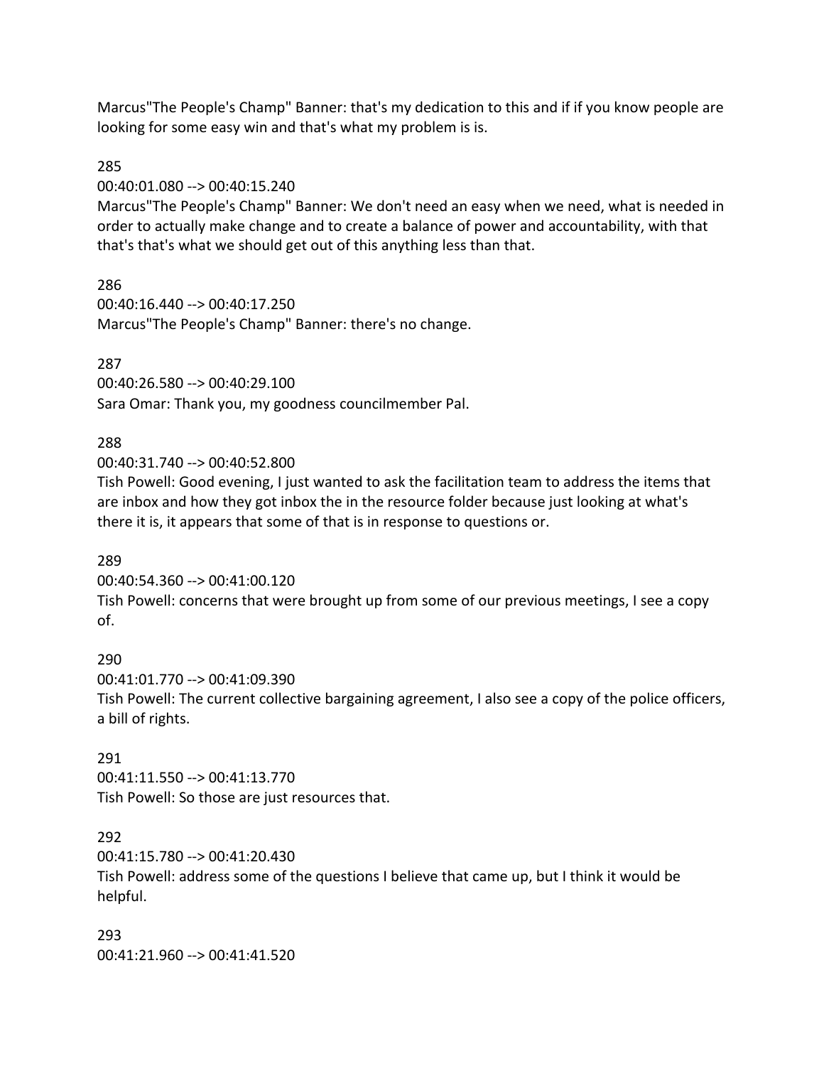Marcus"The People's Champ" Banner: that's my dedication to this and if if you know people are looking for some easy win and that's what my problem is is.

285

00:40:01.080 --> 00:40:15.240

Marcus"The People's Champ" Banner: We don't need an easy when we need, what is needed in order to actually make change and to create a balance of power and accountability, with that that's that's what we should get out of this anything less than that.

286

00:40:16.440 --> 00:40:17.250

Marcus"The People's Champ" Banner: there's no change.

287

00:40:26.580 --> 00:40:29.100

Sara Omar: Thank you, my goodness councilmember Pal.

288

00:40:31.740 --> 00:40:52.800

Tish Powell: Good evening, I just wanted to ask the facilitation team to address the items that are inbox and how they got inbox the in the resource folder because just looking at what's there it is, it appears that some of that is in response to questions or.

289

00:40:54.360 --> 00:41:00.120

Tish Powell: concerns that were brought up from some of our previous meetings, I see a copy of.

290

00:41:01.770 --> 00:41:09.390

Tish Powell: The current collective bargaining agreement, I also see a copy of the police officers, a bill of rights.

291

00:41:11.550 --> 00:41:13.770

Tish Powell: So those are just resources that.

292

00:41:15.780 --> 00:41:20.430

Tish Powell: address some of the questions I believe that came up, but I think it would be helpful.

293

00:41:21.960 --> 00:41:41.520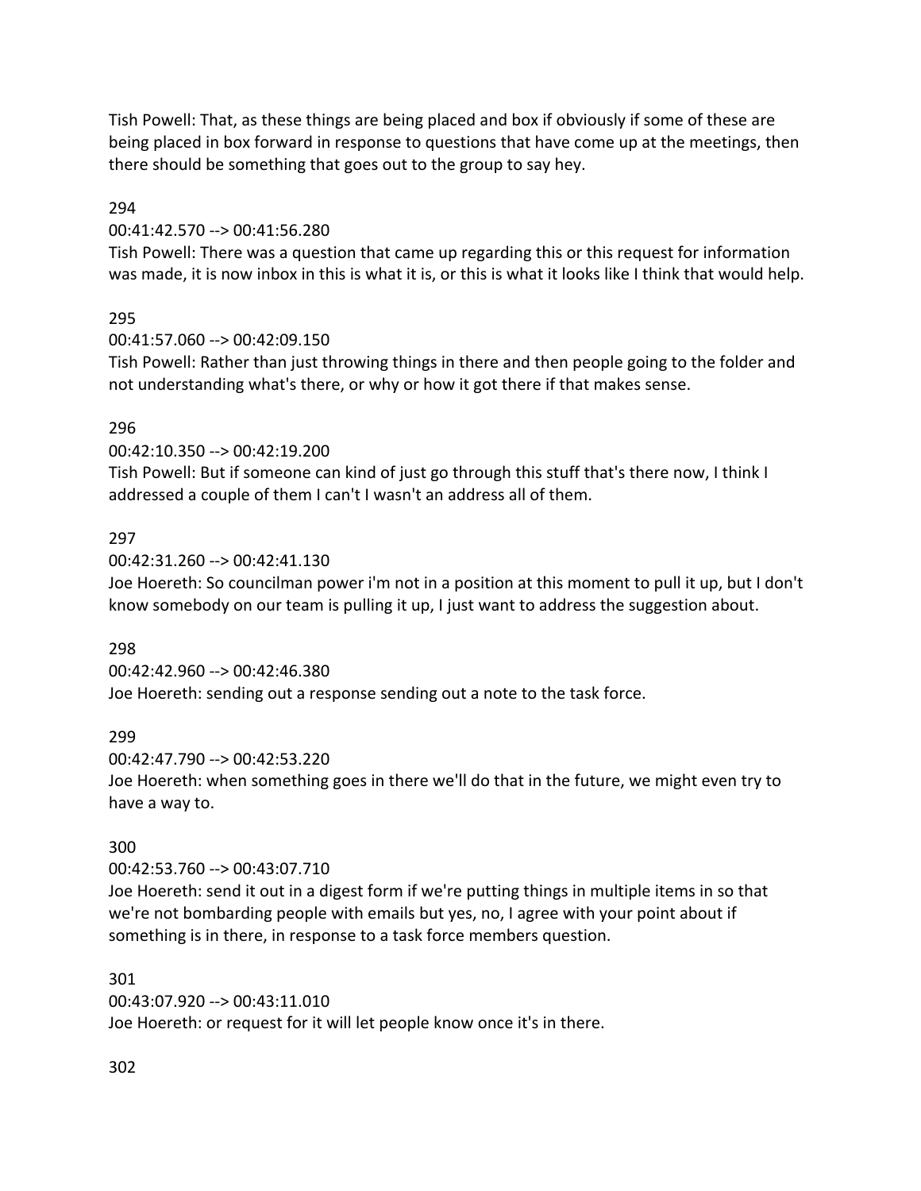Tish Powell: That, as these things are being placed and box if obviously if some of these are being placed in box forward in response to questions that have come up at the meetings, then there should be something that goes out to the group to say hey.

294

00:41:42.570 --> 00:41:56.280

Tish Powell: There was a question that came up regarding this or this request for information was made, it is now inbox in this is what it is, or this is what it looks like I think that would help.

295

00:41:57.060 --> 00:42:09.150

Tish Powell: Rather than just throwing things in there and then people going to the folder and not understanding what's there, or why or how it got there if that makes sense.

296

00:42:10.350 --> 00:42:19.200

Tish Powell: But if someone can kind of just go through this stuff that's there now, I think I addressed a couple of them I can't I wasn't an address all of them.

297

00:42:31.260 --> 00:42:41.130

Joe Hoereth: So councilman power i'm not in a position at this moment to pull it up, but I don't know somebody on our team is pulling it up, I just want to address the suggestion about.

298

00:42:42.960 --> 00:42:46.380

Joe Hoereth: sending out a response sending out a note to the task force.

299

00:42:47.790 --> 00:42:53.220

Joe Hoereth: when something goes in there we'll do that in the future, we might even try to have a way to.

300

00:42:53.760 --> 00:43:07.710

Joe Hoereth: send it out in a digest form if we're putting things in multiple items in so that we're not bombarding people with emails but yes, no, I agree with your point about if something is in there, in response to a task force members question.

301

00:43:07.920 --> 00:43:11.010

Joe Hoereth: or request for it will let people know once it's in there.

302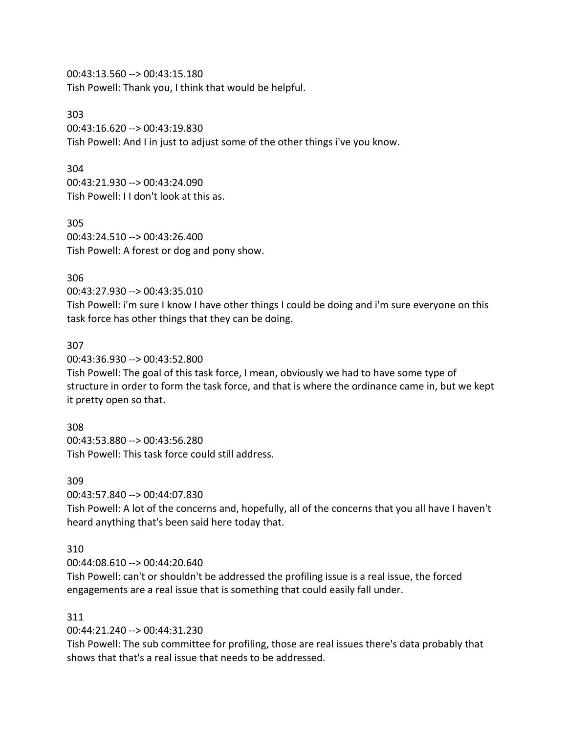00:43:13.560 --> 00:43:15.180
Tish Powell: Thank you, I think that would be helpful.

303
00:43:16.620 --> 00:43:19.830
Tish Powell: And I in just to adjust some of the other things i've you know.

304
00:43:21.930 --> 00:43:24.090
Tish Powell: I I don't look at this as.

305
00:43:24.510 --> 00:43:26.400
Tish Powell: A forest or dog and pony show.

306
00:43:27.930 --> 00:43:35.010
Tish Powell: i'm sure I know I have other things I could be doing and i'm sure everyone on this task force has other things that they can be doing.

307
00:43:36.930 --> 00:43:52.800
Tish Powell: The goal of this task force, I mean, obviously we had to have some type of structure in order to form the task force, and that is where the ordinance came in, but we kept it pretty open so that.

308
00:43:53.880 --> 00:43:56.280
Tish Powell: This task force could still address.

309
00:43:57.840 --> 00:44:07.830
Tish Powell: A lot of the concerns and, hopefully, all of the concerns that you all have I haven't heard anything that's been said here today that.

310
00:44:08.610 --> 00:44:20.640
Tish Powell: can't or shouldn't be addressed the profiling issue is a real issue, the forced engagements are a real issue that is something that could easily fall under.

311
00:44:21.240 --> 00:44:31.230
Tish Powell: The sub committee for profiling, those are real issues there's data probably that shows that that's a real issue that needs to be addressed.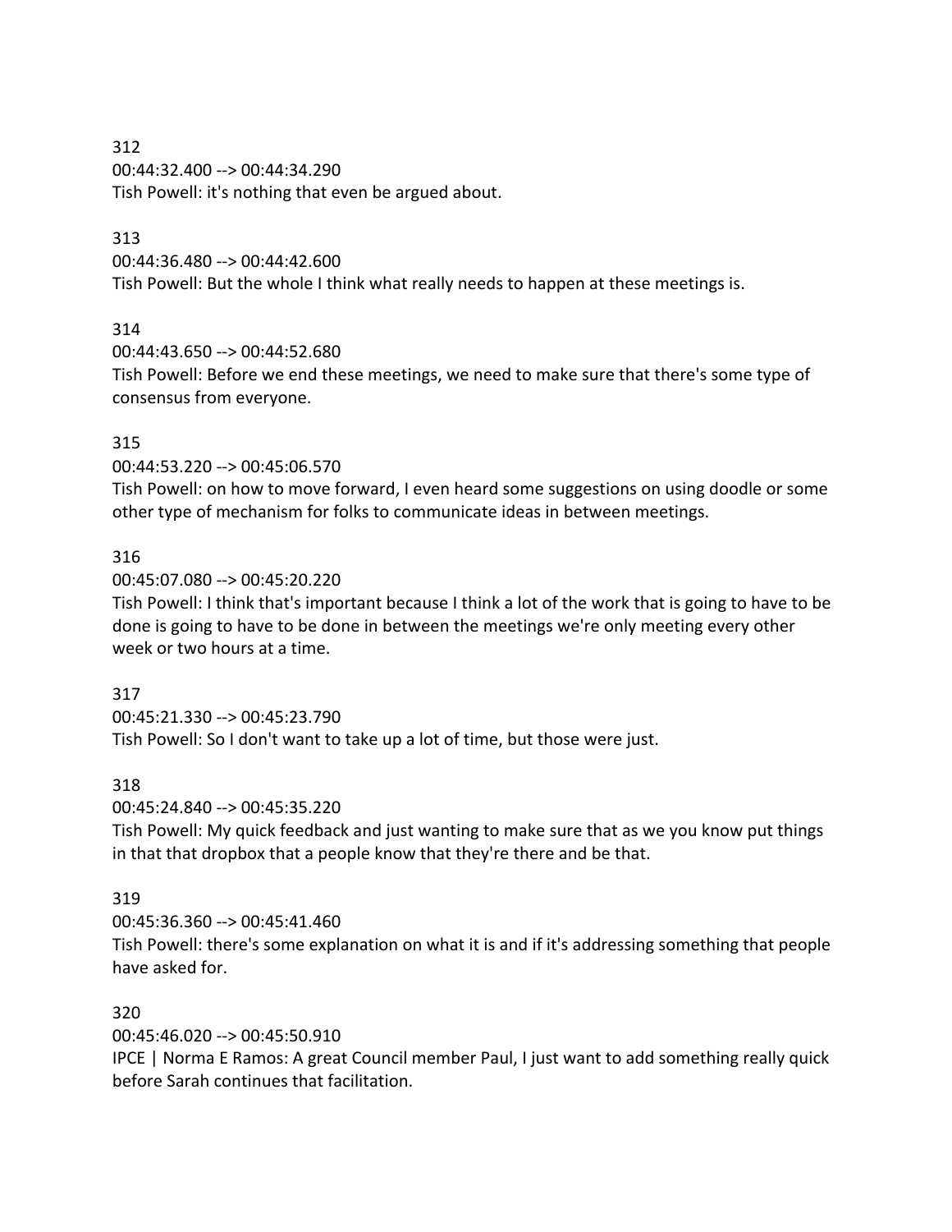312
00:44:32.400 --> 00:44:34.290
Tish Powell: it's nothing that even be argued about.

313
00:44:36.480 --> 00:44:42.600
Tish Powell: But the whole I think what really needs to happen at these meetings is.

314
00:44:43.650 --> 00:44:52.680
Tish Powell: Before we end these meetings, we need to make sure that there's some type of consensus from everyone.

315
00:44:53.220 --> 00:45:06.570
Tish Powell: on how to move forward, I even heard some suggestions on using doodle or some other type of mechanism for folks to communicate ideas in between meetings.

316
00:45:07.080 --> 00:45:20.220
Tish Powell: I think that's important because I think a lot of the work that is going to have to be done is going to have to be done in between the meetings we're only meeting every other week or two hours at a time.

317
00:45:21.330 --> 00:45:23.790
Tish Powell: So I don't want to take up a lot of time, but those were just.

318
00:45:24.840 --> 00:45:35.220
Tish Powell: My quick feedback and just wanting to make sure that as we you know put things in that that dropbox that a people know that they're there and be that.

319
00:45:36.360 --> 00:45:41.460
Tish Powell: there's some explanation on what it is and if it's addressing something that people have asked for.

320
00:45:46.020 --> 00:45:50.910
IPCE | Norma E Ramos: A great Council member Paul, I just want to add something really quick before Sarah continues that facilitation.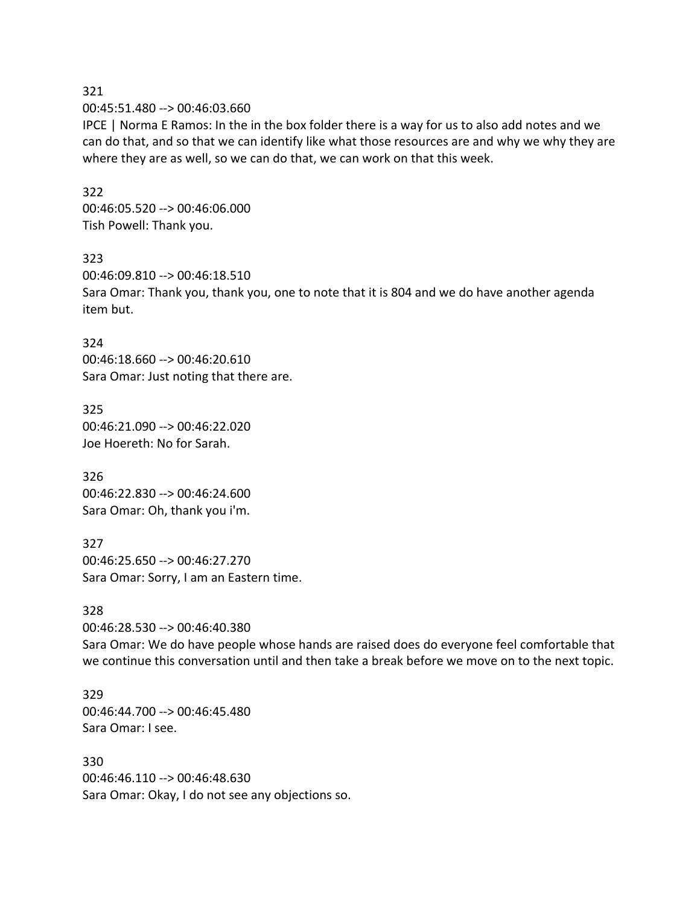321
00:45:51.480 --> 00:46:03.660
IPCE | Norma E Ramos: In the in the box folder there is a way for us to also add notes and we can do that, and so that we can identify like what those resources are and why we why they are where they are as well, so we can do that, we can work on that this week.

322
00:46:05.520 --> 00:46:06.000
Tish Powell: Thank you.

323
00:46:09.810 --> 00:46:18.510
Sara Omar: Thank you, thank you, one to note that it is 804 and we do have another agenda item but.

324
00:46:18.660 --> 00:46:20.610
Sara Omar: Just noting that there are.

325
00:46:21.090 --> 00:46:22.020
Joe Hoereth: No for Sarah.

326
00:46:22.830 --> 00:46:24.600
Sara Omar: Oh, thank you i'm.

327
00:46:25.650 --> 00:46:27.270
Sara Omar: Sorry, I am an Eastern time.

328
00:46:28.530 --> 00:46:40.380
Sara Omar: We do have people whose hands are raised does do everyone feel comfortable that we continue this conversation until and then take a break before we move on to the next topic.

329
00:46:44.700 --> 00:46:45.480
Sara Omar: I see.

330
00:46:46.110 --> 00:46:48.630
Sara Omar: Okay, I do not see any objections so.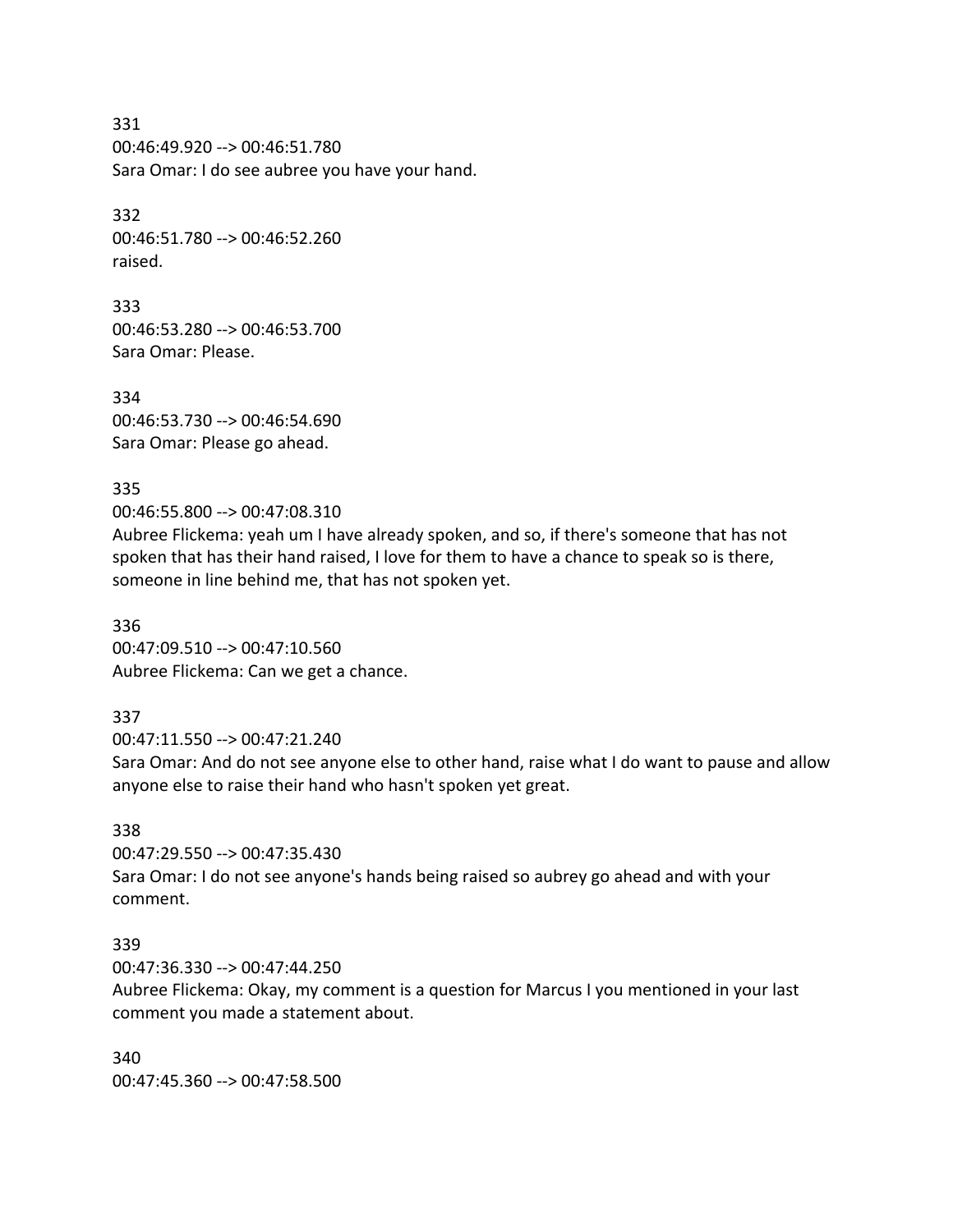331
00:46:49.920 --> 00:46:51.780
Sara Omar: I do see aubree you have your hand.

332
00:46:51.780 --> 00:46:52.260
raised.

333
00:46:53.280 --> 00:46:53.700
Sara Omar: Please.

334
00:46:53.730 --> 00:46:54.690
Sara Omar: Please go ahead.

335
00:46:55.800 --> 00:47:08.310
Aubree Flickema: yeah um I have already spoken, and so, if there's someone that has not spoken that has their hand raised, I love for them to have a chance to speak so is there, someone in line behind me, that has not spoken yet.

336
00:47:09.510 --> 00:47:10.560
Aubree Flickema: Can we get a chance.

337
00:47:11.550 --> 00:47:21.240
Sara Omar: And do not see anyone else to other hand, raise what I do want to pause and allow anyone else to raise their hand who hasn't spoken yet great.

338
00:47:29.550 --> 00:47:35.430
Sara Omar: I do not see anyone's hands being raised so aubrey go ahead and with your comment.

339
00:47:36.330 --> 00:47:44.250
Aubree Flickema: Okay, my comment is a question for Marcus I you mentioned in your last comment you made a statement about.

340
00:47:45.360 --> 00:47:58.500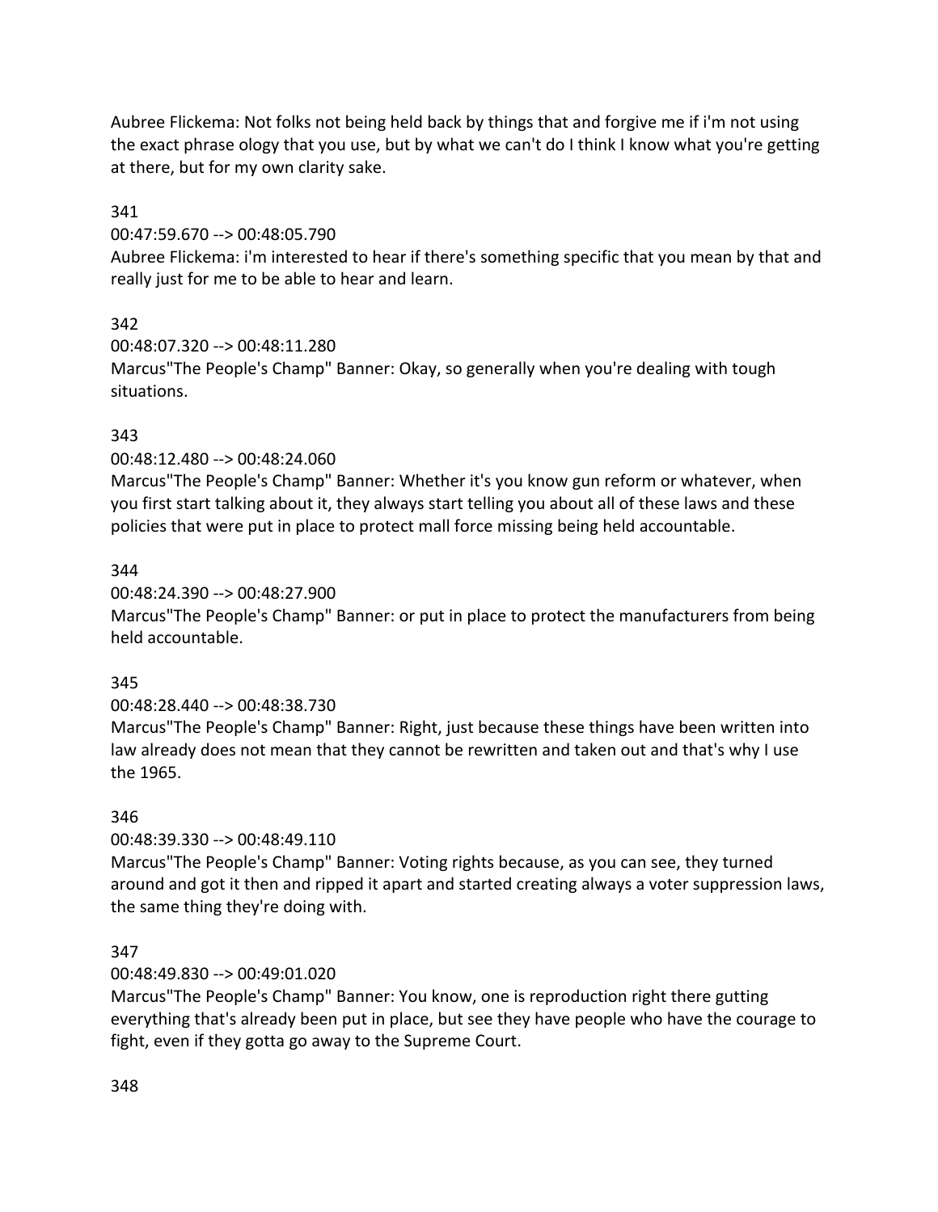Aubree Flickema: Not folks not being held back by things that and forgive me if i'm not using the exact phrase ology that you use, but by what we can't do I think I know what you're getting at there, but for my own clarity sake.

341

00:47:59.670 --> 00:48:05.790

Aubree Flickema: i'm interested to hear if there's something specific that you mean by that and really just for me to be able to hear and learn.

342

00:48:07.320 --> 00:48:11.280

Marcus"The People's Champ" Banner: Okay, so generally when you're dealing with tough situations.

343

00:48:12.480 --> 00:48:24.060

Marcus"The People's Champ" Banner: Whether it's you know gun reform or whatever, when you first start talking about it, they always start telling you about all of these laws and these policies that were put in place to protect mall force missing being held accountable.

344

00:48:24.390 --> 00:48:27.900

Marcus"The People's Champ" Banner: or put in place to protect the manufacturers from being held accountable.

345

00:48:28.440 --> 00:48:38.730

Marcus"The People's Champ" Banner: Right, just because these things have been written into law already does not mean that they cannot be rewritten and taken out and that's why I use the 1965.

346

00:48:39.330 --> 00:48:49.110

Marcus"The People's Champ" Banner: Voting rights because, as you can see, they turned around and got it then and ripped it apart and started creating always a voter suppression laws, the same thing they're doing with.

347

00:48:49.830 --> 00:49:01.020

Marcus"The People's Champ" Banner: You know, one is reproduction right there gutting everything that's already been put in place, but see they have people who have the courage to fight, even if they gotta go away to the Supreme Court.

348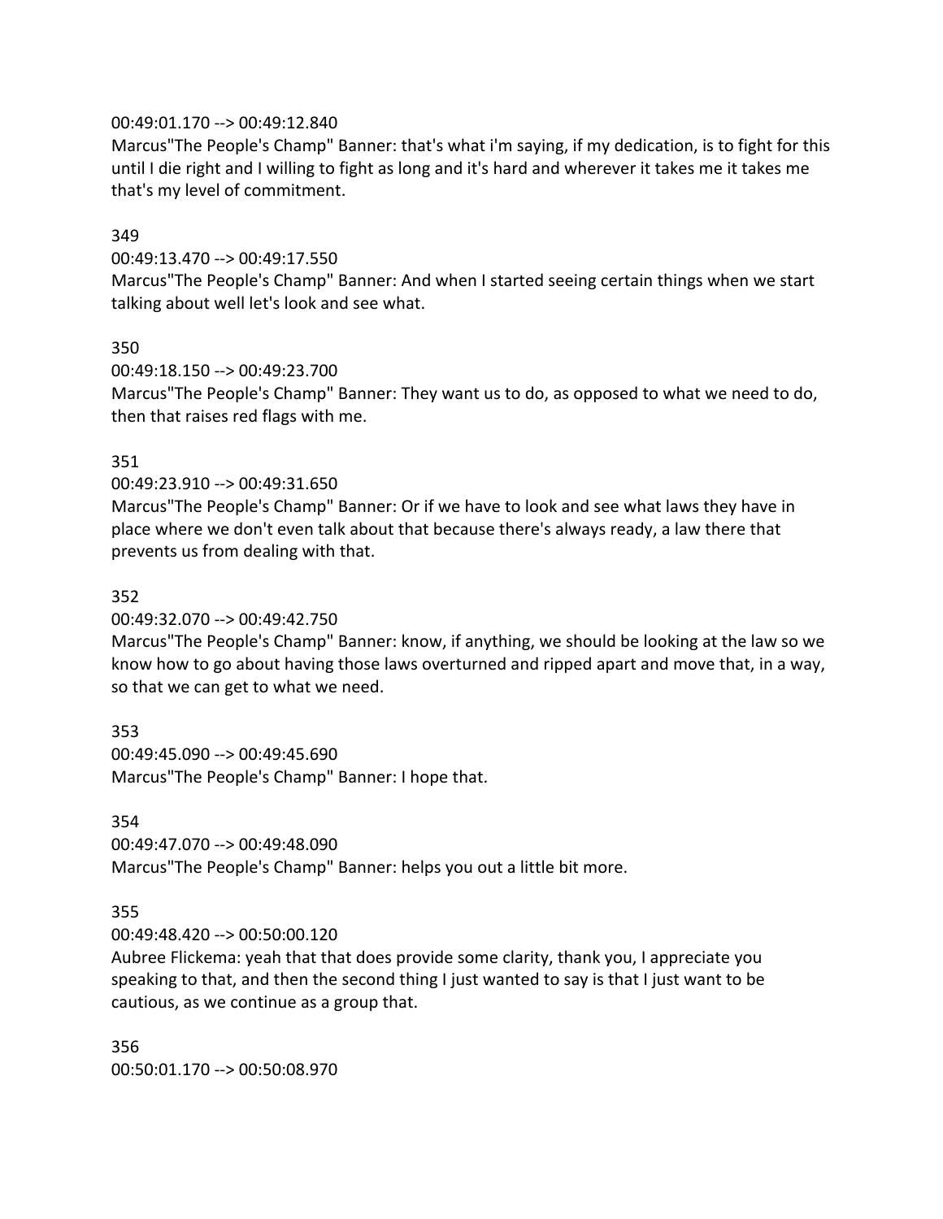00:49:01.170 --> 00:49:12.840
Marcus"The People's Champ" Banner: that's what i'm saying, if my dedication, is to fight for this until I die right and I willing to fight as long and it's hard and wherever it takes me it takes me that's my level of commitment.

349
00:49:13.470 --> 00:49:17.550
Marcus"The People's Champ" Banner: And when I started seeing certain things when we start talking about well let's look and see what.

350
00:49:18.150 --> 00:49:23.700
Marcus"The People's Champ" Banner: They want us to do, as opposed to what we need to do, then that raises red flags with me.

351
00:49:23.910 --> 00:49:31.650
Marcus"The People's Champ" Banner: Or if we have to look and see what laws they have in place where we don't even talk about that because there's always ready, a law there that prevents us from dealing with that.

352
00:49:32.070 --> 00:49:42.750
Marcus"The People's Champ" Banner: know, if anything, we should be looking at the law so we know how to go about having those laws overturned and ripped apart and move that, in a way, so that we can get to what we need.

353
00:49:45.090 --> 00:49:45.690
Marcus"The People's Champ" Banner: I hope that.

354
00:49:47.070 --> 00:49:48.090
Marcus"The People's Champ" Banner: helps you out a little bit more.

355
00:49:48.420 --> 00:50:00.120
Aubree Flickema: yeah that that does provide some clarity, thank you, I appreciate you speaking to that, and then the second thing I just wanted to say is that I just want to be cautious, as we continue as a group that.

356
00:50:01.170 --> 00:50:08.970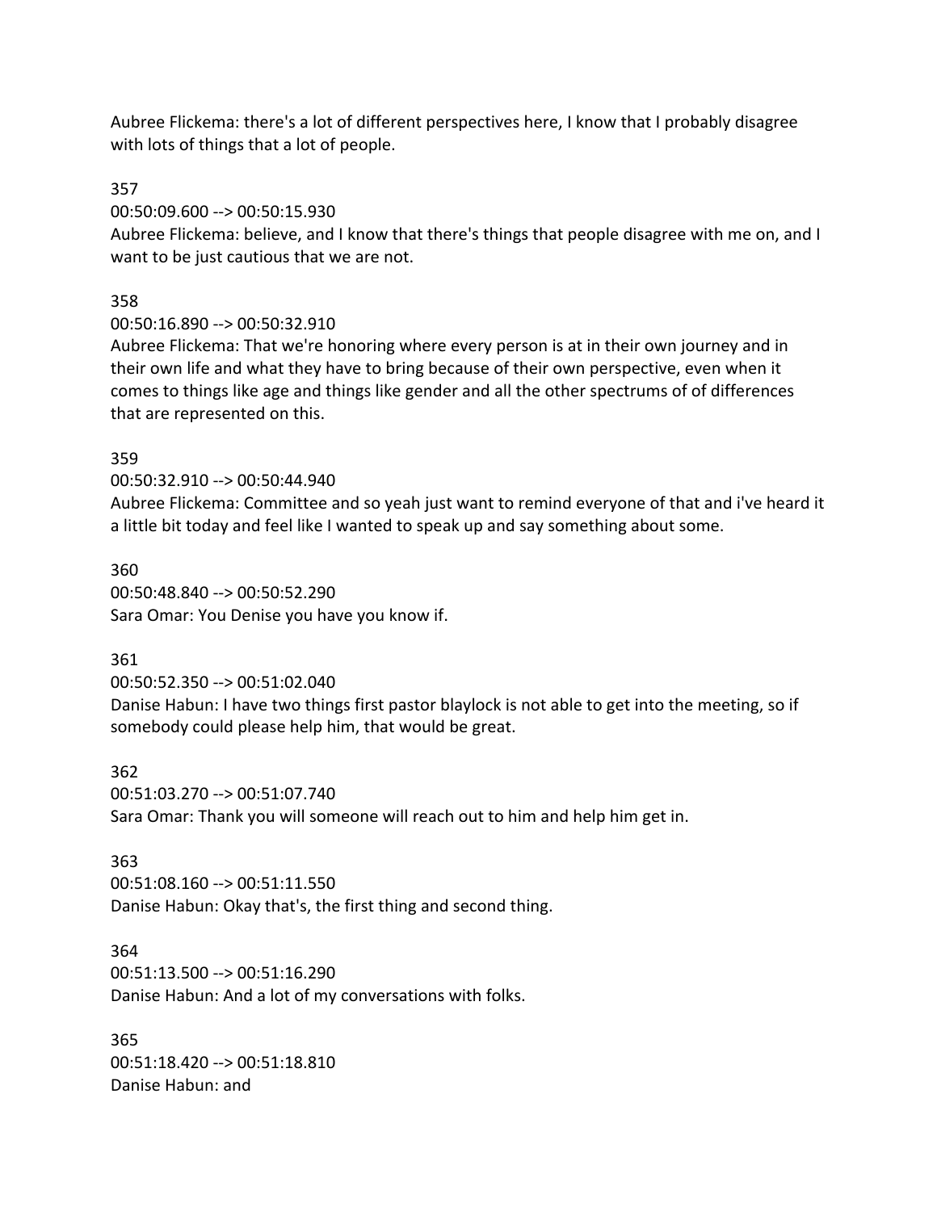Aubree Flickema: there's a lot of different perspectives here, I know that I probably disagree with lots of things that a lot of people.

357
00:50:09.600 --> 00:50:15.930
Aubree Flickema: believe, and I know that there's things that people disagree with me on, and I want to be just cautious that we are not.

358
00:50:16.890 --> 00:50:32.910
Aubree Flickema: That we're honoring where every person is at in their own journey and in their own life and what they have to bring because of their own perspective, even when it comes to things like age and things like gender and all the other spectrums of of differences that are represented on this.

359
00:50:32.910 --> 00:50:44.940
Aubree Flickema: Committee and so yeah just want to remind everyone of that and i've heard it a little bit today and feel like I wanted to speak up and say something about some.

360
00:50:48.840 --> 00:50:52.290
Sara Omar: You Denise you have you know if.

361
00:50:52.350 --> 00:51:02.040
Danise Habun: I have two things first pastor blaylock is not able to get into the meeting, so if somebody could please help him, that would be great.

362
00:51:03.270 --> 00:51:07.740
Sara Omar: Thank you will someone will reach out to him and help him get in.

363
00:51:08.160 --> 00:51:11.550
Danise Habun: Okay that's, the first thing and second thing.

364
00:51:13.500 --> 00:51:16.290
Danise Habun: And a lot of my conversations with folks.

365
00:51:18.420 --> 00:51:18.810
Danise Habun: and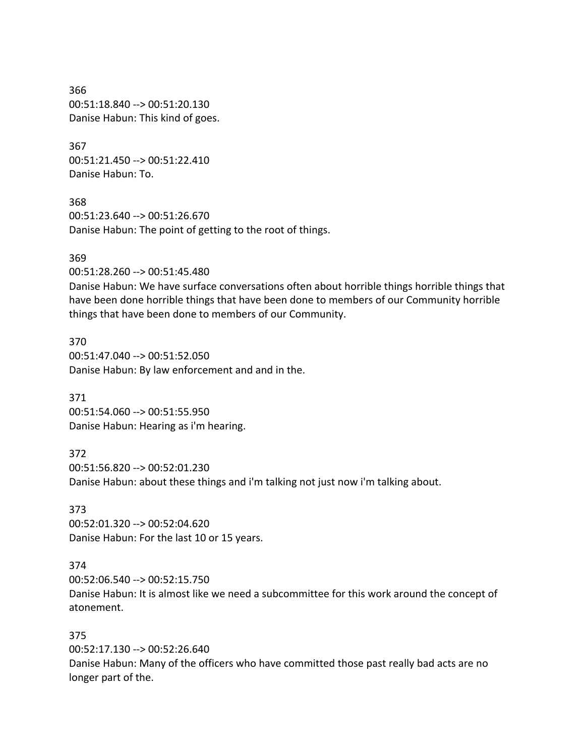366
00:51:18.840 --> 00:51:20.130
Danise Habun: This kind of goes.

367
00:51:21.450 --> 00:51:22.410
Danise Habun: To.

368
00:51:23.640 --> 00:51:26.670
Danise Habun: The point of getting to the root of things.

369
00:51:28.260 --> 00:51:45.480
Danise Habun: We have surface conversations often about horrible things horrible things that have been done horrible things that have been done to members of our Community horrible things that have been done to members of our Community.

370
00:51:47.040 --> 00:51:52.050
Danise Habun: By law enforcement and and in the.

371
00:51:54.060 --> 00:51:55.950
Danise Habun: Hearing as i'm hearing.

372
00:51:56.820 --> 00:52:01.230
Danise Habun: about these things and i'm talking not just now i'm talking about.

373
00:52:01.320 --> 00:52:04.620
Danise Habun: For the last 10 or 15 years.

374
00:52:06.540 --> 00:52:15.750
Danise Habun: It is almost like we need a subcommittee for this work around the concept of atonement.

375
00:52:17.130 --> 00:52:26.640
Danise Habun: Many of the officers who have committed those past really bad acts are no longer part of the.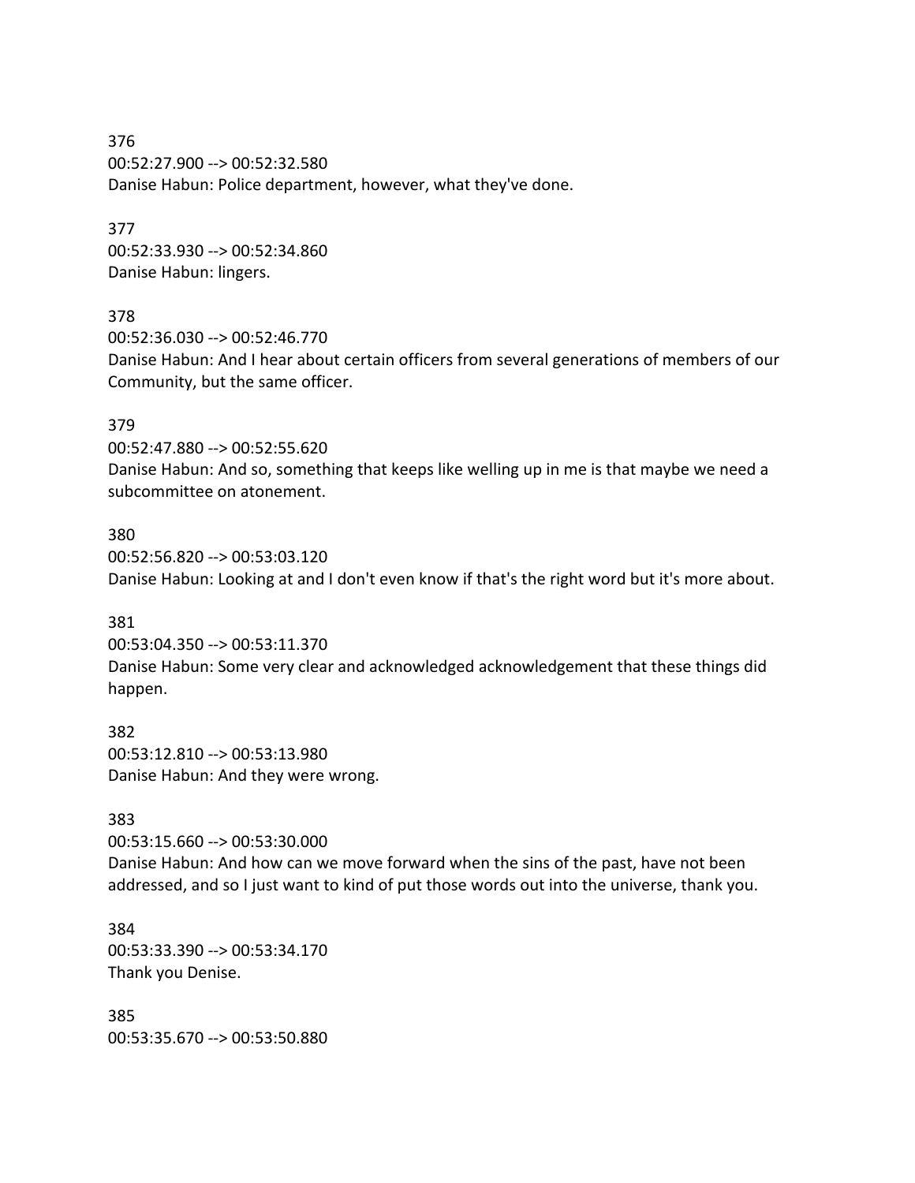376
00:52:27.900 --> 00:52:32.580
Danise Habun: Police department, however, what they've done.

377
00:52:33.930 --> 00:52:34.860
Danise Habun: lingers.

378
00:52:36.030 --> 00:52:46.770
Danise Habun: And I hear about certain officers from several generations of members of our Community, but the same officer.

379
00:52:47.880 --> 00:52:55.620
Danise Habun: And so, something that keeps like welling up in me is that maybe we need a subcommittee on atonement.

380
00:52:56.820 --> 00:53:03.120
Danise Habun: Looking at and I don't even know if that's the right word but it's more about.

381
00:53:04.350 --> 00:53:11.370
Danise Habun: Some very clear and acknowledged acknowledgement that these things did happen.

382
00:53:12.810 --> 00:53:13.980
Danise Habun: And they were wrong.

383
00:53:15.660 --> 00:53:30.000
Danise Habun: And how can we move forward when the sins of the past, have not been addressed, and so I just want to kind of put those words out into the universe, thank you.

384
00:53:33.390 --> 00:53:34.170
Thank you Denise.

385
00:53:35.670 --> 00:53:50.880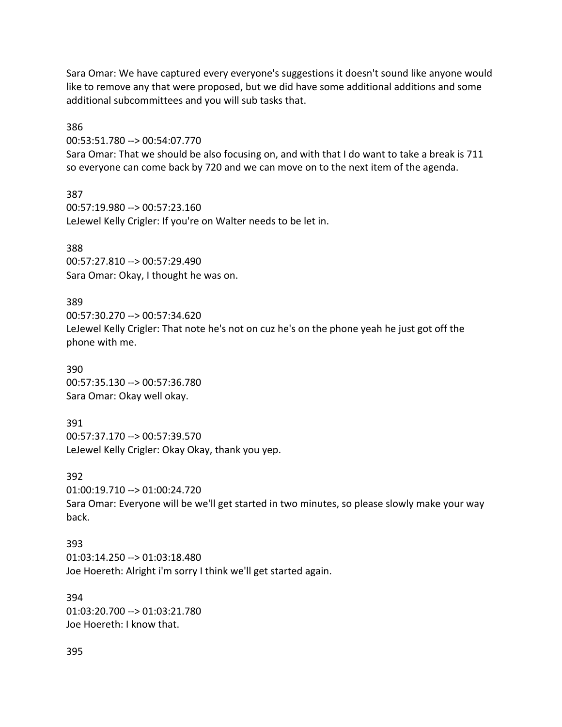Sara Omar: We have captured every everyone's suggestions it doesn't sound like anyone would like to remove any that were proposed, but we did have some additional additions and some additional subcommittees and you will sub tasks that.

386
00:53:51.780 --> 00:54:07.770
Sara Omar: That we should be also focusing on, and with that I do want to take a break is 711 so everyone can come back by 720 and we can move on to the next item of the agenda.

387
00:57:19.980 --> 00:57:23.160
LeJewel Kelly Crigler: If you're on Walter needs to be let in.

388
00:57:27.810 --> 00:57:29.490
Sara Omar: Okay, I thought he was on.

389
00:57:30.270 --> 00:57:34.620
LeJewel Kelly Crigler: That note he's not on cuz he's on the phone yeah he just got off the phone with me.

390
00:57:35.130 --> 00:57:36.780
Sara Omar: Okay well okay.

391
00:57:37.170 --> 00:57:39.570
LeJewel Kelly Crigler: Okay Okay, thank you yep.

392
01:00:19.710 --> 01:00:24.720
Sara Omar: Everyone will be we'll get started in two minutes, so please slowly make your way back.

393
01:03:14.250 --> 01:03:18.480
Joe Hoereth: Alright i'm sorry I think we'll get started again.

394
01:03:20.700 --> 01:03:21.780
Joe Hoereth: I know that.

395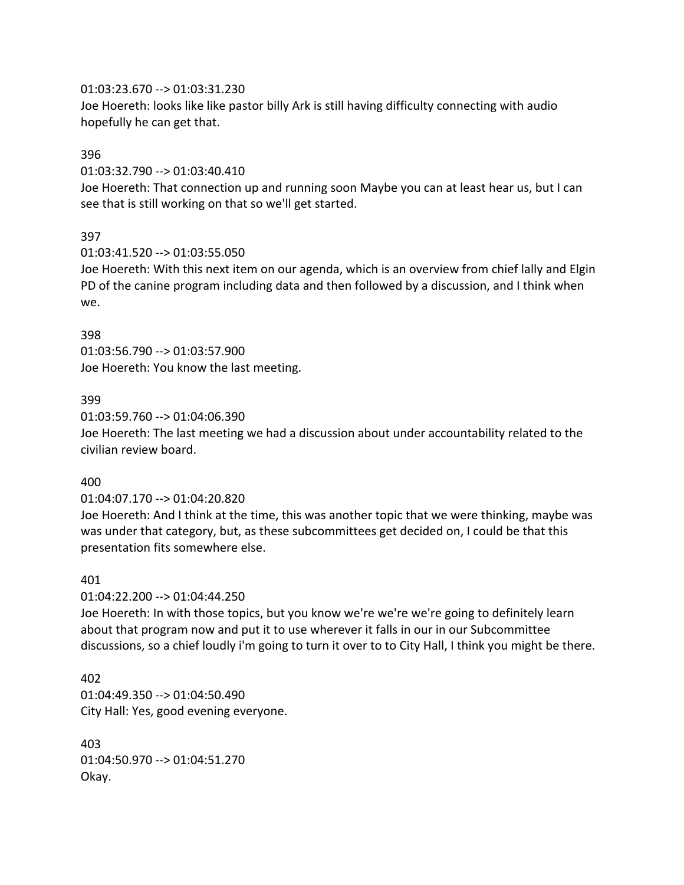01:03:23.670 --> 01:03:31.230
Joe Hoereth: looks like like pastor billy Ark is still having difficulty connecting with audio hopefully he can get that.

396
01:03:32.790 --> 01:03:40.410
Joe Hoereth: That connection up and running soon Maybe you can at least hear us, but I can see that is still working on that so we'll get started.

397
01:03:41.520 --> 01:03:55.050
Joe Hoereth: With this next item on our agenda, which is an overview from chief lally and Elgin PD of the canine program including data and then followed by a discussion, and I think when we.

398
01:03:56.790 --> 01:03:57.900
Joe Hoereth: You know the last meeting.

399
01:03:59.760 --> 01:04:06.390
Joe Hoereth: The last meeting we had a discussion about under accountability related to the civilian review board.

400
01:04:07.170 --> 01:04:20.820
Joe Hoereth: And I think at the time, this was another topic that we were thinking, maybe was was under that category, but, as these subcommittees get decided on, I could be that this presentation fits somewhere else.

401
01:04:22.200 --> 01:04:44.250
Joe Hoereth: In with those topics, but you know we're we're we're going to definitely learn about that program now and put it to use wherever it falls in our in our Subcommittee discussions, so a chief loudly i'm going to turn it over to to City Hall, I think you might be there.

402
01:04:49.350 --> 01:04:50.490
City Hall: Yes, good evening everyone.

403
01:04:50.970 --> 01:04:51.270
Okay.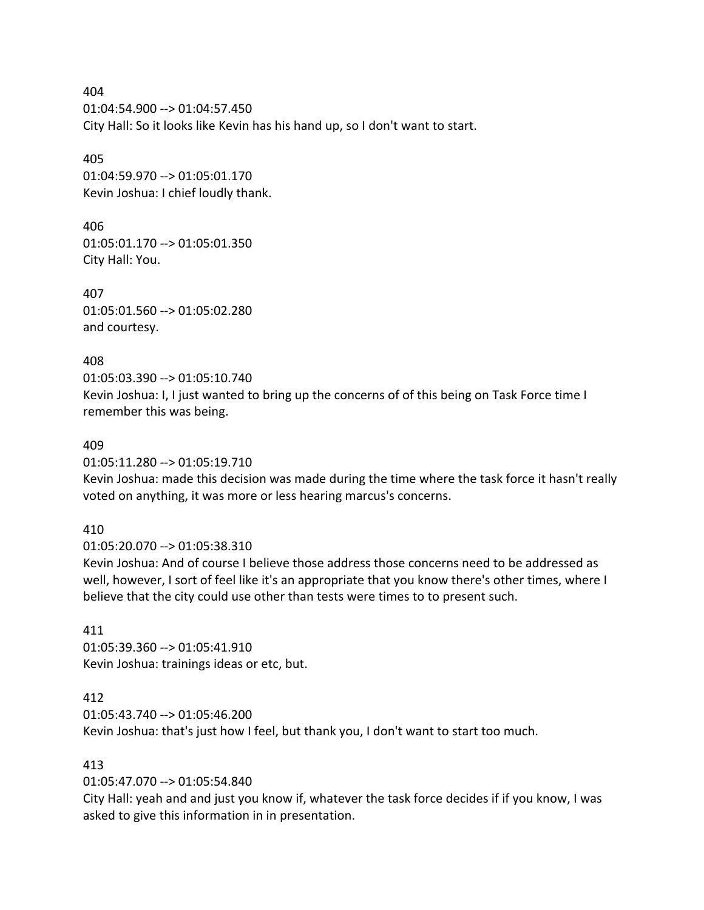404
01:04:54.900 --> 01:04:57.450
City Hall: So it looks like Kevin has his hand up, so I don't want to start.

405
01:04:59.970 --> 01:05:01.170
Kevin Joshua: I chief loudly thank.

406
01:05:01.170 --> 01:05:01.350
City Hall: You.

407
01:05:01.560 --> 01:05:02.280
and courtesy.

408
01:05:03.390 --> 01:05:10.740
Kevin Joshua: I, I just wanted to bring up the concerns of of this being on Task Force time I remember this was being.

409
01:05:11.280 --> 01:05:19.710
Kevin Joshua: made this decision was made during the time where the task force it hasn't really voted on anything, it was more or less hearing marcus's concerns.

410
01:05:20.070 --> 01:05:38.310
Kevin Joshua: And of course I believe those address those concerns need to be addressed as well, however, I sort of feel like it's an appropriate that you know there's other times, where I believe that the city could use other than tests were times to to present such.

411
01:05:39.360 --> 01:05:41.910
Kevin Joshua: trainings ideas or etc, but.

412
01:05:43.740 --> 01:05:46.200
Kevin Joshua: that's just how I feel, but thank you, I don't want to start too much.

413
01:05:47.070 --> 01:05:54.840
City Hall: yeah and and just you know if, whatever the task force decides if if you know, I was asked to give this information in in presentation.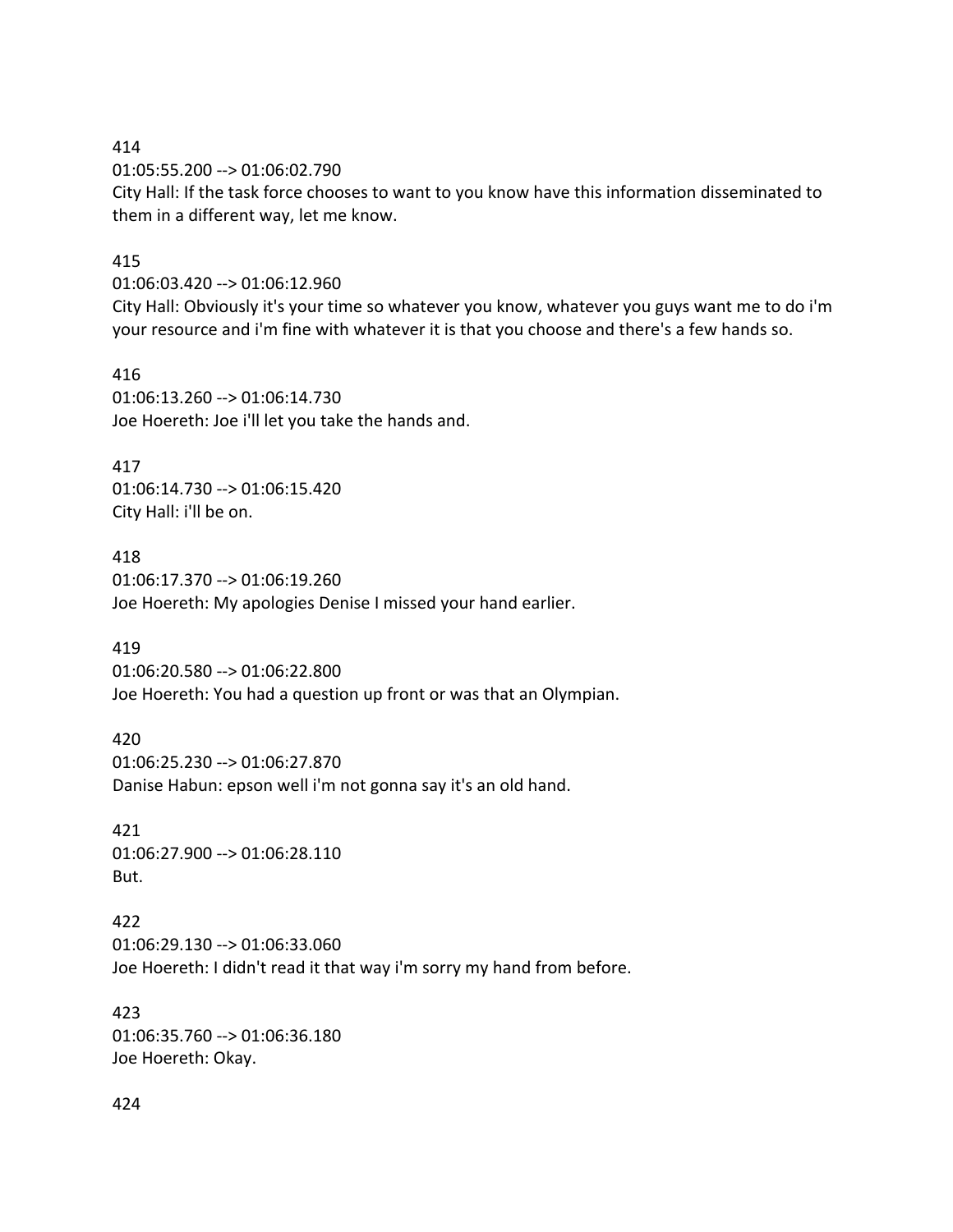414

01:05:55.200 --> 01:06:02.790

City Hall: If the task force chooses to want to you know have this information disseminated to them in a different way, let me know.

415

01:06:03.420 --> 01:06:12.960

City Hall: Obviously it's your time so whatever you know, whatever you guys want me to do i'm your resource and i'm fine with whatever it is that you choose and there's a few hands so.

416

01:06:13.260 --> 01:06:14.730

Joe Hoereth: Joe i'll let you take the hands and.

417

01:06:14.730 --> 01:06:15.420

City Hall: i'll be on.

418

01:06:17.370 --> 01:06:19.260

Joe Hoereth: My apologies Denise I missed your hand earlier.

419

01:06:20.580 --> 01:06:22.800

Joe Hoereth: You had a question up front or was that an Olympian.

420

01:06:25.230 --> 01:06:27.870

Danise Habun: epson well i'm not gonna say it's an old hand.

421

01:06:27.900 --> 01:06:28.110

But.

422

01:06:29.130 --> 01:06:33.060

Joe Hoereth: I didn't read it that way i'm sorry my hand from before.

423

01:06:35.760 --> 01:06:36.180

Joe Hoereth: Okay.

424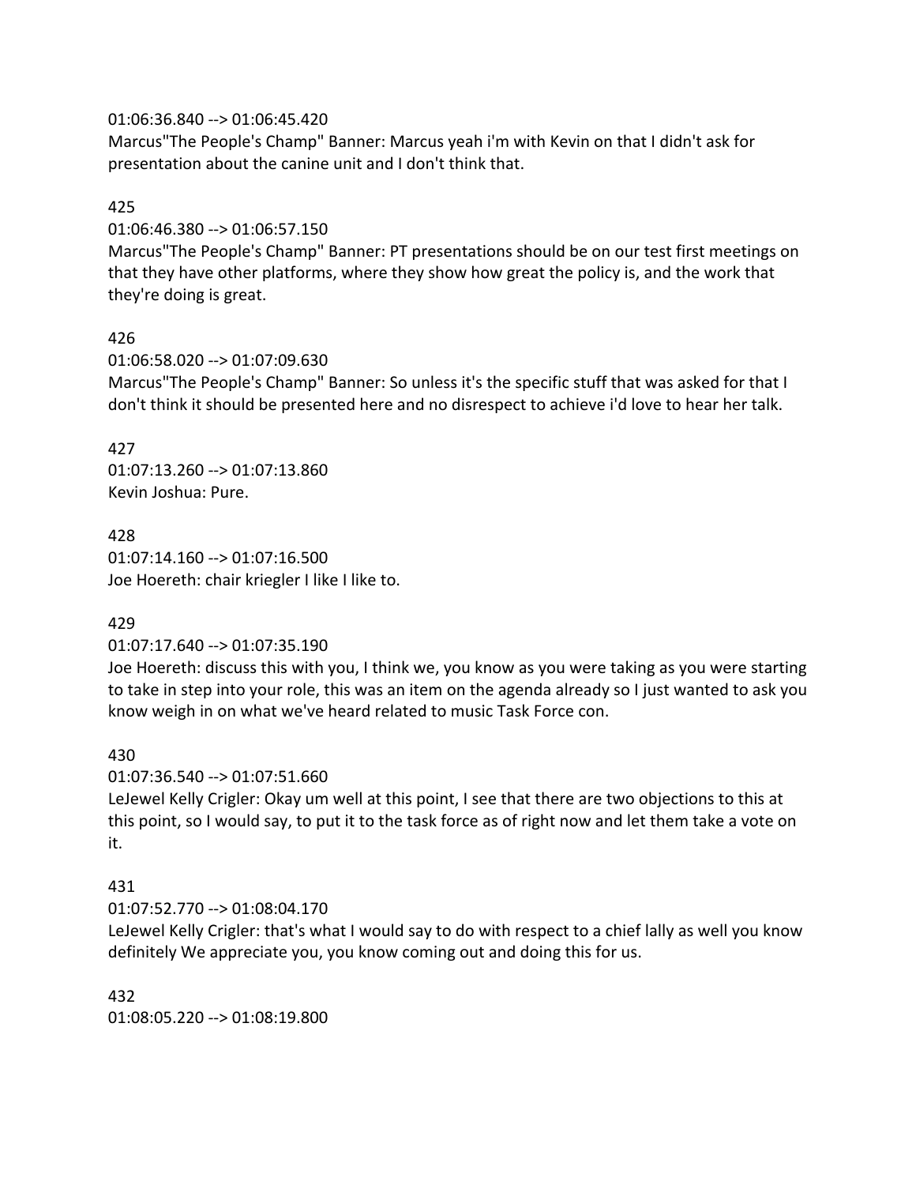01:06:36.840 --> 01:06:45.420
Marcus"The People's Champ" Banner: Marcus yeah i'm with Kevin on that I didn't ask for presentation about the canine unit and I don't think that.

425
01:06:46.380 --> 01:06:57.150
Marcus"The People's Champ" Banner: PT presentations should be on our test first meetings on that they have other platforms, where they show how great the policy is, and the work that they're doing is great.

426
01:06:58.020 --> 01:07:09.630
Marcus"The People's Champ" Banner: So unless it's the specific stuff that was asked for that I don't think it should be presented here and no disrespect to achieve i'd love to hear her talk.

427
01:07:13.260 --> 01:07:13.860
Kevin Joshua: Pure.

428
01:07:14.160 --> 01:07:16.500
Joe Hoereth: chair kriegler I like I like to.

429
01:07:17.640 --> 01:07:35.190
Joe Hoereth: discuss this with you, I think we, you know as you were taking as you were starting to take in step into your role, this was an item on the agenda already so I just wanted to ask you know weigh in on what we've heard related to music Task Force con.

430
01:07:36.540 --> 01:07:51.660
LeJewel Kelly Crigler: Okay um well at this point, I see that there are two objections to this at this point, so I would say, to put it to the task force as of right now and let them take a vote on it.

431
01:07:52.770 --> 01:08:04.170
LeJewel Kelly Crigler: that's what I would say to do with respect to a chief lally as well you know definitely We appreciate you, you know coming out and doing this for us.

432
01:08:05.220 --> 01:08:19.800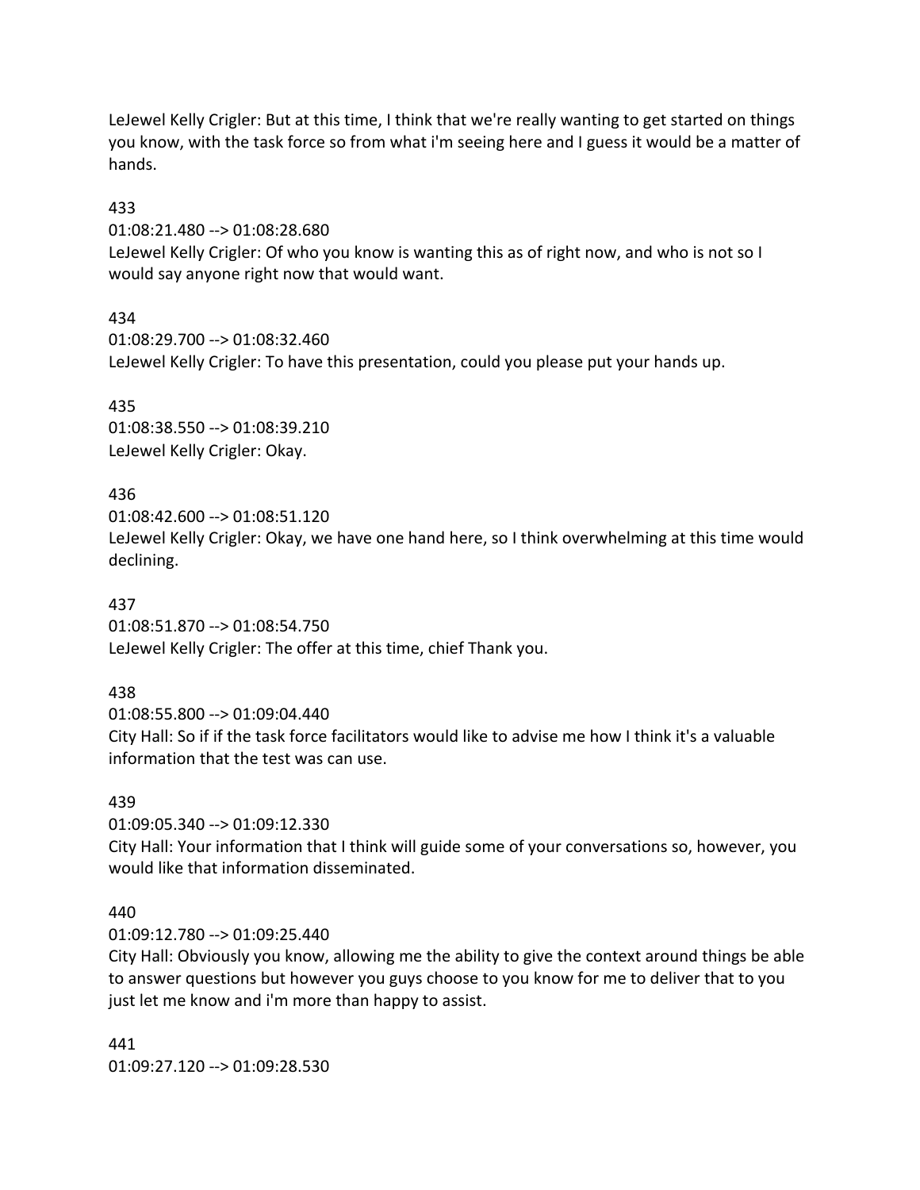LeJewel Kelly Crigler: But at this time, I think that we're really wanting to get started on things you know, with the task force so from what i'm seeing here and I guess it would be a matter of hands.

433
01:08:21.480 --> 01:08:28.680
LeJewel Kelly Crigler: Of who you know is wanting this as of right now, and who is not so I would say anyone right now that would want.

434
01:08:29.700 --> 01:08:32.460
LeJewel Kelly Crigler: To have this presentation, could you please put your hands up.

435
01:08:38.550 --> 01:08:39.210
LeJewel Kelly Crigler: Okay.

436
01:08:42.600 --> 01:08:51.120
LeJewel Kelly Crigler: Okay, we have one hand here, so I think overwhelming at this time would declining.

437
01:08:51.870 --> 01:08:54.750
LeJewel Kelly Crigler: The offer at this time, chief Thank you.

438
01:08:55.800 --> 01:09:04.440
City Hall: So if if the task force facilitators would like to advise me how I think it's a valuable information that the test was can use.

439
01:09:05.340 --> 01:09:12.330
City Hall: Your information that I think will guide some of your conversations so, however, you would like that information disseminated.

440
01:09:12.780 --> 01:09:25.440
City Hall: Obviously you know, allowing me the ability to give the context around things be able to answer questions but however you guys choose to you know for me to deliver that to you just let me know and i'm more than happy to assist.

441
01:09:27.120 --> 01:09:28.530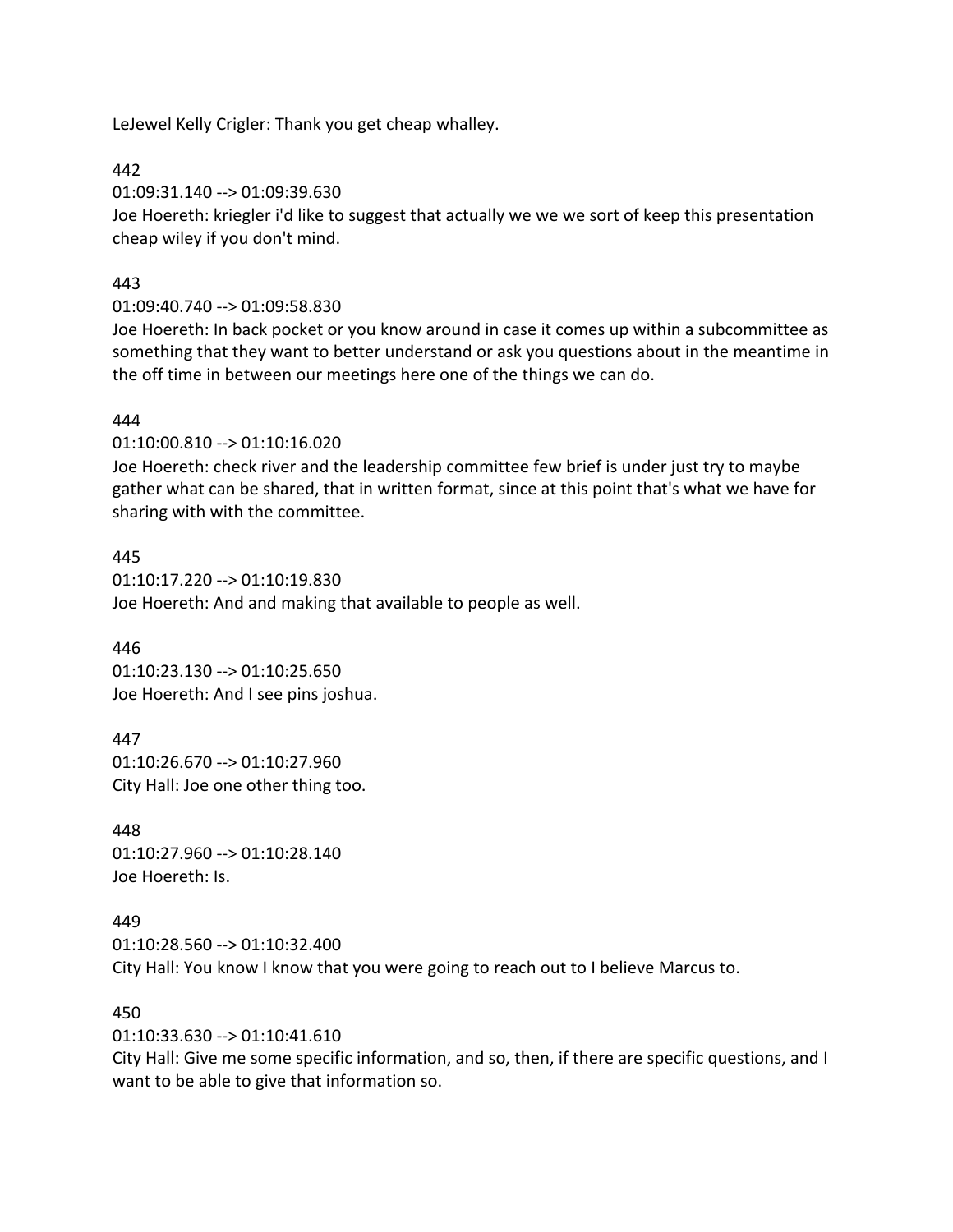LeJewel Kelly Crigler: Thank you get cheap whalley.

442

01:09:31.140 --> 01:09:39.630

Joe Hoereth: kriegler i'd like to suggest that actually we we we sort of keep this presentation cheap wiley if you don't mind.

443

01:09:40.740 --> 01:09:58.830

Joe Hoereth: In back pocket or you know around in case it comes up within a subcommittee as something that they want to better understand or ask you questions about in the meantime in the off time in between our meetings here one of the things we can do.

444

01:10:00.810 --> 01:10:16.020

Joe Hoereth: check river and the leadership committee few brief is under just try to maybe gather what can be shared, that in written format, since at this point that's what we have for sharing with with the committee.

445

01:10:17.220 --> 01:10:19.830

Joe Hoereth: And and making that available to people as well.

446

01:10:23.130 --> 01:10:25.650

Joe Hoereth: And I see pins joshua.

447

01:10:26.670 --> 01:10:27.960

City Hall: Joe one other thing too.

448

01:10:27.960 --> 01:10:28.140

Joe Hoereth: Is.

449

01:10:28.560 --> 01:10:32.400

City Hall: You know I know that you were going to reach out to I believe Marcus to.

450

01:10:33.630 --> 01:10:41.610

City Hall: Give me some specific information, and so, then, if there are specific questions, and I want to be able to give that information so.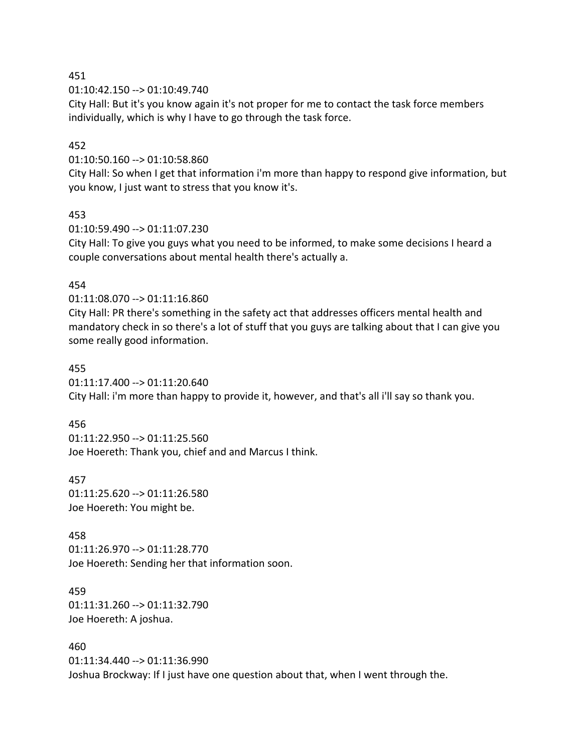451
01:10:42.150 --> 01:10:49.740
City Hall: But it's you know again it's not proper for me to contact the task force members individually, which is why I have to go through the task force.

452
01:10:50.160 --> 01:10:58.860
City Hall: So when I get that information i'm more than happy to respond give information, but you know, I just want to stress that you know it's.

453
01:10:59.490 --> 01:11:07.230
City Hall: To give you guys what you need to be informed, to make some decisions I heard a couple conversations about mental health there's actually a.

454
01:11:08.070 --> 01:11:16.860
City Hall: PR there's something in the safety act that addresses officers mental health and mandatory check in so there's a lot of stuff that you guys are talking about that I can give you some really good information.

455
01:11:17.400 --> 01:11:20.640
City Hall: i'm more than happy to provide it, however, and that's all i'll say so thank you.

456
01:11:22.950 --> 01:11:25.560
Joe Hoereth: Thank you, chief and and Marcus I think.

457
01:11:25.620 --> 01:11:26.580
Joe Hoereth: You might be.

458
01:11:26.970 --> 01:11:28.770
Joe Hoereth: Sending her that information soon.

459
01:11:31.260 --> 01:11:32.790
Joe Hoereth: A joshua.

460
01:11:34.440 --> 01:11:36.990
Joshua Brockway: If I just have one question about that, when I went through the.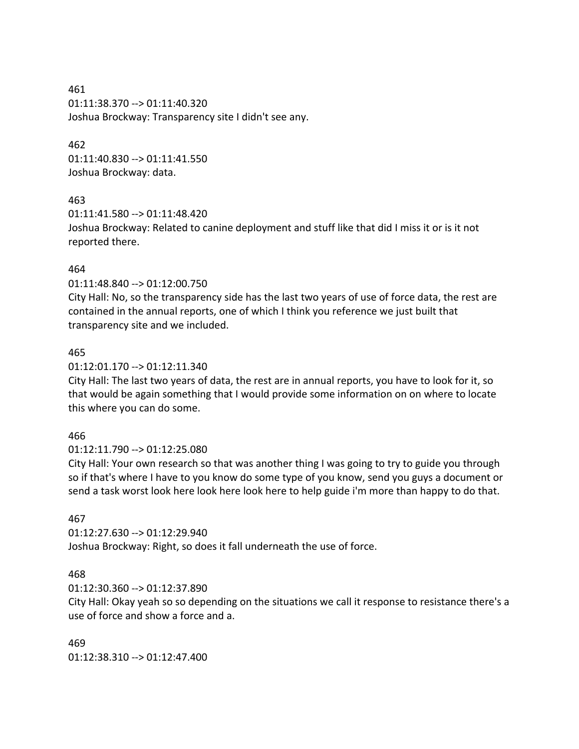461
01:11:38.370 --> 01:11:40.320
Joshua Brockway: Transparency site I didn't see any.

462
01:11:40.830 --> 01:11:41.550
Joshua Brockway: data.

463
01:11:41.580 --> 01:11:48.420
Joshua Brockway: Related to canine deployment and stuff like that did I miss it or is it not reported there.

464
01:11:48.840 --> 01:12:00.750
City Hall: No, so the transparency side has the last two years of use of force data, the rest are contained in the annual reports, one of which I think you reference we just built that transparency site and we included.

465
01:12:01.170 --> 01:12:11.340
City Hall: The last two years of data, the rest are in annual reports, you have to look for it, so that would be again something that I would provide some information on on where to locate this where you can do some.

466
01:12:11.790 --> 01:12:25.080
City Hall: Your own research so that was another thing I was going to try to guide you through so if that's where I have to you know do some type of you know, send you guys a document or send a task worst look here look here look here to help guide i'm more than happy to do that.

467
01:12:27.630 --> 01:12:29.940
Joshua Brockway: Right, so does it fall underneath the use of force.

468
01:12:30.360 --> 01:12:37.890
City Hall: Okay yeah so so depending on the situations we call it response to resistance there's a use of force and show a force and a.

469
01:12:38.310 --> 01:12:47.400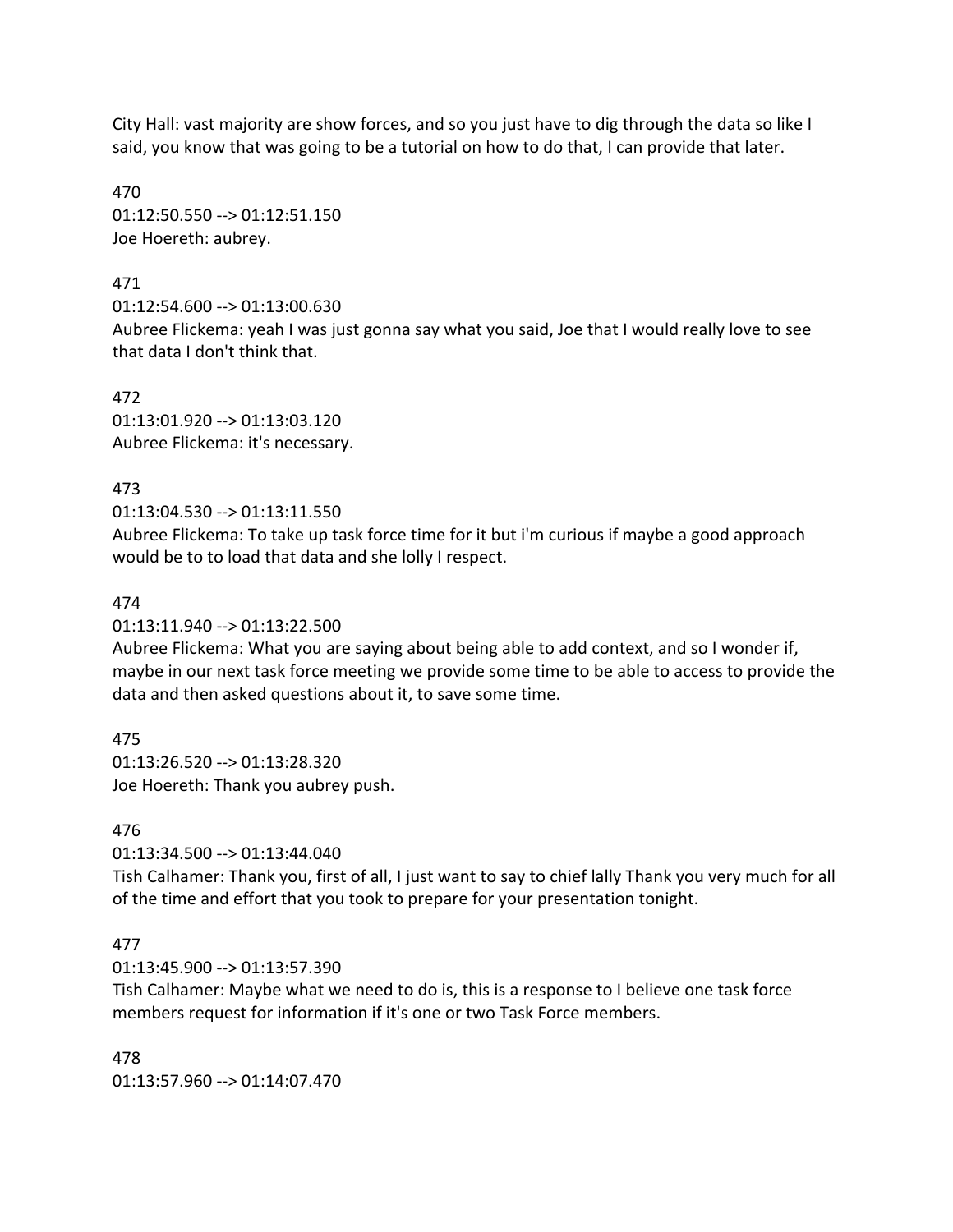City Hall: vast majority are show forces, and so you just have to dig through the data so like I said, you know that was going to be a tutorial on how to do that, I can provide that later.

470
01:12:50.550 --> 01:12:51.150
Joe Hoereth: aubrey.

471
01:12:54.600 --> 01:13:00.630
Aubree Flickema: yeah I was just gonna say what you said, Joe that I would really love to see that data I don't think that.

472
01:13:01.920 --> 01:13:03.120
Aubree Flickema: it's necessary.

473
01:13:04.530 --> 01:13:11.550
Aubree Flickema: To take up task force time for it but i'm curious if maybe a good approach would be to to load that data and she lolly I respect.

474
01:13:11.940 --> 01:13:22.500
Aubree Flickema: What you are saying about being able to add context, and so I wonder if, maybe in our next task force meeting we provide some time to be able to access to provide the data and then asked questions about it, to save some time.

475
01:13:26.520 --> 01:13:28.320
Joe Hoereth: Thank you aubrey push.

476
01:13:34.500 --> 01:13:44.040
Tish Calhamer: Thank you, first of all, I just want to say to chief lally Thank you very much for all of the time and effort that you took to prepare for your presentation tonight.

477
01:13:45.900 --> 01:13:57.390
Tish Calhamer: Maybe what we need to do is, this is a response to I believe one task force members request for information if it's one or two Task Force members.

478
01:13:57.960 --> 01:14:07.470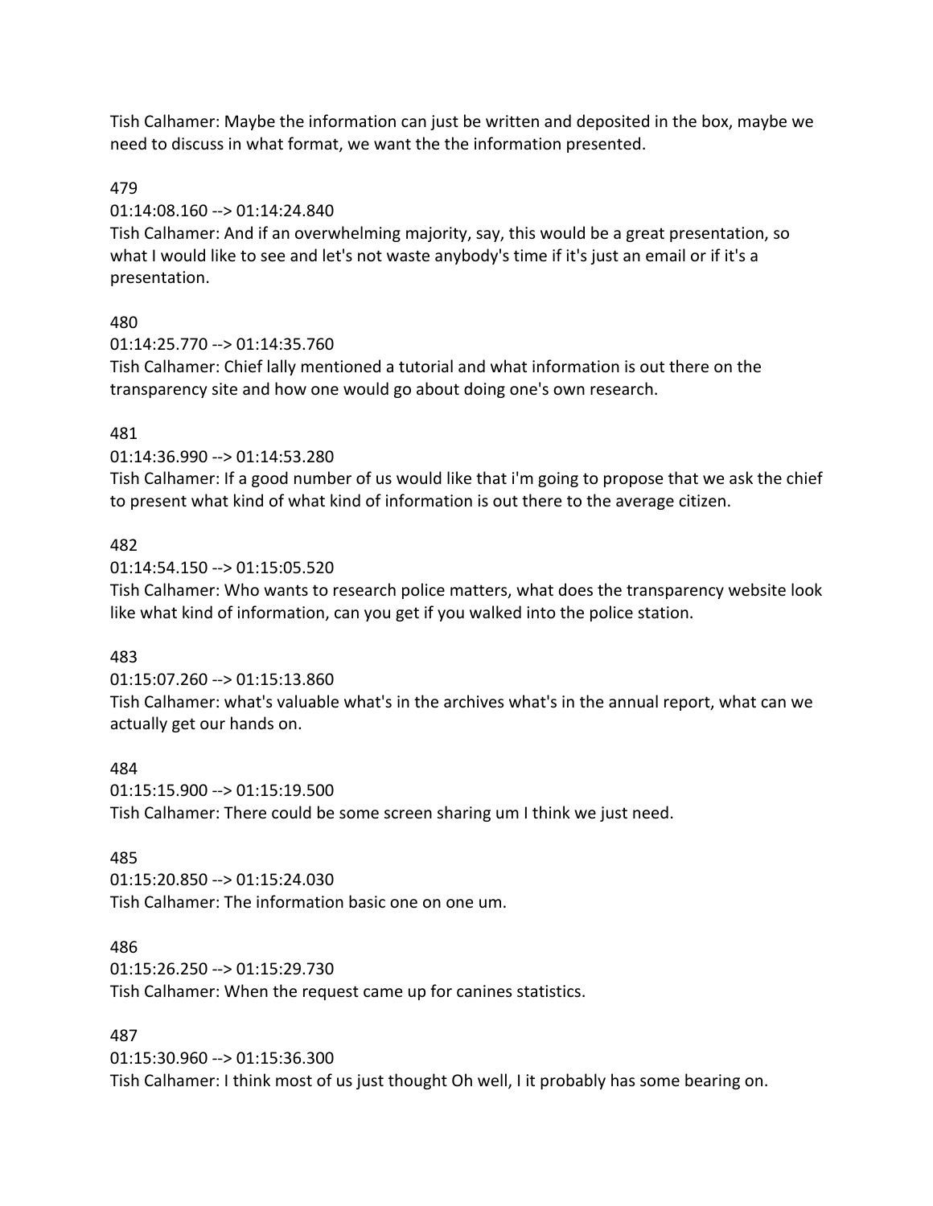Tish Calhamer: Maybe the information can just be written and deposited in the box, maybe we need to discuss in what format, we want the the information presented.

479

01:14:08.160 --> 01:14:24.840

Tish Calhamer: And if an overwhelming majority, say, this would be a great presentation, so what I would like to see and let's not waste anybody's time if it's just an email or if it's a presentation.

480

01:14:25.770 --> 01:14:35.760

Tish Calhamer: Chief lally mentioned a tutorial and what information is out there on the transparency site and how one would go about doing one's own research.

481

01:14:36.990 --> 01:14:53.280

Tish Calhamer: If a good number of us would like that i'm going to propose that we ask the chief to present what kind of what kind of information is out there to the average citizen.

482

01:14:54.150 --> 01:15:05.520

Tish Calhamer: Who wants to research police matters, what does the transparency website look like what kind of information, can you get if you walked into the police station.

483

01:15:07.260 --> 01:15:13.860

Tish Calhamer: what's valuable what's in the archives what's in the annual report, what can we actually get our hands on.

484

01:15:15.900 --> 01:15:19.500

Tish Calhamer: There could be some screen sharing um I think we just need.

485

01:15:20.850 --> 01:15:24.030

Tish Calhamer: The information basic one on one um.

486

01:15:26.250 --> 01:15:29.730

Tish Calhamer: When the request came up for canines statistics.

487

01:15:30.960 --> 01:15:36.300

Tish Calhamer: I think most of us just thought Oh well, I it probably has some bearing on.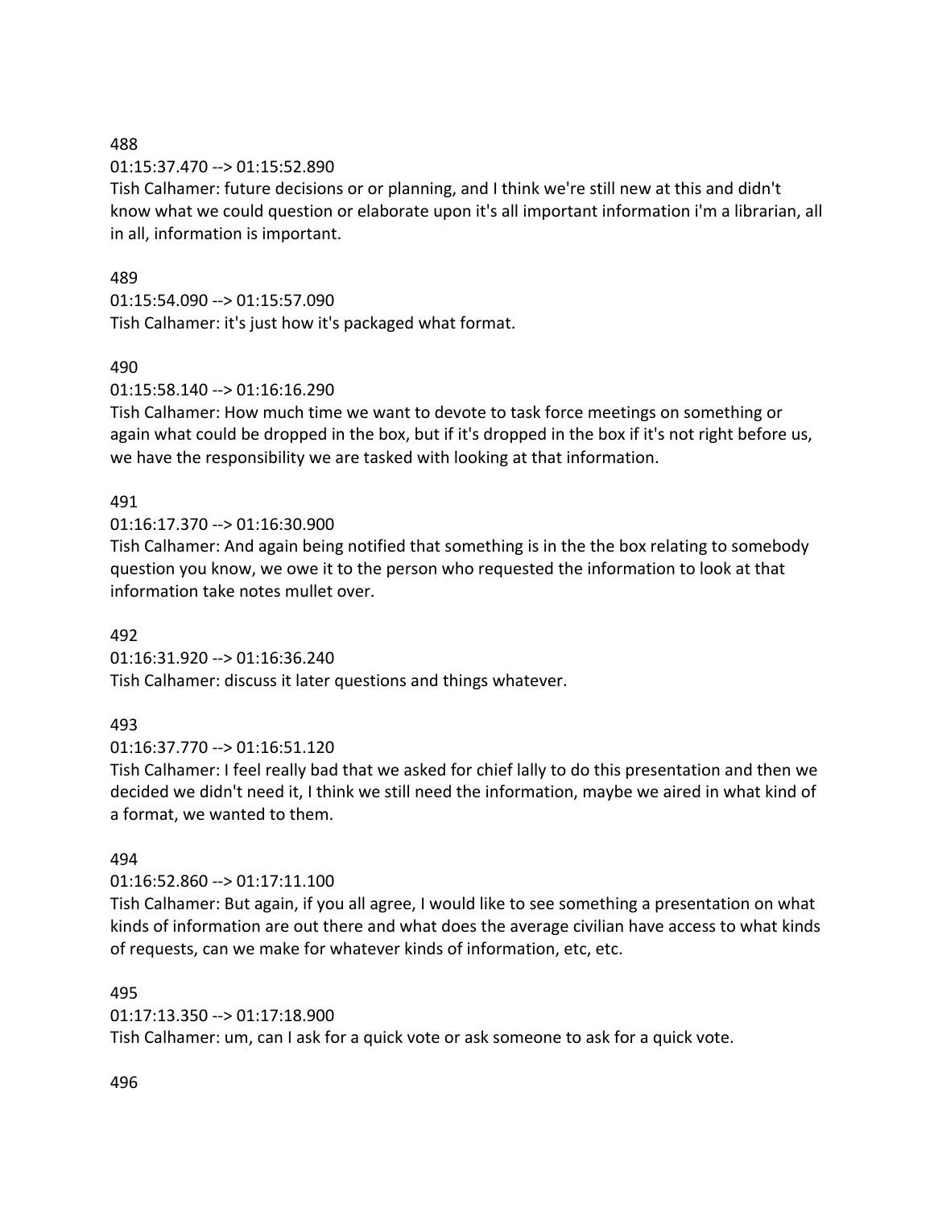488

01:15:37.470 --> 01:15:52.890

Tish Calhamer: future decisions or or planning, and I think we're still new at this and didn't know what we could question or elaborate upon it's all important information i'm a librarian, all in all, information is important.

489

01:15:54.090 --> 01:15:57.090

Tish Calhamer: it's just how it's packaged what format.

490

01:15:58.140 --> 01:16:16.290

Tish Calhamer: How much time we want to devote to task force meetings on something or again what could be dropped in the box, but if it's dropped in the box if it's not right before us, we have the responsibility we are tasked with looking at that information.

491

01:16:17.370 --> 01:16:30.900

Tish Calhamer: And again being notified that something is in the the box relating to somebody question you know, we owe it to the person who requested the information to look at that information take notes mullet over.

492

01:16:31.920 --> 01:16:36.240

Tish Calhamer: discuss it later questions and things whatever.

493

01:16:37.770 --> 01:16:51.120

Tish Calhamer: I feel really bad that we asked for chief lally to do this presentation and then we decided we didn't need it, I think we still need the information, maybe we aired in what kind of a format, we wanted to them.

494

01:16:52.860 --> 01:17:11.100

Tish Calhamer: But again, if you all agree, I would like to see something a presentation on what kinds of information are out there and what does the average civilian have access to what kinds of requests, can we make for whatever kinds of information, etc, etc.

495

01:17:13.350 --> 01:17:18.900

Tish Calhamer: um, can I ask for a quick vote or ask someone to ask for a quick vote.

496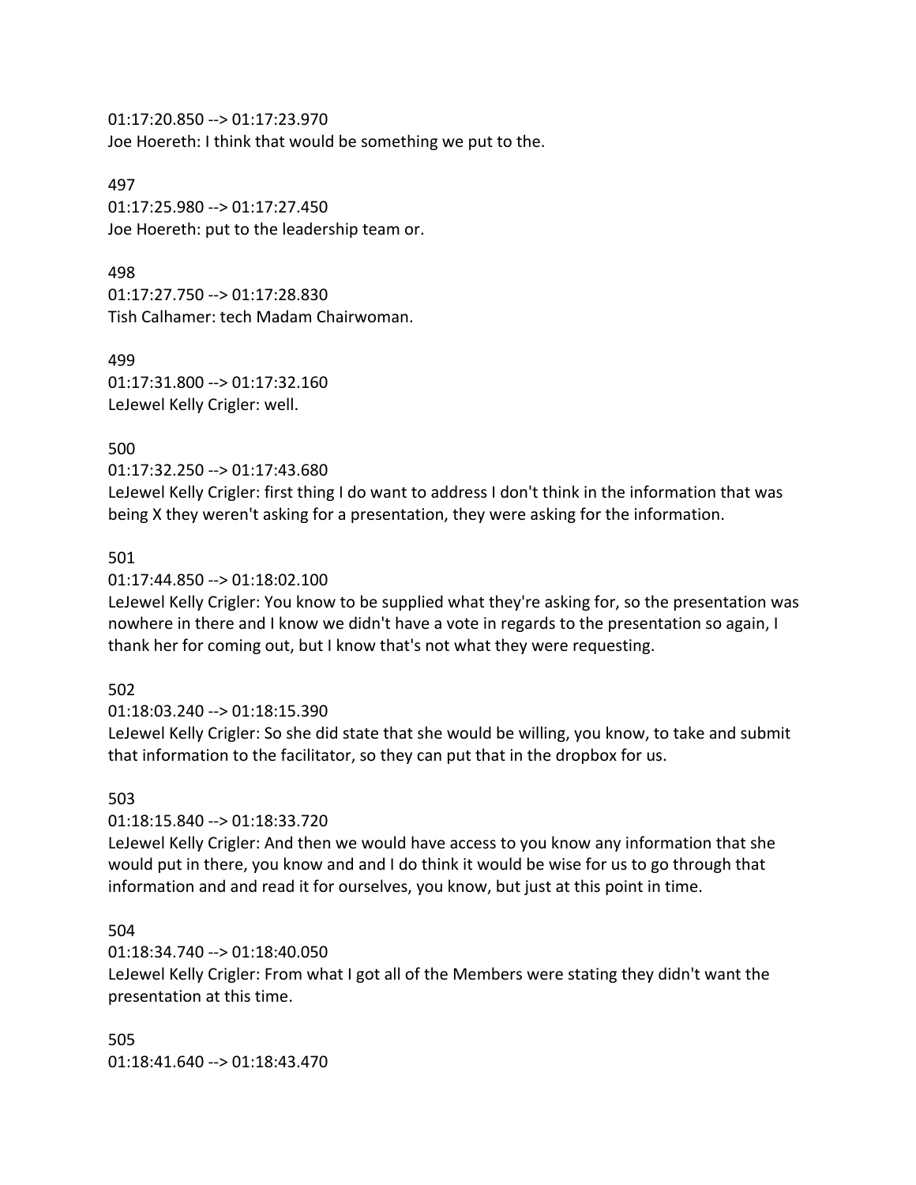01:17:20.850 --> 01:17:23.970
Joe Hoereth: I think that would be something we put to the.

497
01:17:25.980 --> 01:17:27.450
Joe Hoereth: put to the leadership team or.

498
01:17:27.750 --> 01:17:28.830
Tish Calhamer: tech Madam Chairwoman.

499
01:17:31.800 --> 01:17:32.160
LeJewel Kelly Crigler: well.

500
01:17:32.250 --> 01:17:43.680
LeJewel Kelly Crigler: first thing I do want to address I don't think in the information that was being X they weren't asking for a presentation, they were asking for the information.

501
01:17:44.850 --> 01:18:02.100
LeJewel Kelly Crigler: You know to be supplied what they're asking for, so the presentation was nowhere in there and I know we didn't have a vote in regards to the presentation so again, I thank her for coming out, but I know that's not what they were requesting.

502
01:18:03.240 --> 01:18:15.390
LeJewel Kelly Crigler: So she did state that she would be willing, you know, to take and submit that information to the facilitator, so they can put that in the dropbox for us.

503
01:18:15.840 --> 01:18:33.720
LeJewel Kelly Crigler: And then we would have access to you know any information that she would put in there, you know and and I do think it would be wise for us to go through that information and and read it for ourselves, you know, but just at this point in time.

504
01:18:34.740 --> 01:18:40.050
LeJewel Kelly Crigler: From what I got all of the Members were stating they didn't want the presentation at this time.

505
01:18:41.640 --> 01:18:43.470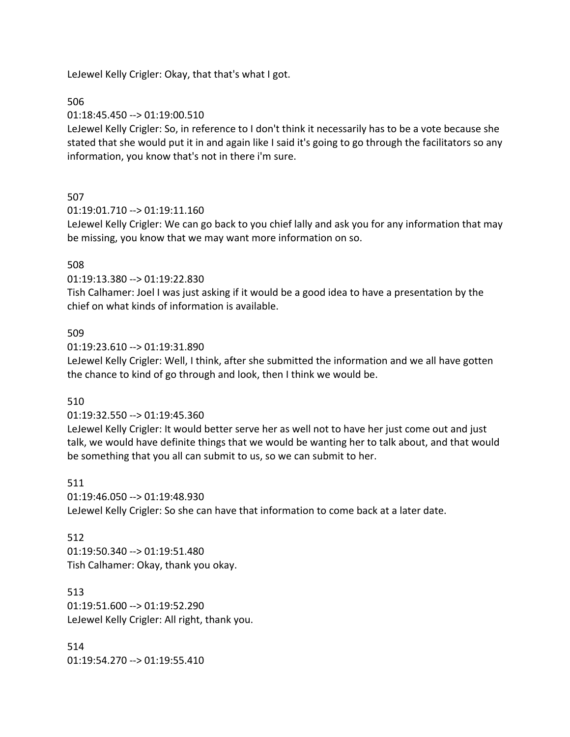LeJewel Kelly Crigler: Okay, that that's what I got.

506

01:18:45.450 --> 01:19:00.510

LeJewel Kelly Crigler: So, in reference to I don't think it necessarily has to be a vote because she stated that she would put it in and again like I said it's going to go through the facilitators so any information, you know that's not in there i'm sure.

507

01:19:01.710 --> 01:19:11.160

LeJewel Kelly Crigler: We can go back to you chief lally and ask you for any information that may be missing, you know that we may want more information on so.

508

01:19:13.380 --> 01:19:22.830

Tish Calhamer: Joel I was just asking if it would be a good idea to have a presentation by the chief on what kinds of information is available.

509

01:19:23.610 --> 01:19:31.890

LeJewel Kelly Crigler: Well, I think, after she submitted the information and we all have gotten the chance to kind of go through and look, then I think we would be.

510

01:19:32.550 --> 01:19:45.360

LeJewel Kelly Crigler: It would better serve her as well not to have her just come out and just talk, we would have definite things that we would be wanting her to talk about, and that would be something that you all can submit to us, so we can submit to her.

511

01:19:46.050 --> 01:19:48.930

LeJewel Kelly Crigler: So she can have that information to come back at a later date.

512

01:19:50.340 --> 01:19:51.480

Tish Calhamer: Okay, thank you okay.

513

01:19:51.600 --> 01:19:52.290

LeJewel Kelly Crigler: All right, thank you.

514

01:19:54.270 --> 01:19:55.410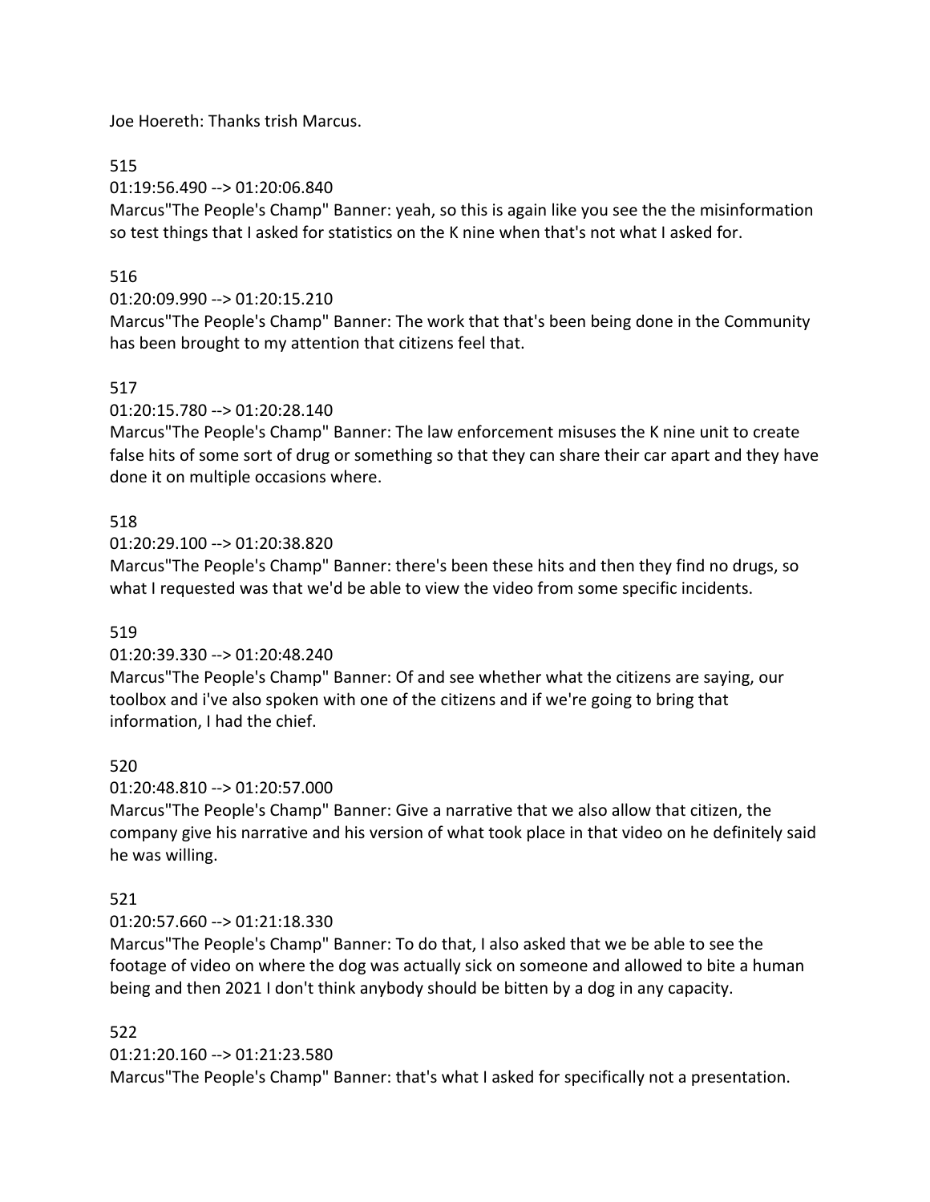Joe Hoereth: Thanks trish Marcus.

515

01:19:56.490 --> 01:20:06.840

Marcus"The People's Champ" Banner: yeah, so this is again like you see the the misinformation so test things that I asked for statistics on the K nine when that's not what I asked for.

516

01:20:09.990 --> 01:20:15.210

Marcus"The People's Champ" Banner: The work that that's been being done in the Community has been brought to my attention that citizens feel that.

517

01:20:15.780 --> 01:20:28.140

Marcus"The People's Champ" Banner: The law enforcement misuses the K nine unit to create false hits of some sort of drug or something so that they can share their car apart and they have done it on multiple occasions where.

518

01:20:29.100 --> 01:20:38.820

Marcus"The People's Champ" Banner: there's been these hits and then they find no drugs, so what I requested was that we'd be able to view the video from some specific incidents.

519

01:20:39.330 --> 01:20:48.240

Marcus"The People's Champ" Banner: Of and see whether what the citizens are saying, our toolbox and i've also spoken with one of the citizens and if we're going to bring that information, I had the chief.

520

01:20:48.810 --> 01:20:57.000

Marcus"The People's Champ" Banner: Give a narrative that we also allow that citizen, the company give his narrative and his version of what took place in that video on he definitely said he was willing.

521

01:20:57.660 --> 01:21:18.330

Marcus"The People's Champ" Banner: To do that, I also asked that we be able to see the footage of video on where the dog was actually sick on someone and allowed to bite a human being and then 2021 I don't think anybody should be bitten by a dog in any capacity.

522

01:21:20.160 --> 01:21:23.580

Marcus"The People's Champ" Banner: that's what I asked for specifically not a presentation.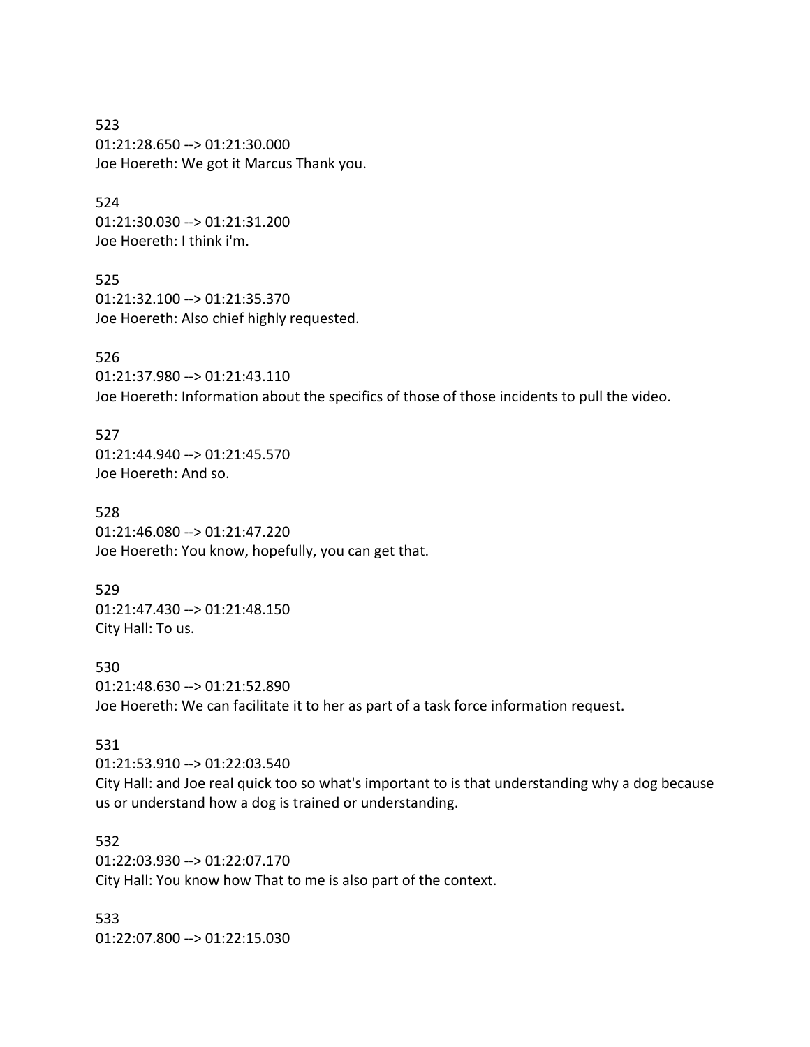523
01:21:28.650 --> 01:21:30.000
Joe Hoereth: We got it Marcus Thank you.

524
01:21:30.030 --> 01:21:31.200
Joe Hoereth: I think i'm.

525
01:21:32.100 --> 01:21:35.370
Joe Hoereth: Also chief highly requested.

526
01:21:37.980 --> 01:21:43.110
Joe Hoereth: Information about the specifics of those of those incidents to pull the video.

527
01:21:44.940 --> 01:21:45.570
Joe Hoereth: And so.

528
01:21:46.080 --> 01:21:47.220
Joe Hoereth: You know, hopefully, you can get that.

529
01:21:47.430 --> 01:21:48.150
City Hall: To us.

530
01:21:48.630 --> 01:21:52.890
Joe Hoereth: We can facilitate it to her as part of a task force information request.

531
01:21:53.910 --> 01:22:03.540
City Hall: and Joe real quick too so what's important to is that understanding why a dog because us or understand how a dog is trained or understanding.

532
01:22:03.930 --> 01:22:07.170
City Hall: You know how That to me is also part of the context.

533
01:22:07.800 --> 01:22:15.030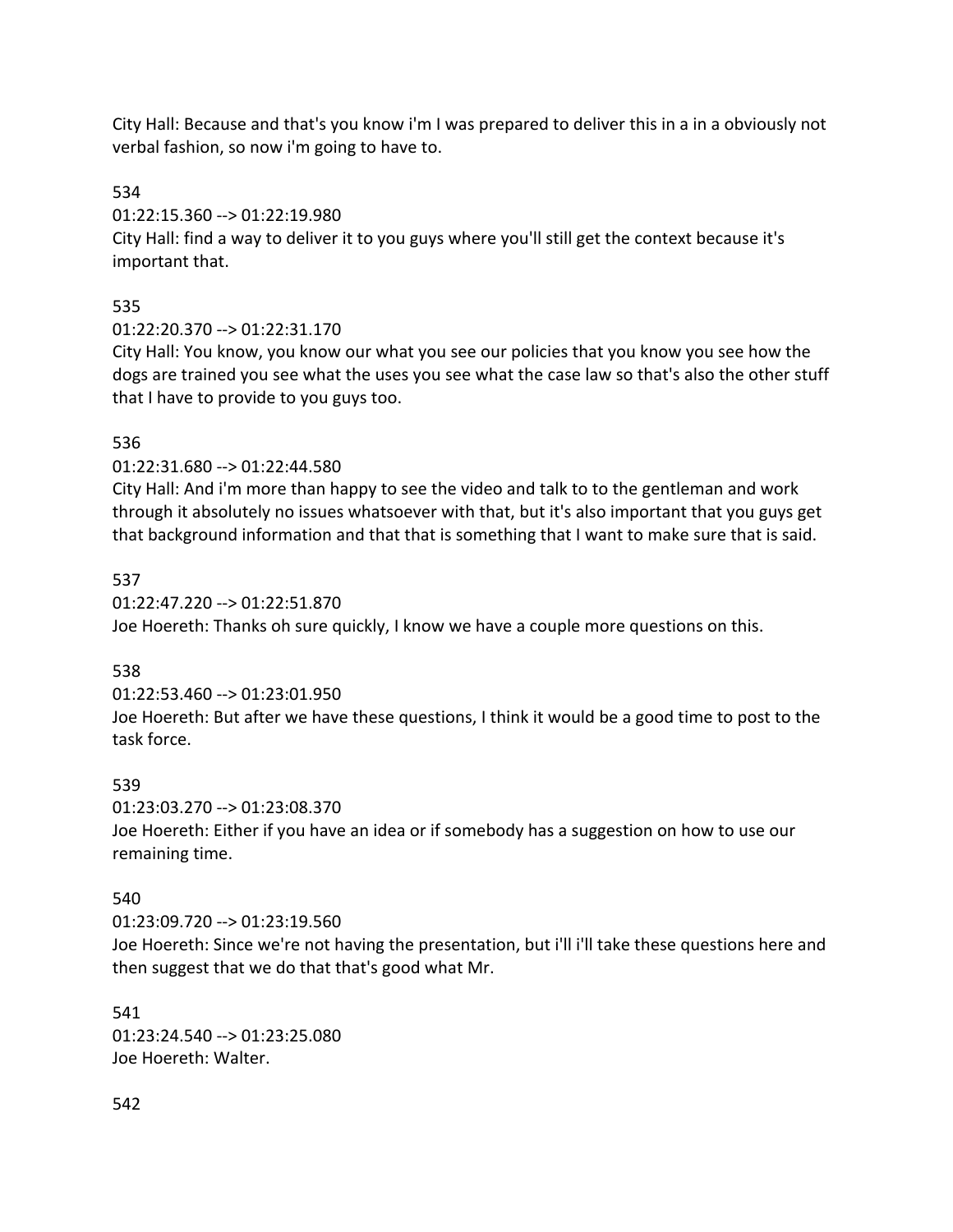City Hall: Because and that's you know i'm I was prepared to deliver this in a in a obviously not verbal fashion, so now i'm going to have to.

534

01:22:15.360 --> 01:22:19.980

City Hall: find a way to deliver it to you guys where you'll still get the context because it's important that.

535

01:22:20.370 --> 01:22:31.170

City Hall: You know, you know our what you see our policies that you know you see how the dogs are trained you see what the uses you see what the case law so that's also the other stuff that I have to provide to you guys too.

536

01:22:31.680 --> 01:22:44.580

City Hall: And i'm more than happy to see the video and talk to to the gentleman and work through it absolutely no issues whatsoever with that, but it's also important that you guys get that background information and that that is something that I want to make sure that is said.

537

01:22:47.220 --> 01:22:51.870

Joe Hoereth: Thanks oh sure quickly, I know we have a couple more questions on this.

538

01:22:53.460 --> 01:23:01.950

Joe Hoereth: But after we have these questions, I think it would be a good time to post to the task force.

539

01:23:03.270 --> 01:23:08.370

Joe Hoereth: Either if you have an idea or if somebody has a suggestion on how to use our remaining time.

540

01:23:09.720 --> 01:23:19.560

Joe Hoereth: Since we're not having the presentation, but i'll i'll take these questions here and then suggest that we do that that's good what Mr.

541

01:23:24.540 --> 01:23:25.080

Joe Hoereth: Walter.

542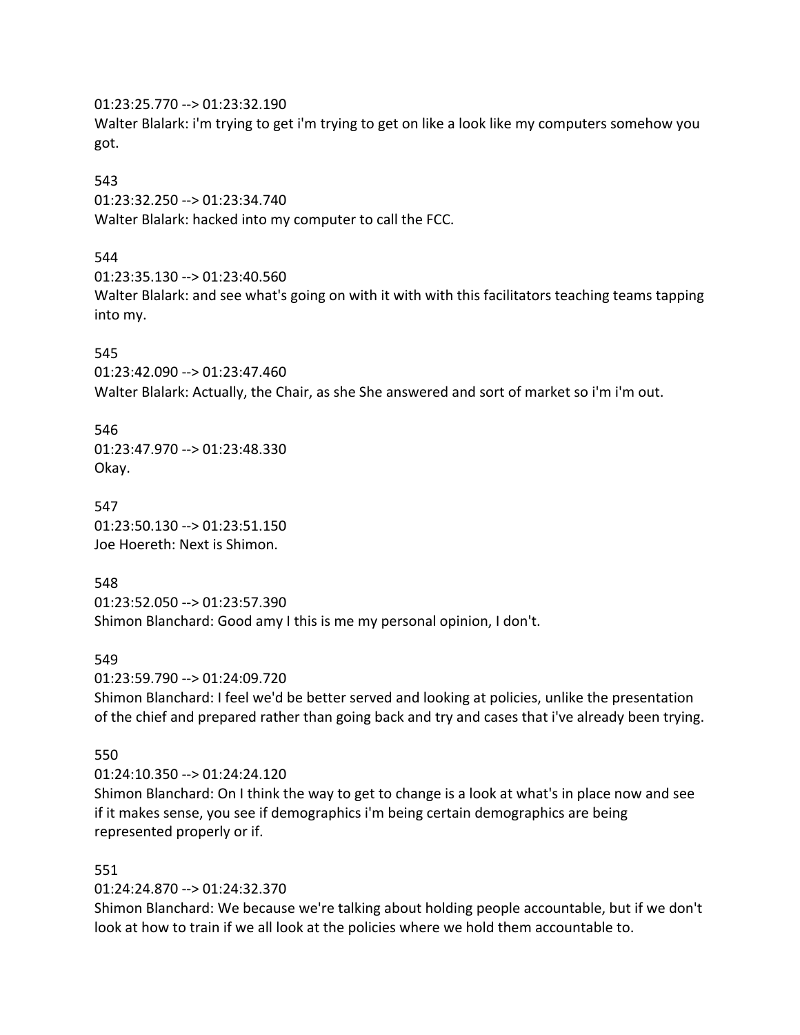01:23:25.770 --> 01:23:32.190
Walter Blalark: i'm trying to get i'm trying to get on like a look like my computers somehow you got.

543
01:23:32.250 --> 01:23:34.740
Walter Blalark: hacked into my computer to call the FCC.

544
01:23:35.130 --> 01:23:40.560
Walter Blalark: and see what's going on with it with with this facilitators teaching teams tapping into my.

545
01:23:42.090 --> 01:23:47.460
Walter Blalark: Actually, the Chair, as she She answered and sort of market so i'm i'm out.

546
01:23:47.970 --> 01:23:48.330
Okay.

547
01:23:50.130 --> 01:23:51.150
Joe Hoereth: Next is Shimon.

548
01:23:52.050 --> 01:23:57.390
Shimon Blanchard: Good amy I this is me my personal opinion, I don't.

549
01:23:59.790 --> 01:24:09.720
Shimon Blanchard: I feel we'd be better served and looking at policies, unlike the presentation of the chief and prepared rather than going back and try and cases that i've already been trying.

550
01:24:10.350 --> 01:24:24.120
Shimon Blanchard: On I think the way to get to change is a look at what's in place now and see if it makes sense, you see if demographics i'm being certain demographics are being represented properly or if.

551
01:24:24.870 --> 01:24:32.370
Shimon Blanchard: We because we're talking about holding people accountable, but if we don't look at how to train if we all look at the policies where we hold them accountable to.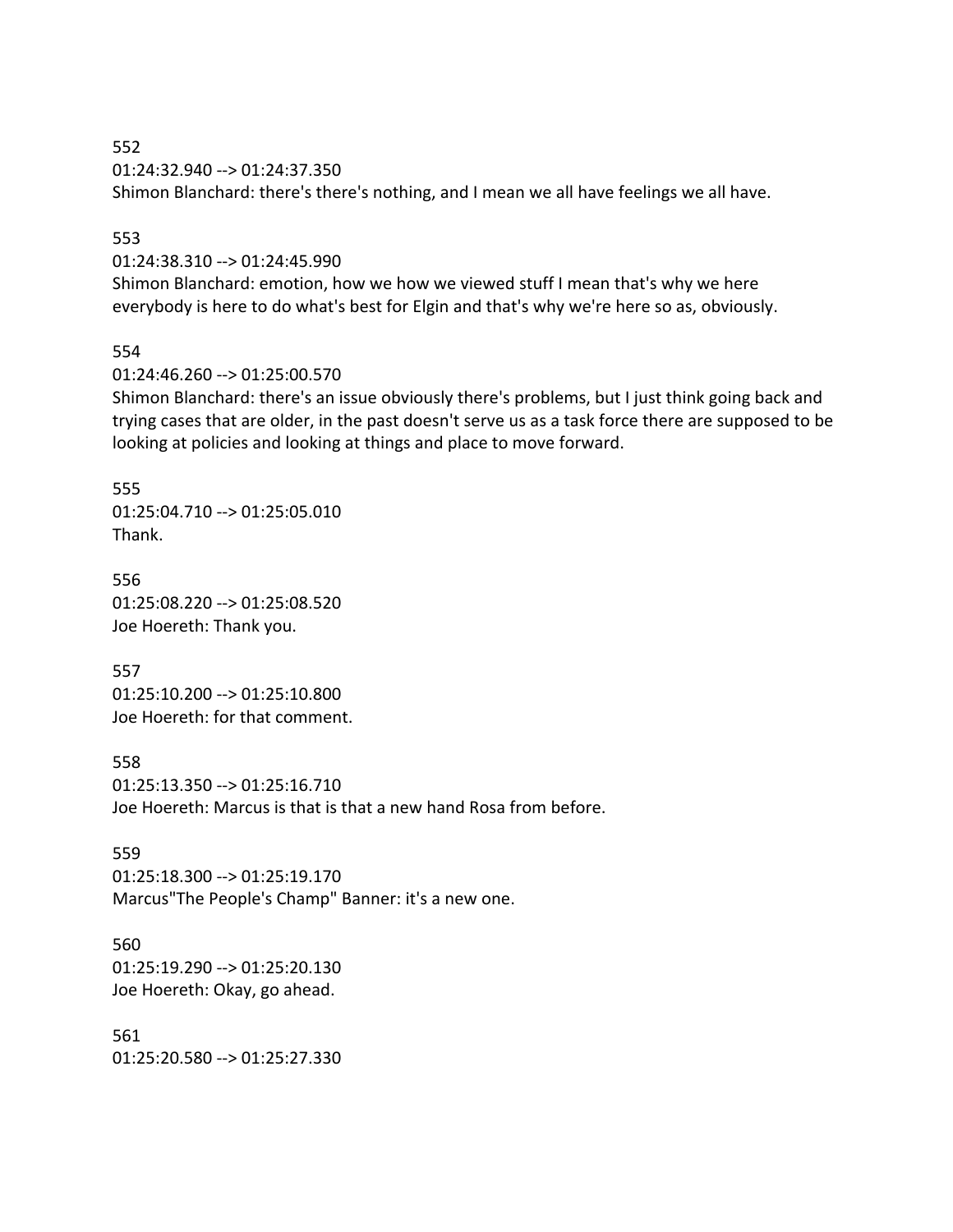552
01:24:32.940 --> 01:24:37.350
Shimon Blanchard: there's there's nothing, and I mean we all have feelings we all have.

553
01:24:38.310 --> 01:24:45.990
Shimon Blanchard: emotion, how we how we viewed stuff I mean that's why we here everybody is here to do what's best for Elgin and that's why we're here so as, obviously.

554
01:24:46.260 --> 01:25:00.570
Shimon Blanchard: there's an issue obviously there's problems, but I just think going back and trying cases that are older, in the past doesn't serve us as a task force there are supposed to be looking at policies and looking at things and place to move forward.

555
01:25:04.710 --> 01:25:05.010
Thank.

556
01:25:08.220 --> 01:25:08.520
Joe Hoereth: Thank you.

557
01:25:10.200 --> 01:25:10.800
Joe Hoereth: for that comment.

558
01:25:13.350 --> 01:25:16.710
Joe Hoereth: Marcus is that is that a new hand Rosa from before.

559
01:25:18.300 --> 01:25:19.170
Marcus"The People's Champ" Banner: it's a new one.

560
01:25:19.290 --> 01:25:20.130
Joe Hoereth: Okay, go ahead.

561
01:25:20.580 --> 01:25:27.330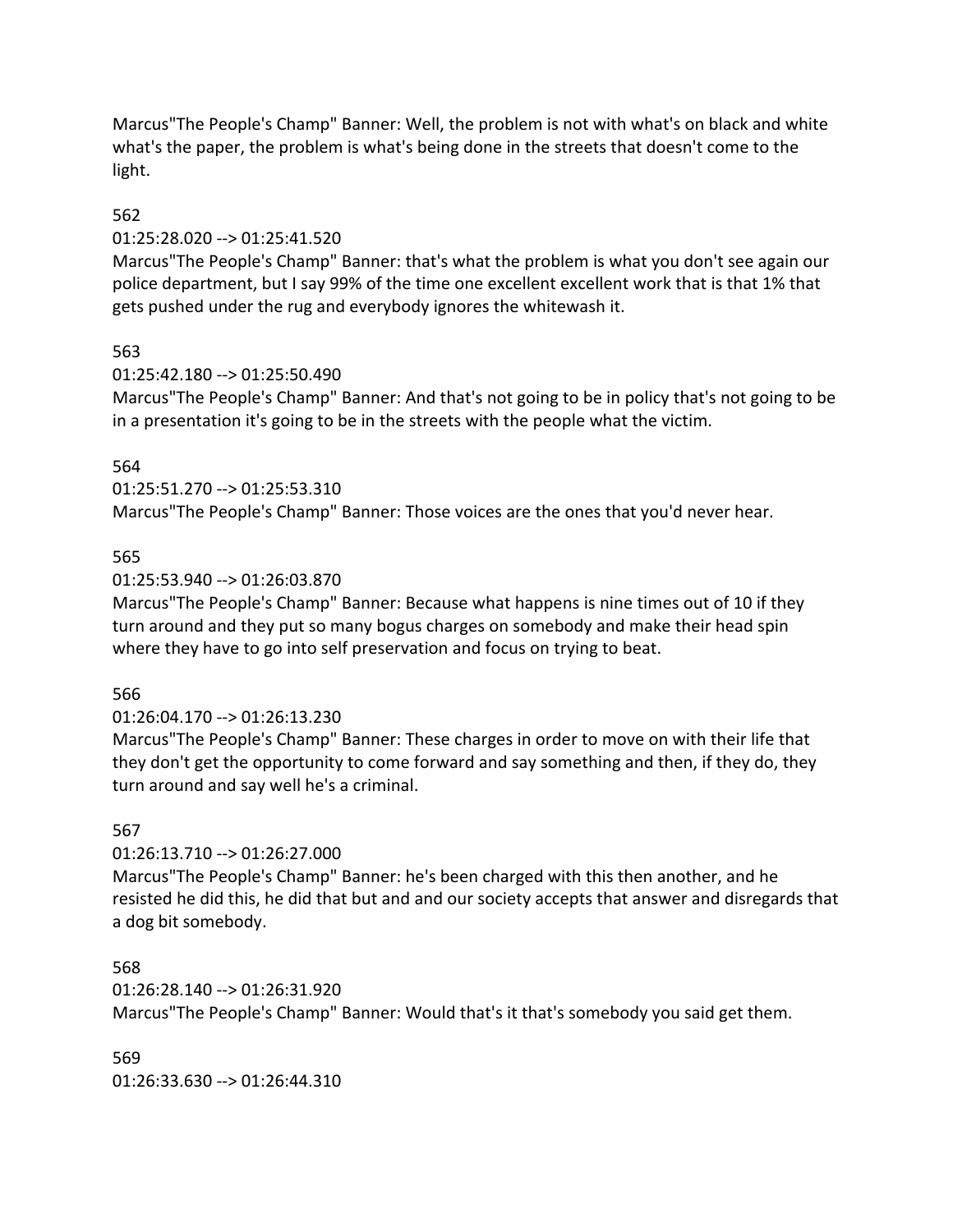Marcus"The People's Champ" Banner: Well, the problem is not with what's on black and white what's the paper, the problem is what's being done in the streets that doesn't come to the light.

562

01:25:28.020 --> 01:25:41.520

Marcus"The People's Champ" Banner: that's what the problem is what you don't see again our police department, but I say 99% of the time one excellent excellent work that is that 1% that gets pushed under the rug and everybody ignores the whitewash it.

563

01:25:42.180 --> 01:25:50.490

Marcus"The People's Champ" Banner: And that's not going to be in policy that's not going to be in a presentation it's going to be in the streets with the people what the victim.

564

01:25:51.270 --> 01:25:53.310

Marcus"The People's Champ" Banner: Those voices are the ones that you'd never hear.

565

01:25:53.940 --> 01:26:03.870

Marcus"The People's Champ" Banner: Because what happens is nine times out of 10 if they turn around and they put so many bogus charges on somebody and make their head spin where they have to go into self preservation and focus on trying to beat.

566

01:26:04.170 --> 01:26:13.230

Marcus"The People's Champ" Banner: These charges in order to move on with their life that they don't get the opportunity to come forward and say something and then, if they do, they turn around and say well he's a criminal.

567

01:26:13.710 --> 01:26:27.000

Marcus"The People's Champ" Banner: he's been charged with this then another, and he resisted he did this, he did that but and and our society accepts that answer and disregards that a dog bit somebody.

568

01:26:28.140 --> 01:26:31.920

Marcus"The People's Champ" Banner: Would that's it that's somebody you said get them.

569

01:26:33.630 --> 01:26:44.310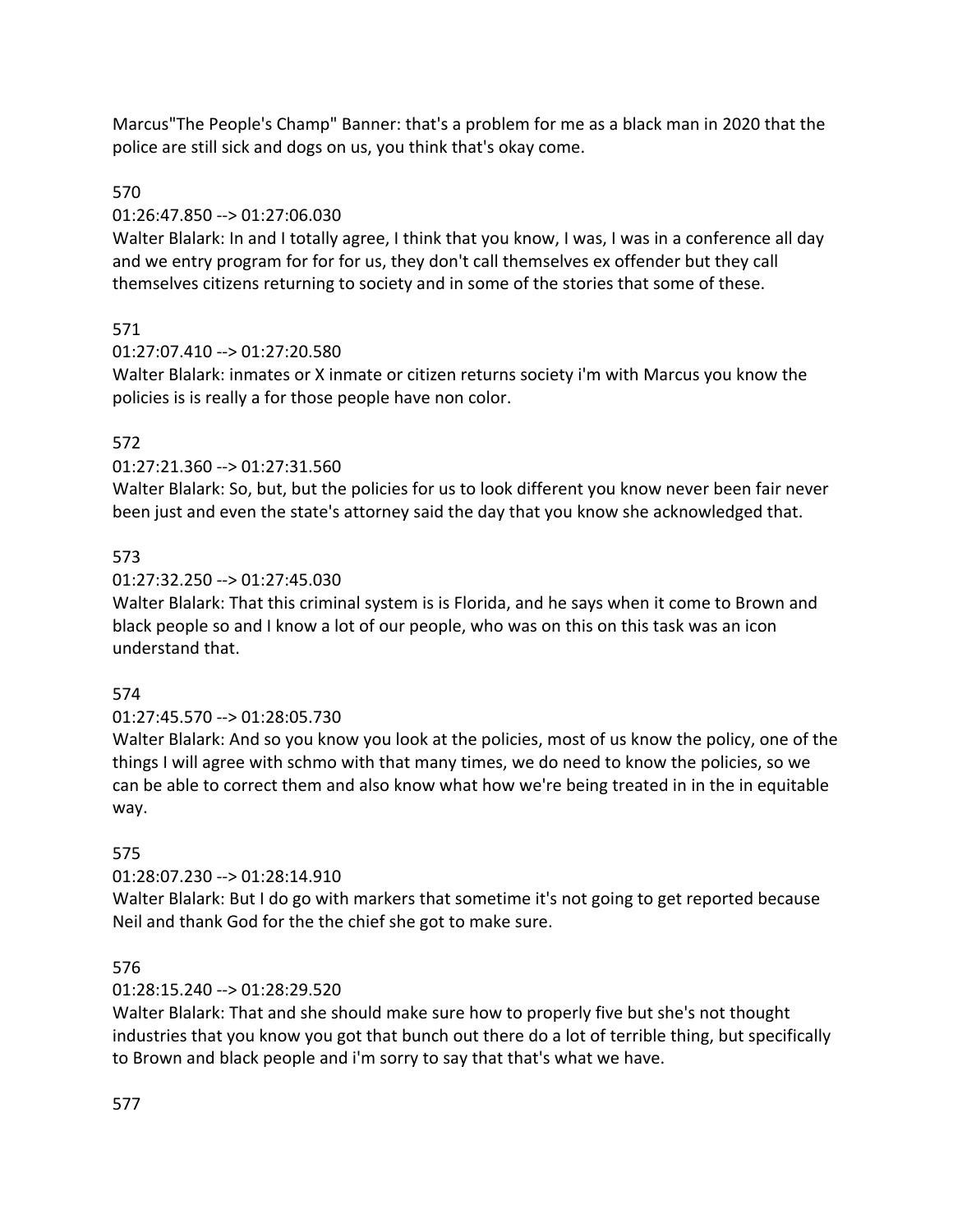Marcus"The People's Champ" Banner: that's a problem for me as a black man in 2020 that the police are still sick and dogs on us, you think that's okay come.

570

01:26:47.850 --> 01:27:06.030

Walter Blalark: In and I totally agree, I think that you know, I was, I was in a conference all day and we entry program for for for us, they don't call themselves ex offender but they call themselves citizens returning to society and in some of the stories that some of these.

571

01:27:07.410 --> 01:27:20.580

Walter Blalark: inmates or X inmate or citizen returns society i'm with Marcus you know the policies is is really a for those people have non color.

572

01:27:21.360 --> 01:27:31.560

Walter Blalark: So, but, but the policies for us to look different you know never been fair never been just and even the state's attorney said the day that you know she acknowledged that.

573

01:27:32.250 --> 01:27:45.030

Walter Blalark: That this criminal system is is Florida, and he says when it come to Brown and black people so and I know a lot of our people, who was on this on this task was an icon understand that.

574

01:27:45.570 --> 01:28:05.730

Walter Blalark: And so you know you look at the policies, most of us know the policy, one of the things I will agree with schmo with that many times, we do need to know the policies, so we can be able to correct them and also know what how we're being treated in in the in equitable way.

575

01:28:07.230 --> 01:28:14.910

Walter Blalark: But I do go with markers that sometime it's not going to get reported because Neil and thank God for the the chief she got to make sure.

576

01:28:15.240 --> 01:28:29.520

Walter Blalark: That and she should make sure how to properly five but she's not thought industries that you know you got that bunch out there do a lot of terrible thing, but specifically to Brown and black people and i'm sorry to say that that's what we have.

577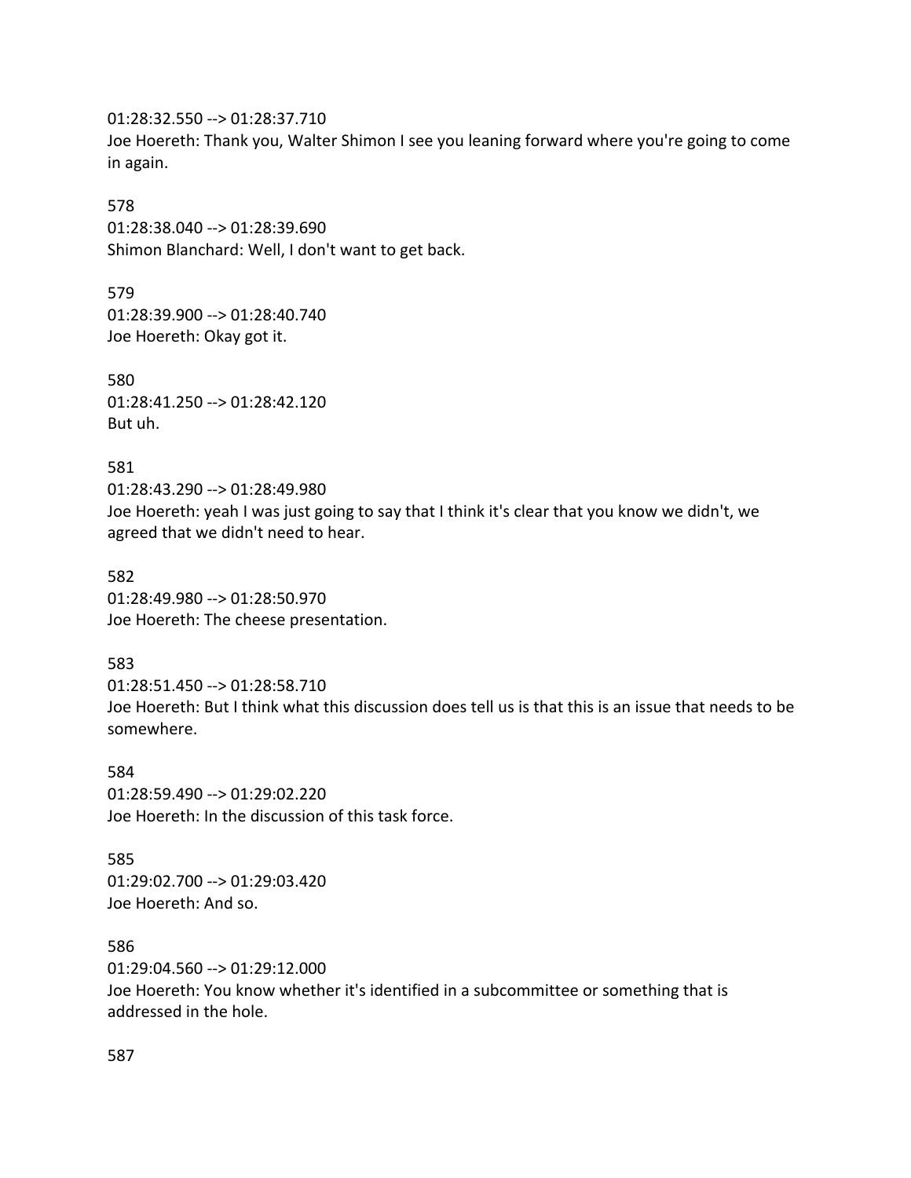01:28:32.550 --> 01:28:37.710
Joe Hoereth: Thank you, Walter Shimon I see you leaning forward where you're going to come in again.

578
01:28:38.040 --> 01:28:39.690
Shimon Blanchard: Well, I don't want to get back.

579
01:28:39.900 --> 01:28:40.740
Joe Hoereth: Okay got it.

580
01:28:41.250 --> 01:28:42.120
But uh.

581
01:28:43.290 --> 01:28:49.980
Joe Hoereth: yeah I was just going to say that I think it's clear that you know we didn't, we agreed that we didn't need to hear.

582
01:28:49.980 --> 01:28:50.970
Joe Hoereth: The cheese presentation.

583
01:28:51.450 --> 01:28:58.710
Joe Hoereth: But I think what this discussion does tell us is that this is an issue that needs to be somewhere.

584
01:28:59.490 --> 01:29:02.220
Joe Hoereth: In the discussion of this task force.

585
01:29:02.700 --> 01:29:03.420
Joe Hoereth: And so.

586
01:29:04.560 --> 01:29:12.000
Joe Hoereth: You know whether it's identified in a subcommittee or something that is addressed in the hole.

587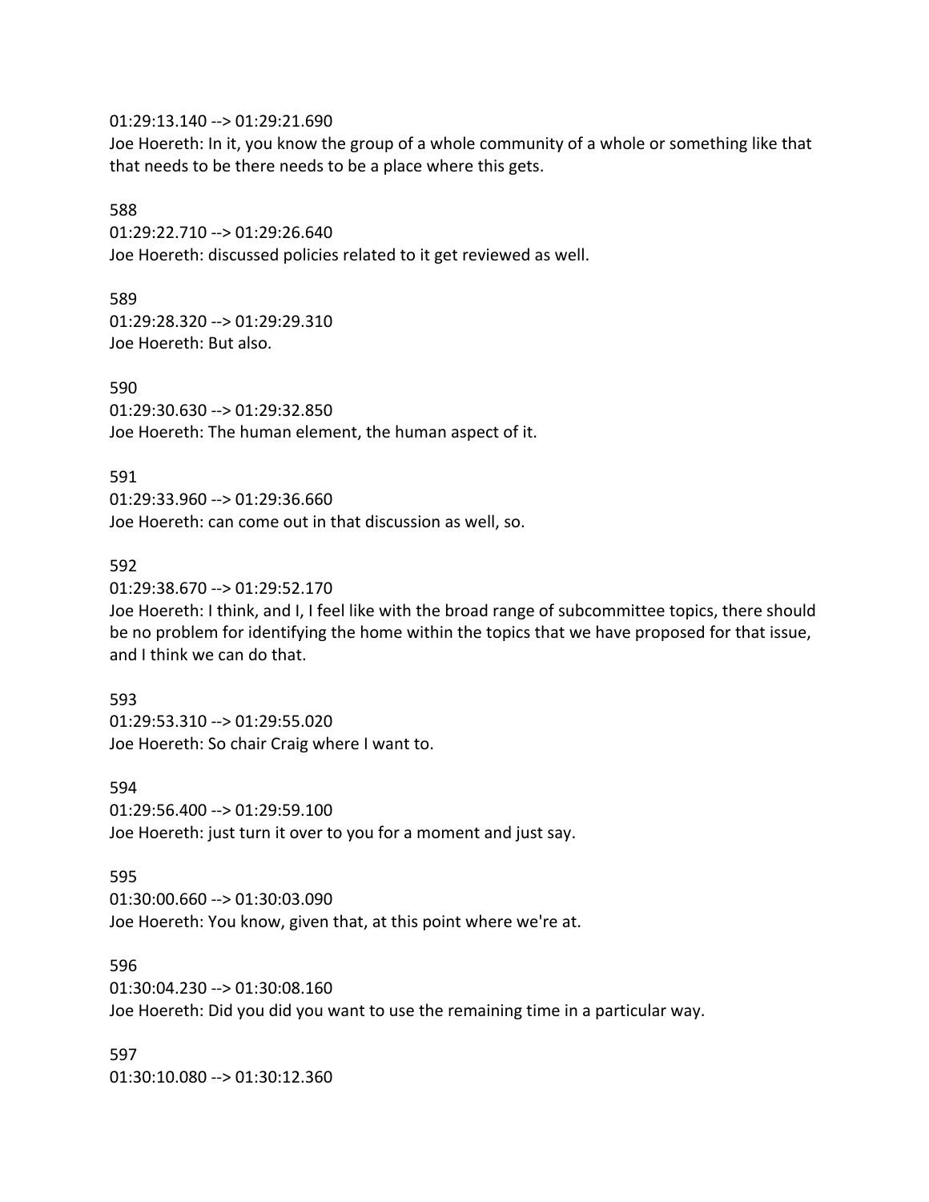01:29:13.140 --> 01:29:21.690
Joe Hoereth: In it, you know the group of a whole community of a whole or something like that that needs to be there needs to be a place where this gets.

588
01:29:22.710 --> 01:29:26.640
Joe Hoereth: discussed policies related to it get reviewed as well.

589
01:29:28.320 --> 01:29:29.310
Joe Hoereth: But also.

590
01:29:30.630 --> 01:29:32.850
Joe Hoereth: The human element, the human aspect of it.

591
01:29:33.960 --> 01:29:36.660
Joe Hoereth: can come out in that discussion as well, so.

592
01:29:38.670 --> 01:29:52.170
Joe Hoereth: I think, and I, I feel like with the broad range of subcommittee topics, there should be no problem for identifying the home within the topics that we have proposed for that issue, and I think we can do that.

593
01:29:53.310 --> 01:29:55.020
Joe Hoereth: So chair Craig where I want to.

594
01:29:56.400 --> 01:29:59.100
Joe Hoereth: just turn it over to you for a moment and just say.

595
01:30:00.660 --> 01:30:03.090
Joe Hoereth: You know, given that, at this point where we're at.

596
01:30:04.230 --> 01:30:08.160
Joe Hoereth: Did you did you want to use the remaining time in a particular way.

597
01:30:10.080 --> 01:30:12.360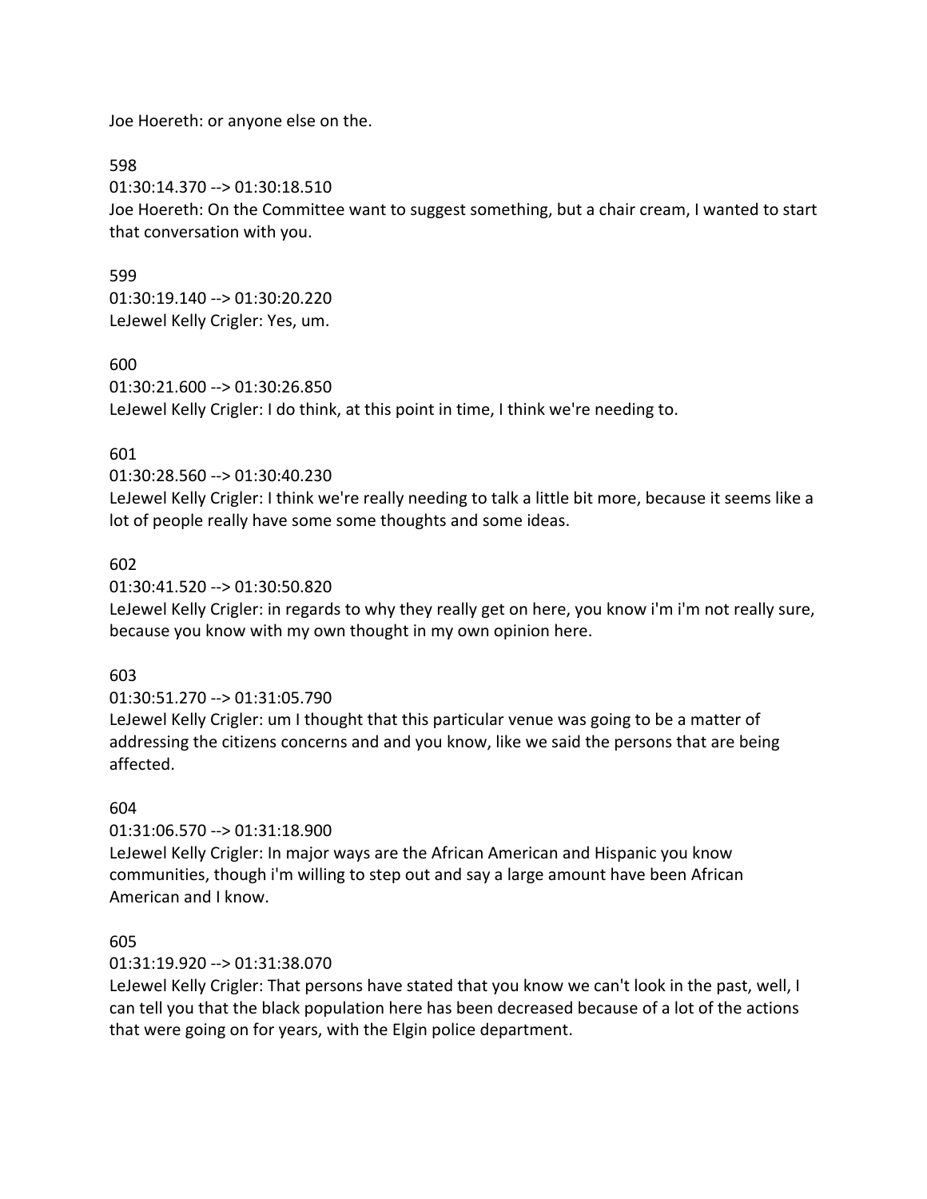Joe Hoereth: or anyone else on the.

598
01:30:14.370 --> 01:30:18.510
Joe Hoereth: On the Committee want to suggest something, but a chair cream, I wanted to start that conversation with you.

599
01:30:19.140 --> 01:30:20.220
LeJewel Kelly Crigler: Yes, um.

600
01:30:21.600 --> 01:30:26.850
LeJewel Kelly Crigler: I do think, at this point in time, I think we're needing to.

601
01:30:28.560 --> 01:30:40.230
LeJewel Kelly Crigler: I think we're really needing to talk a little bit more, because it seems like a lot of people really have some some thoughts and some ideas.

602
01:30:41.520 --> 01:30:50.820
LeJewel Kelly Crigler: in regards to why they really get on here, you know i'm i'm not really sure, because you know with my own thought in my own opinion here.

603
01:30:51.270 --> 01:31:05.790
LeJewel Kelly Crigler: um I thought that this particular venue was going to be a matter of addressing the citizens concerns and and you know, like we said the persons that are being affected.

604
01:31:06.570 --> 01:31:18.900
LeJewel Kelly Crigler: In major ways are the African American and Hispanic you know communities, though i'm willing to step out and say a large amount have been African American and I know.

605
01:31:19.920 --> 01:31:38.070
LeJewel Kelly Crigler: That persons have stated that you know we can't look in the past, well, I can tell you that the black population here has been decreased because of a lot of the actions that were going on for years, with the Elgin police department.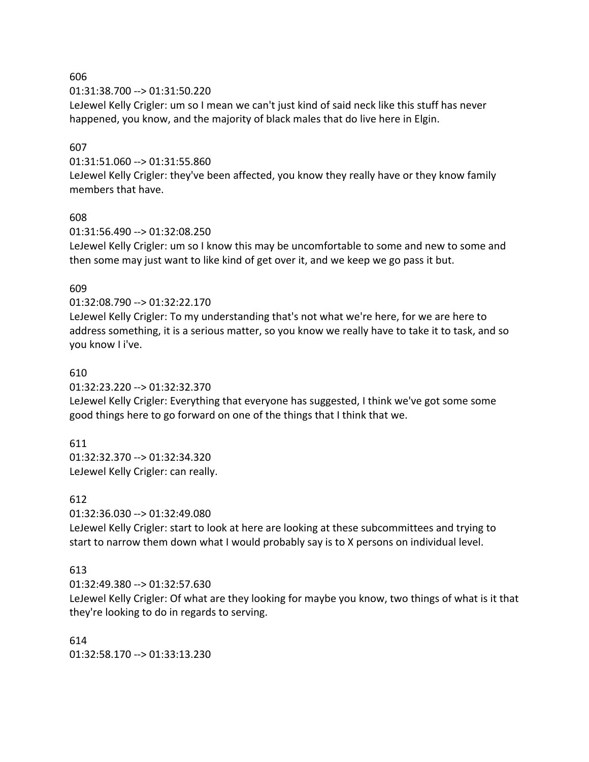606
01:31:38.700 --> 01:31:50.220
LeJewel Kelly Crigler: um so I mean we can't just kind of said neck like this stuff has never happened, you know, and the majority of black males that do live here in Elgin.

607
01:31:51.060 --> 01:31:55.860
LeJewel Kelly Crigler: they've been affected, you know they really have or they know family members that have.

608
01:31:56.490 --> 01:32:08.250
LeJewel Kelly Crigler: um so I know this may be uncomfortable to some and new to some and then some may just want to like kind of get over it, and we keep we go pass it but.

609
01:32:08.790 --> 01:32:22.170
LeJewel Kelly Crigler: To my understanding that's not what we're here, for we are here to address something, it is a serious matter, so you know we really have to take it to task, and so you know I i've.

610
01:32:23.220 --> 01:32:32.370
LeJewel Kelly Crigler: Everything that everyone has suggested, I think we've got some some good things here to go forward on one of the things that I think that we.

611
01:32:32.370 --> 01:32:34.320
LeJewel Kelly Crigler: can really.

612
01:32:36.030 --> 01:32:49.080
LeJewel Kelly Crigler: start to look at here are looking at these subcommittees and trying to start to narrow them down what I would probably say is to X persons on individual level.

613
01:32:49.380 --> 01:32:57.630
LeJewel Kelly Crigler: Of what are they looking for maybe you know, two things of what is it that they're looking to do in regards to serving.

614
01:32:58.170 --> 01:33:13.230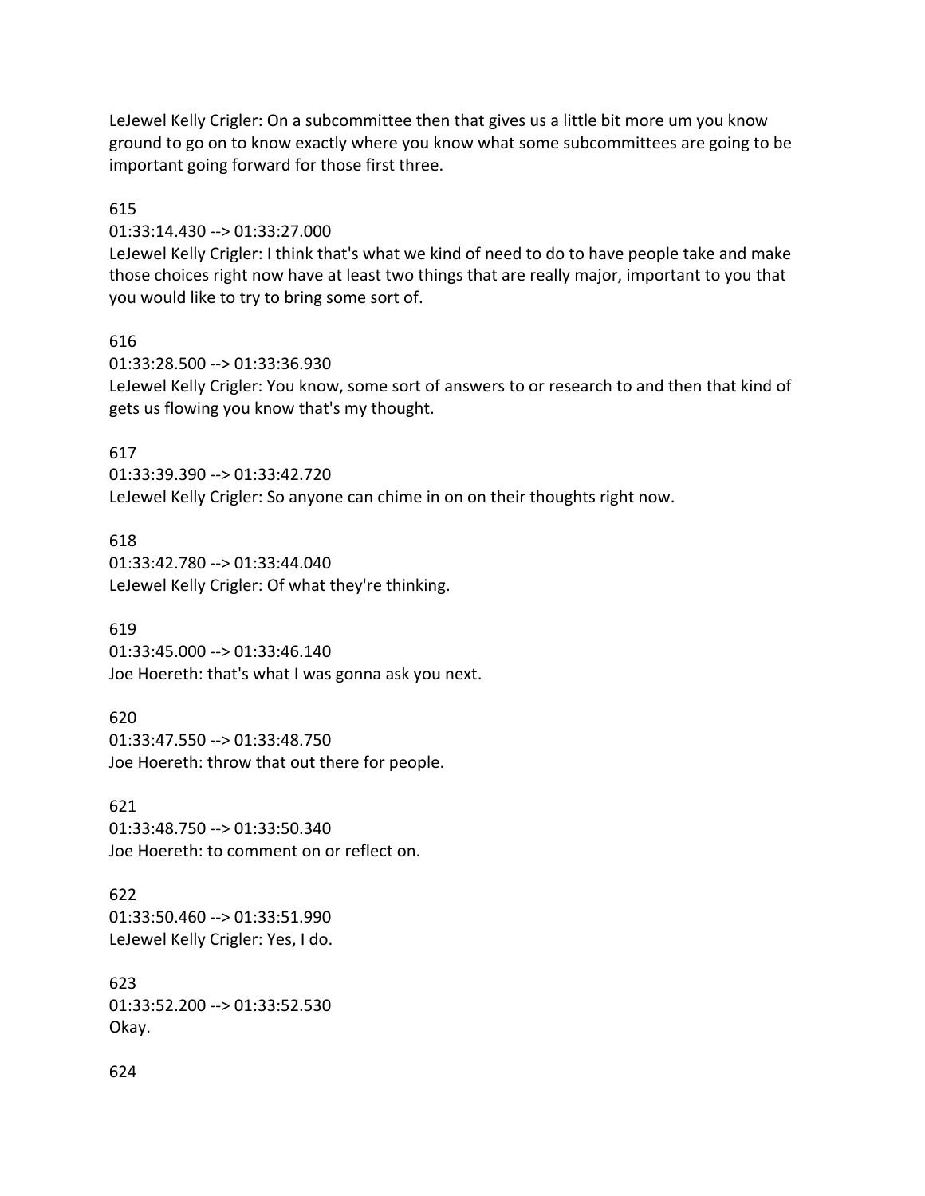LeJewel Kelly Crigler: On a subcommittee then that gives us a little bit more um you know ground to go on to know exactly where you know what some subcommittees are going to be important going forward for those first three.

615

01:33:14.430 --> 01:33:27.000

LeJewel Kelly Crigler: I think that's what we kind of need to do to have people take and make those choices right now have at least two things that are really major, important to you that you would like to try to bring some sort of.

616

01:33:28.500 --> 01:33:36.930

LeJewel Kelly Crigler: You know, some sort of answers to or research to and then that kind of gets us flowing you know that's my thought.

617

01:33:39.390 --> 01:33:42.720

LeJewel Kelly Crigler: So anyone can chime in on on their thoughts right now.

618

01:33:42.780 --> 01:33:44.040

LeJewel Kelly Crigler: Of what they're thinking.

619

01:33:45.000 --> 01:33:46.140

Joe Hoereth: that's what I was gonna ask you next.

620

01:33:47.550 --> 01:33:48.750

Joe Hoereth: throw that out there for people.

621

01:33:48.750 --> 01:33:50.340

Joe Hoereth: to comment on or reflect on.

622

01:33:50.460 --> 01:33:51.990

LeJewel Kelly Crigler: Yes, I do.

623

01:33:52.200 --> 01:33:52.530

Okay.

624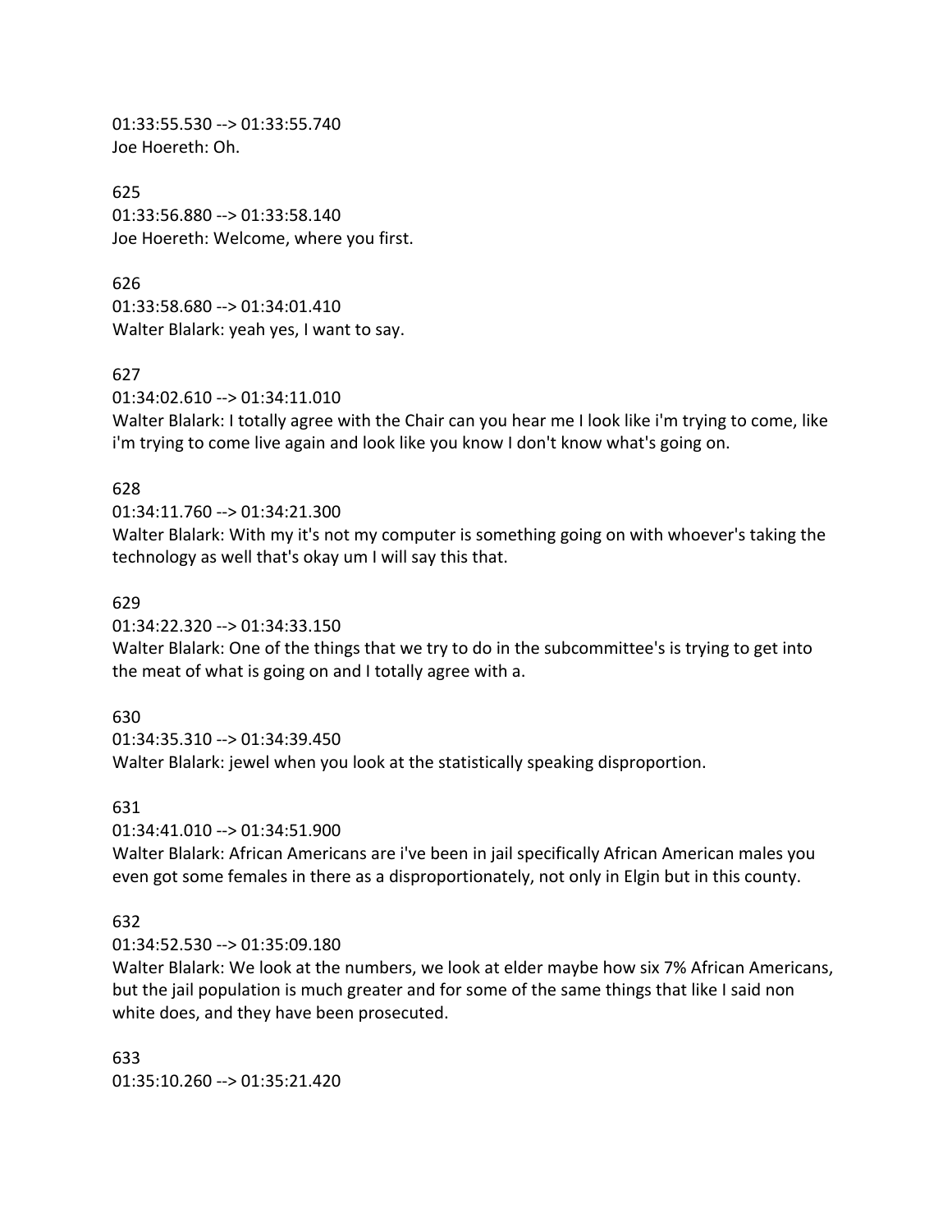01:33:55.530 --> 01:33:55.740
Joe Hoereth: Oh.

625
01:33:56.880 --> 01:33:58.140
Joe Hoereth: Welcome, where you first.

626
01:33:58.680 --> 01:34:01.410
Walter Blalark: yeah yes, I want to say.

627
01:34:02.610 --> 01:34:11.010
Walter Blalark: I totally agree with the Chair can you hear me I look like i'm trying to come, like i'm trying to come live again and look like you know I don't know what's going on.

628
01:34:11.760 --> 01:34:21.300
Walter Blalark: With my it's not my computer is something going on with whoever's taking the technology as well that's okay um I will say this that.

629
01:34:22.320 --> 01:34:33.150
Walter Blalark: One of the things that we try to do in the subcommittee's is trying to get into the meat of what is going on and I totally agree with a.

630
01:34:35.310 --> 01:34:39.450
Walter Blalark: jewel when you look at the statistically speaking disproportion.

631
01:34:41.010 --> 01:34:51.900
Walter Blalark: African Americans are i've been in jail specifically African American males you even got some females in there as a disproportionately, not only in Elgin but in this county.

632
01:34:52.530 --> 01:35:09.180
Walter Blalark: We look at the numbers, we look at elder maybe how six 7% African Americans, but the jail population is much greater and for some of the same things that like I said non white does, and they have been prosecuted.

633
01:35:10.260 --> 01:35:21.420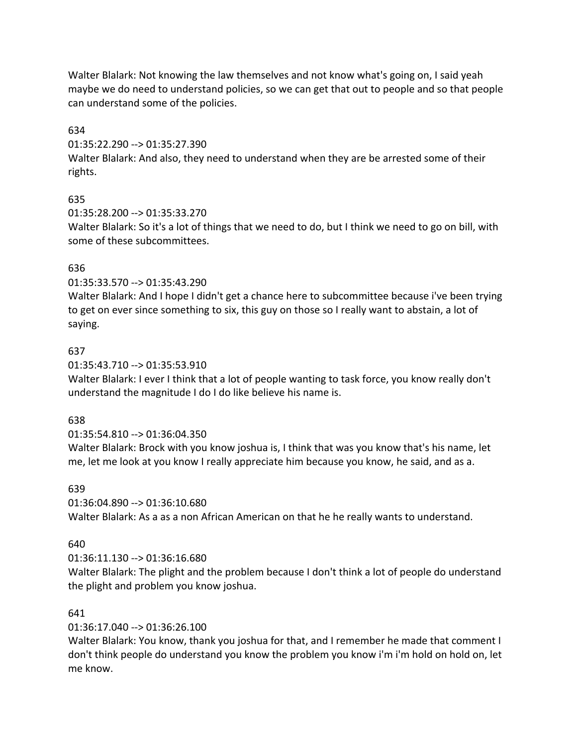Walter Blalark: Not knowing the law themselves and not know what's going on, I said yeah maybe we do need to understand policies, so we can get that out to people and so that people can understand some of the policies.

634
01:35:22.290 --> 01:35:27.390
Walter Blalark: And also, they need to understand when they are be arrested some of their rights.

635
01:35:28.200 --> 01:35:33.270
Walter Blalark: So it's a lot of things that we need to do, but I think we need to go on bill, with some of these subcommittees.

636
01:35:33.570 --> 01:35:43.290
Walter Blalark: And I hope I didn't get a chance here to subcommittee because i've been trying to get on ever since something to six, this guy on those so I really want to abstain, a lot of saying.

637
01:35:43.710 --> 01:35:53.910
Walter Blalark: I ever I think that a lot of people wanting to task force, you know really don't understand the magnitude I do I do like believe his name is.

638
01:35:54.810 --> 01:36:04.350
Walter Blalark: Brock with you know joshua is, I think that was you know that's his name, let me, let me look at you know I really appreciate him because you know, he said, and as a.

639
01:36:04.890 --> 01:36:10.680
Walter Blalark: As a as a non African American on that he he really wants to understand.

640
01:36:11.130 --> 01:36:16.680
Walter Blalark: The plight and the problem because I don't think a lot of people do understand the plight and problem you know joshua.

641
01:36:17.040 --> 01:36:26.100
Walter Blalark: You know, thank you joshua for that, and I remember he made that comment I don't think people do understand you know the problem you know i'm i'm hold on hold on, let me know.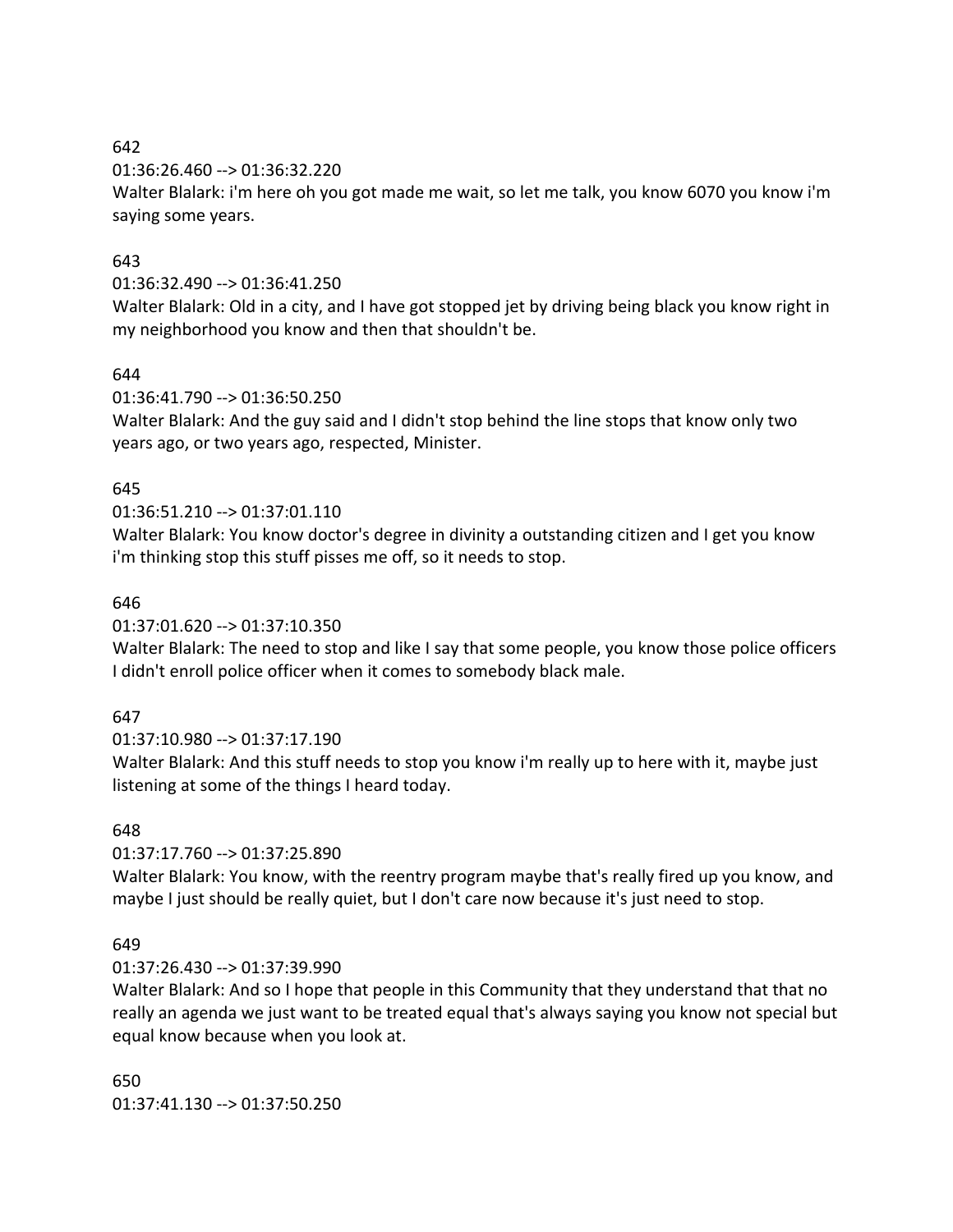642
01:36:26.460 --> 01:36:32.220
Walter Blalark: i'm here oh you got made me wait, so let me talk, you know 6070 you know i'm saying some years.

643
01:36:32.490 --> 01:36:41.250
Walter Blalark: Old in a city, and I have got stopped jet by driving being black you know right in my neighborhood you know and then that shouldn't be.

644
01:36:41.790 --> 01:36:50.250
Walter Blalark: And the guy said and I didn't stop behind the line stops that know only two years ago, or two years ago, respected, Minister.

645
01:36:51.210 --> 01:37:01.110
Walter Blalark: You know doctor's degree in divinity a outstanding citizen and I get you know i'm thinking stop this stuff pisses me off, so it needs to stop.

646
01:37:01.620 --> 01:37:10.350
Walter Blalark: The need to stop and like I say that some people, you know those police officers I didn't enroll police officer when it comes to somebody black male.

647
01:37:10.980 --> 01:37:17.190
Walter Blalark: And this stuff needs to stop you know i'm really up to here with it, maybe just listening at some of the things I heard today.

648
01:37:17.760 --> 01:37:25.890
Walter Blalark: You know, with the reentry program maybe that's really fired up you know, and maybe I just should be really quiet, but I don't care now because it's just need to stop.

649
01:37:26.430 --> 01:37:39.990
Walter Blalark: And so I hope that people in this Community that they understand that that no really an agenda we just want to be treated equal that's always saying you know not special but equal know because when you look at.

650
01:37:41.130 --> 01:37:50.250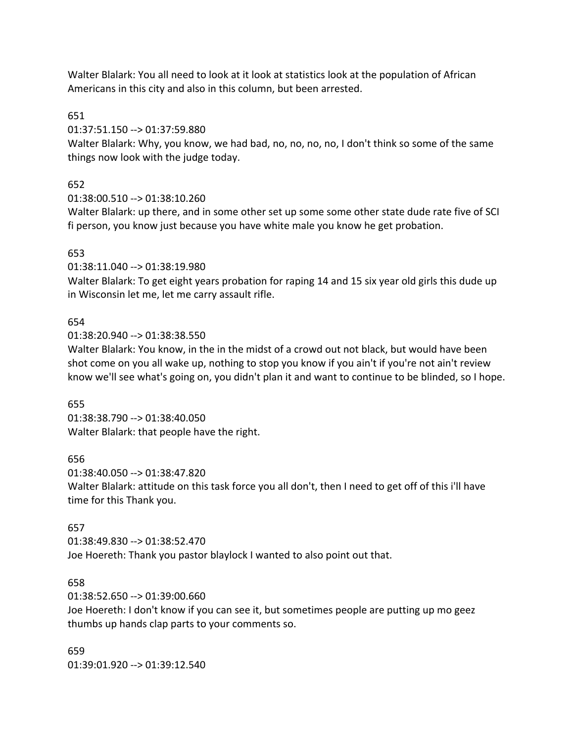Walter Blalark: You all need to look at it look at statistics look at the population of African Americans in this city and also in this column, but been arrested.

651

01:37:51.150 --> 01:37:59.880

Walter Blalark: Why, you know, we had bad, no, no, no, no, I don't think so some of the same things now look with the judge today.

652

01:38:00.510 --> 01:38:10.260

Walter Blalark: up there, and in some other set up some some other state dude rate five of SCI fi person, you know just because you have white male you know he get probation.

653

01:38:11.040 --> 01:38:19.980

Walter Blalark: To get eight years probation for raping 14 and 15 six year old girls this dude up in Wisconsin let me, let me carry assault rifle.

654

01:38:20.940 --> 01:38:38.550

Walter Blalark: You know, in the in the midst of a crowd out not black, but would have been shot come on you all wake up, nothing to stop you know if you ain't if you're not ain't review know we'll see what's going on, you didn't plan it and want to continue to be blinded, so I hope.

655

01:38:38.790 --> 01:38:40.050

Walter Blalark: that people have the right.

656

01:38:40.050 --> 01:38:47.820

Walter Blalark: attitude on this task force you all don't, then I need to get off of this i'll have time for this Thank you.

657

01:38:49.830 --> 01:38:52.470

Joe Hoereth: Thank you pastor blaylock I wanted to also point out that.

658

01:38:52.650 --> 01:39:00.660

Joe Hoereth: I don't know if you can see it, but sometimes people are putting up mo geez thumbs up hands clap parts to your comments so.

659

01:39:01.920 --> 01:39:12.540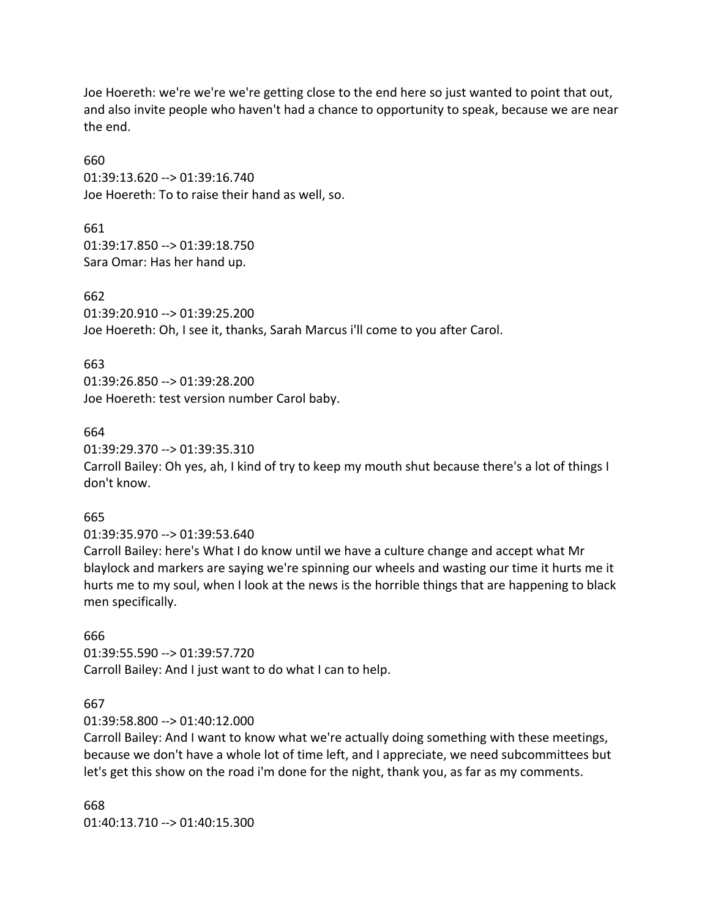Joe Hoereth: we're we're we're getting close to the end here so just wanted to point that out, and also invite people who haven't had a chance to opportunity to speak, because we are near the end.

660
01:39:13.620 --> 01:39:16.740
Joe Hoereth: To to raise their hand as well, so.

661
01:39:17.850 --> 01:39:18.750
Sara Omar: Has her hand up.

662
01:39:20.910 --> 01:39:25.200
Joe Hoereth: Oh, I see it, thanks, Sarah Marcus i'll come to you after Carol.

663
01:39:26.850 --> 01:39:28.200
Joe Hoereth: test version number Carol baby.

664
01:39:29.370 --> 01:39:35.310
Carroll Bailey: Oh yes, ah, I kind of try to keep my mouth shut because there's a lot of things I don't know.

665
01:39:35.970 --> 01:39:53.640
Carroll Bailey: here's What I do know until we have a culture change and accept what Mr blaylock and markers are saying we're spinning our wheels and wasting our time it hurts me it hurts me to my soul, when I look at the news is the horrible things that are happening to black men specifically.

666
01:39:55.590 --> 01:39:57.720
Carroll Bailey: And I just want to do what I can to help.

667
01:39:58.800 --> 01:40:12.000
Carroll Bailey: And I want to know what we're actually doing something with these meetings, because we don't have a whole lot of time left, and I appreciate, we need subcommittees but let's get this show on the road i'm done for the night, thank you, as far as my comments.

668
01:40:13.710 --> 01:40:15.300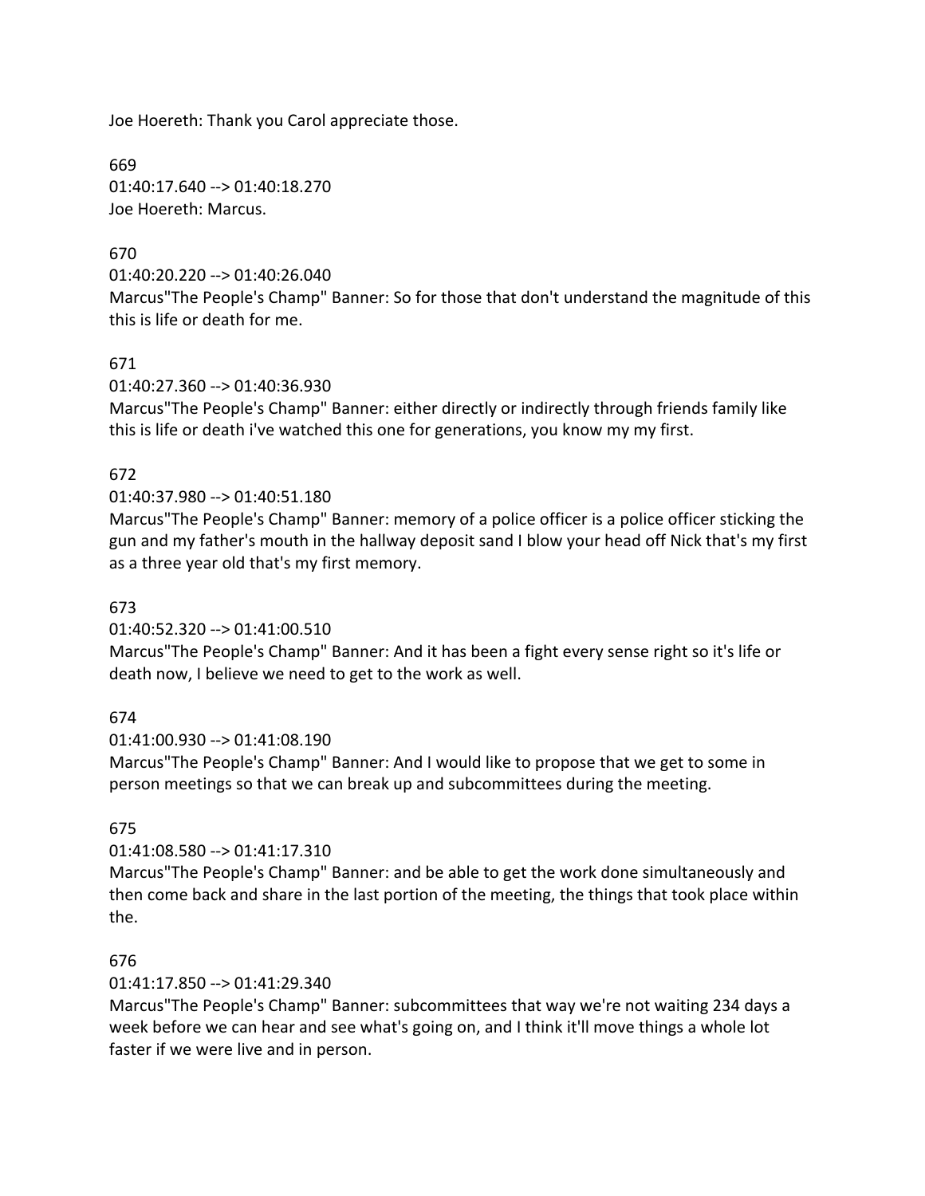Joe Hoereth: Thank you Carol appreciate those.

669
01:40:17.640 --> 01:40:18.270
Joe Hoereth: Marcus.

670
01:40:20.220 --> 01:40:26.040
Marcus"The People's Champ" Banner: So for those that don't understand the magnitude of this this is life or death for me.

671
01:40:27.360 --> 01:40:36.930
Marcus"The People's Champ" Banner: either directly or indirectly through friends family like this is life or death i've watched this one for generations, you know my my first.

672
01:40:37.980 --> 01:40:51.180
Marcus"The People's Champ" Banner: memory of a police officer is a police officer sticking the gun and my father's mouth in the hallway deposit sand I blow your head off Nick that's my first as a three year old that's my first memory.

673
01:40:52.320 --> 01:41:00.510
Marcus"The People's Champ" Banner: And it has been a fight every sense right so it's life or death now, I believe we need to get to the work as well.

674
01:41:00.930 --> 01:41:08.190
Marcus"The People's Champ" Banner: And I would like to propose that we get to some in person meetings so that we can break up and subcommittees during the meeting.

675
01:41:08.580 --> 01:41:17.310
Marcus"The People's Champ" Banner: and be able to get the work done simultaneously and then come back and share in the last portion of the meeting, the things that took place within the.

676
01:41:17.850 --> 01:41:29.340
Marcus"The People's Champ" Banner: subcommittees that way we're not waiting 234 days a week before we can hear and see what's going on, and I think it'll move things a whole lot faster if we were live and in person.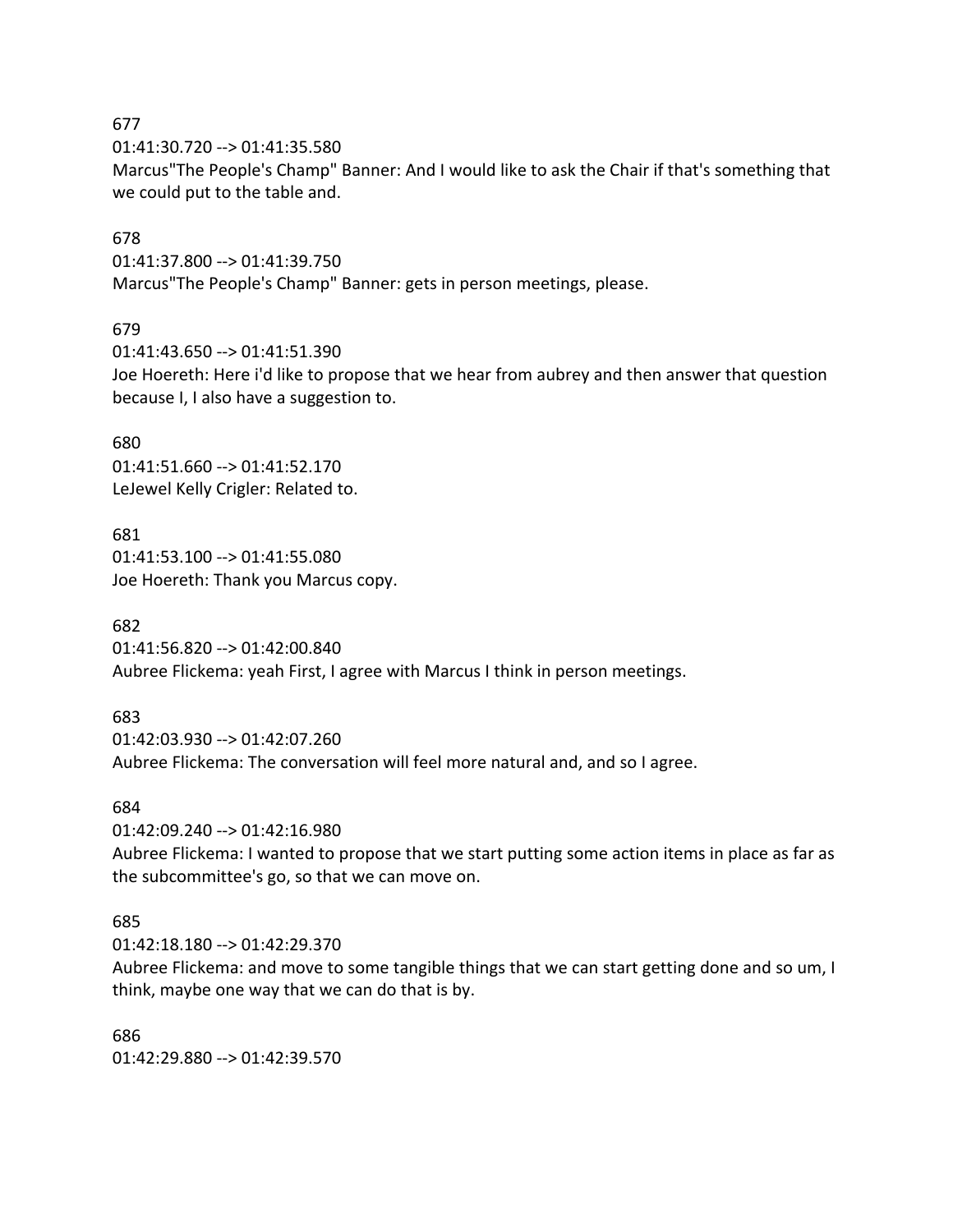677
01:41:30.720 --> 01:41:35.580
Marcus"The People's Champ" Banner: And I would like to ask the Chair if that's something that we could put to the table and.

678
01:41:37.800 --> 01:41:39.750
Marcus"The People's Champ" Banner: gets in person meetings, please.

679
01:41:43.650 --> 01:41:51.390
Joe Hoereth: Here i'd like to propose that we hear from aubrey and then answer that question because I, I also have a suggestion to.

680
01:41:51.660 --> 01:41:52.170
LeJewel Kelly Crigler: Related to.

681
01:41:53.100 --> 01:41:55.080
Joe Hoereth: Thank you Marcus copy.

682
01:41:56.820 --> 01:42:00.840
Aubree Flickema: yeah First, I agree with Marcus I think in person meetings.

683
01:42:03.930 --> 01:42:07.260
Aubree Flickema: The conversation will feel more natural and, and so I agree.

684
01:42:09.240 --> 01:42:16.980
Aubree Flickema: I wanted to propose that we start putting some action items in place as far as the subcommittee's go, so that we can move on.

685
01:42:18.180 --> 01:42:29.370
Aubree Flickema: and move to some tangible things that we can start getting done and so um, I think, maybe one way that we can do that is by.

686
01:42:29.880 --> 01:42:39.570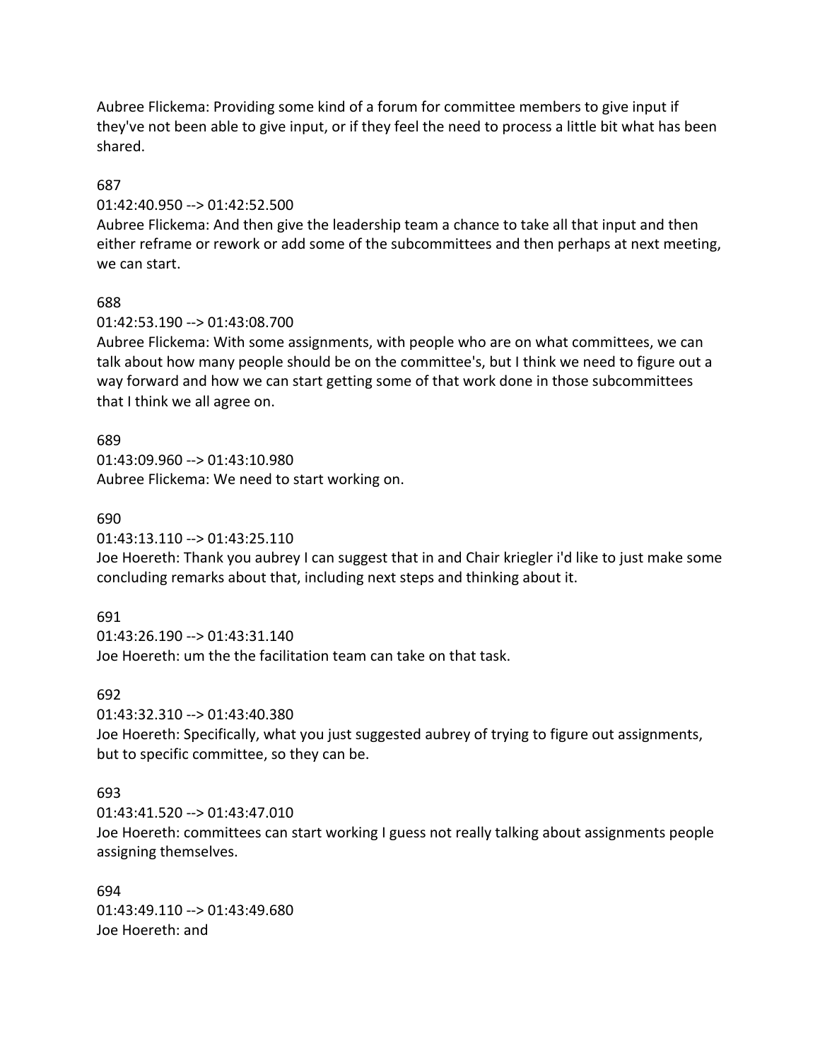Aubree Flickema: Providing some kind of a forum for committee members to give input if they've not been able to give input, or if they feel the need to process a little bit what has been shared.

687

01:42:40.950 --> 01:42:52.500

Aubree Flickema: And then give the leadership team a chance to take all that input and then either reframe or rework or add some of the subcommittees and then perhaps at next meeting, we can start.

688

01:42:53.190 --> 01:43:08.700

Aubree Flickema: With some assignments, with people who are on what committees, we can talk about how many people should be on the committee's, but I think we need to figure out a way forward and how we can start getting some of that work done in those subcommittees that I think we all agree on.

689

01:43:09.960 --> 01:43:10.980

Aubree Flickema: We need to start working on.

690

01:43:13.110 --> 01:43:25.110

Joe Hoereth: Thank you aubrey I can suggest that in and Chair kriegler i'd like to just make some concluding remarks about that, including next steps and thinking about it.

691

01:43:26.190 --> 01:43:31.140

Joe Hoereth: um the the facilitation team can take on that task.

692

01:43:32.310 --> 01:43:40.380

Joe Hoereth: Specifically, what you just suggested aubrey of trying to figure out assignments, but to specific committee, so they can be.

693

01:43:41.520 --> 01:43:47.010

Joe Hoereth: committees can start working I guess not really talking about assignments people assigning themselves.

694

01:43:49.110 --> 01:43:49.680

Joe Hoereth: and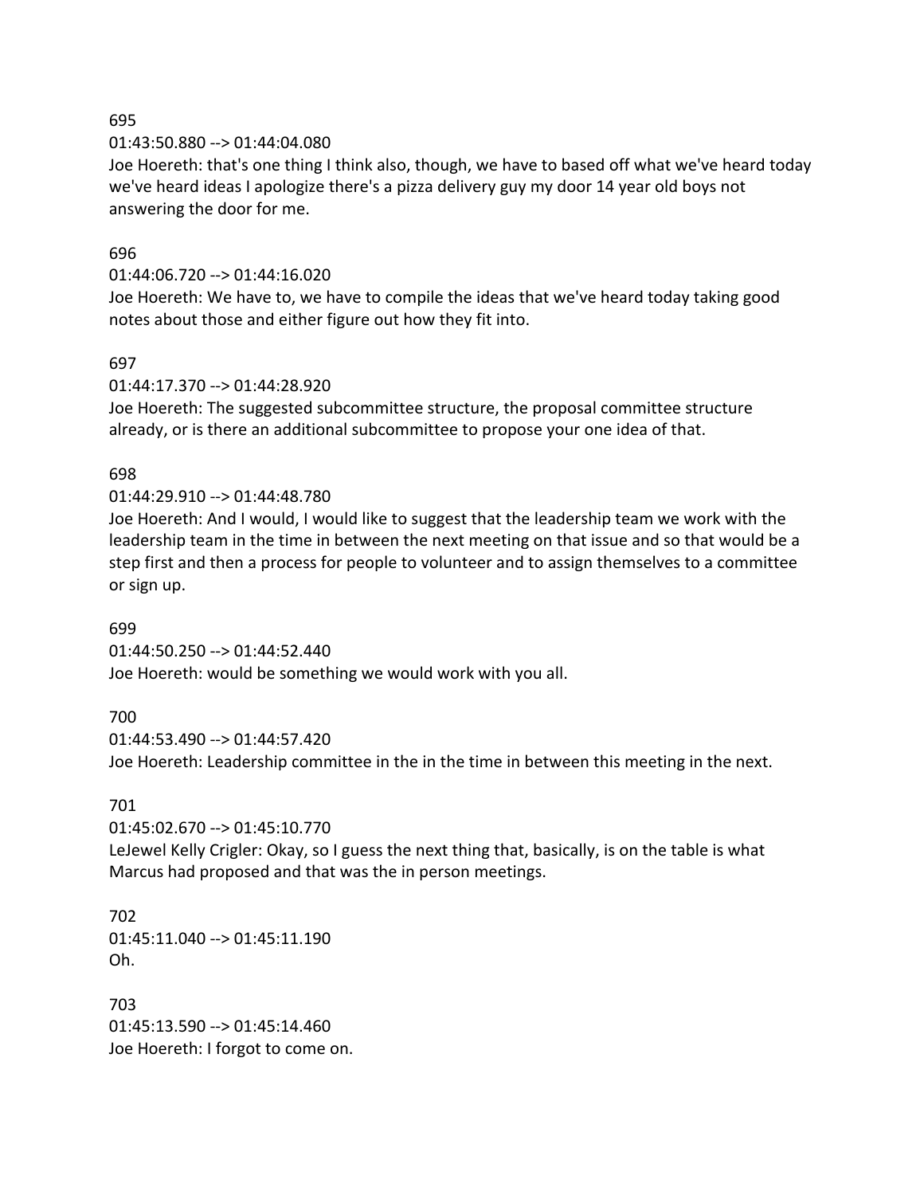695

01:43:50.880 --> 01:44:04.080

Joe Hoereth: that's one thing I think also, though, we have to based off what we've heard today we've heard ideas I apologize there's a pizza delivery guy my door 14 year old boys not answering the door for me.

696

01:44:06.720 --> 01:44:16.020

Joe Hoereth: We have to, we have to compile the ideas that we've heard today taking good notes about those and either figure out how they fit into.

697

01:44:17.370 --> 01:44:28.920

Joe Hoereth: The suggested subcommittee structure, the proposal committee structure already, or is there an additional subcommittee to propose your one idea of that.

698

01:44:29.910 --> 01:44:48.780

Joe Hoereth: And I would, I would like to suggest that the leadership team we work with the leadership team in the time in between the next meeting on that issue and so that would be a step first and then a process for people to volunteer and to assign themselves to a committee or sign up.

699

01:44:50.250 --> 01:44:52.440

Joe Hoereth: would be something we would work with you all.

700

01:44:53.490 --> 01:44:57.420

Joe Hoereth: Leadership committee in the in the time in between this meeting in the next.

701

01:45:02.670 --> 01:45:10.770

LeJewel Kelly Crigler: Okay, so I guess the next thing that, basically, is on the table is what Marcus had proposed and that was the in person meetings.

702

01:45:11.040 --> 01:45:11.190

Oh.

703

01:45:13.590 --> 01:45:14.460

Joe Hoereth: I forgot to come on.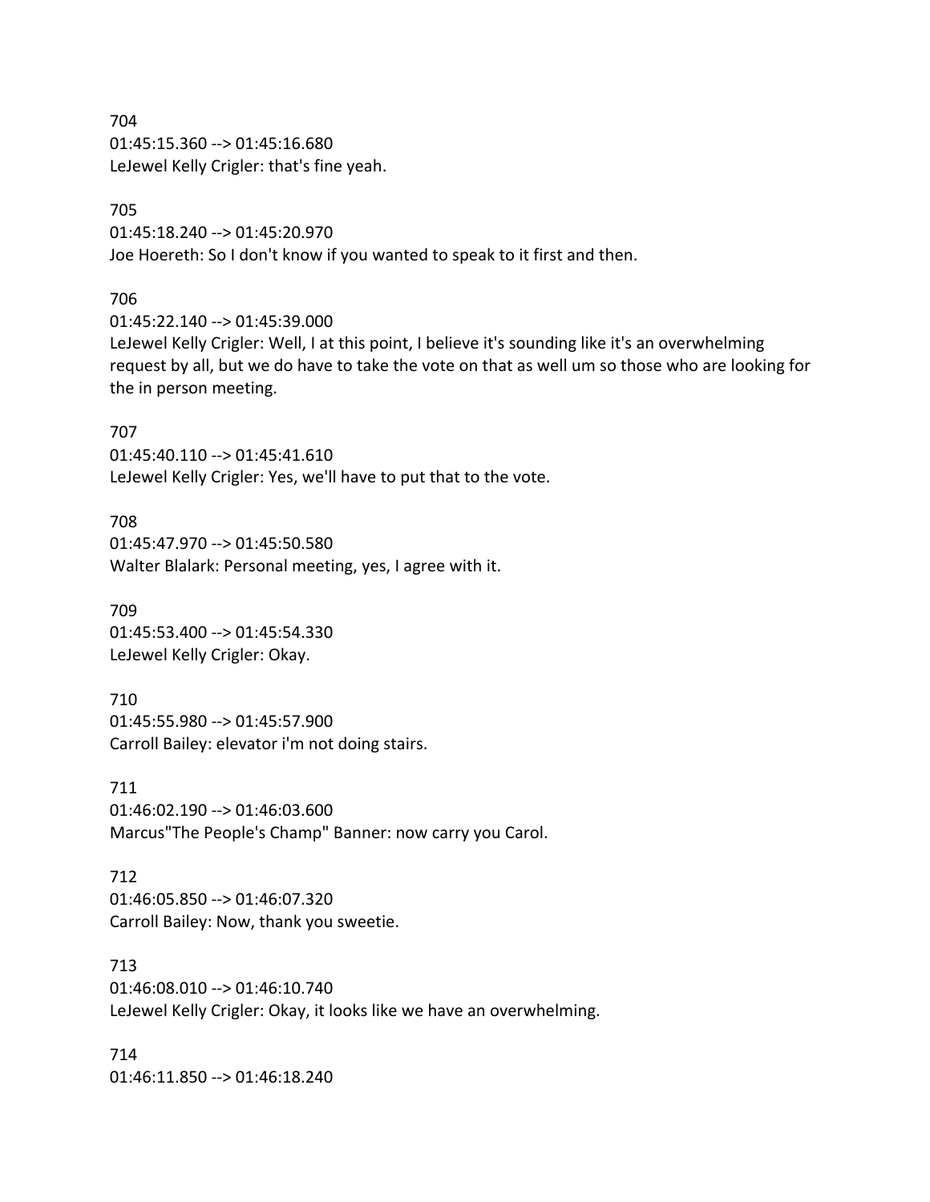704
01:45:15.360 --> 01:45:16.680
LeJewel Kelly Crigler: that's fine yeah.

705
01:45:18.240 --> 01:45:20.970
Joe Hoereth: So I don't know if you wanted to speak to it first and then.

706
01:45:22.140 --> 01:45:39.000
LeJewel Kelly Crigler: Well, I at this point, I believe it's sounding like it's an overwhelming request by all, but we do have to take the vote on that as well um so those who are looking for the in person meeting.

707
01:45:40.110 --> 01:45:41.610
LeJewel Kelly Crigler: Yes, we'll have to put that to the vote.

708
01:45:47.970 --> 01:45:50.580
Walter Blalark: Personal meeting, yes, I agree with it.

709
01:45:53.400 --> 01:45:54.330
LeJewel Kelly Crigler: Okay.

710
01:45:55.980 --> 01:45:57.900
Carroll Bailey: elevator i'm not doing stairs.

711
01:46:02.190 --> 01:46:03.600
Marcus"The People's Champ" Banner: now carry you Carol.

712
01:46:05.850 --> 01:46:07.320
Carroll Bailey: Now, thank you sweetie.

713
01:46:08.010 --> 01:46:10.740
LeJewel Kelly Crigler: Okay, it looks like we have an overwhelming.

714
01:46:11.850 --> 01:46:18.240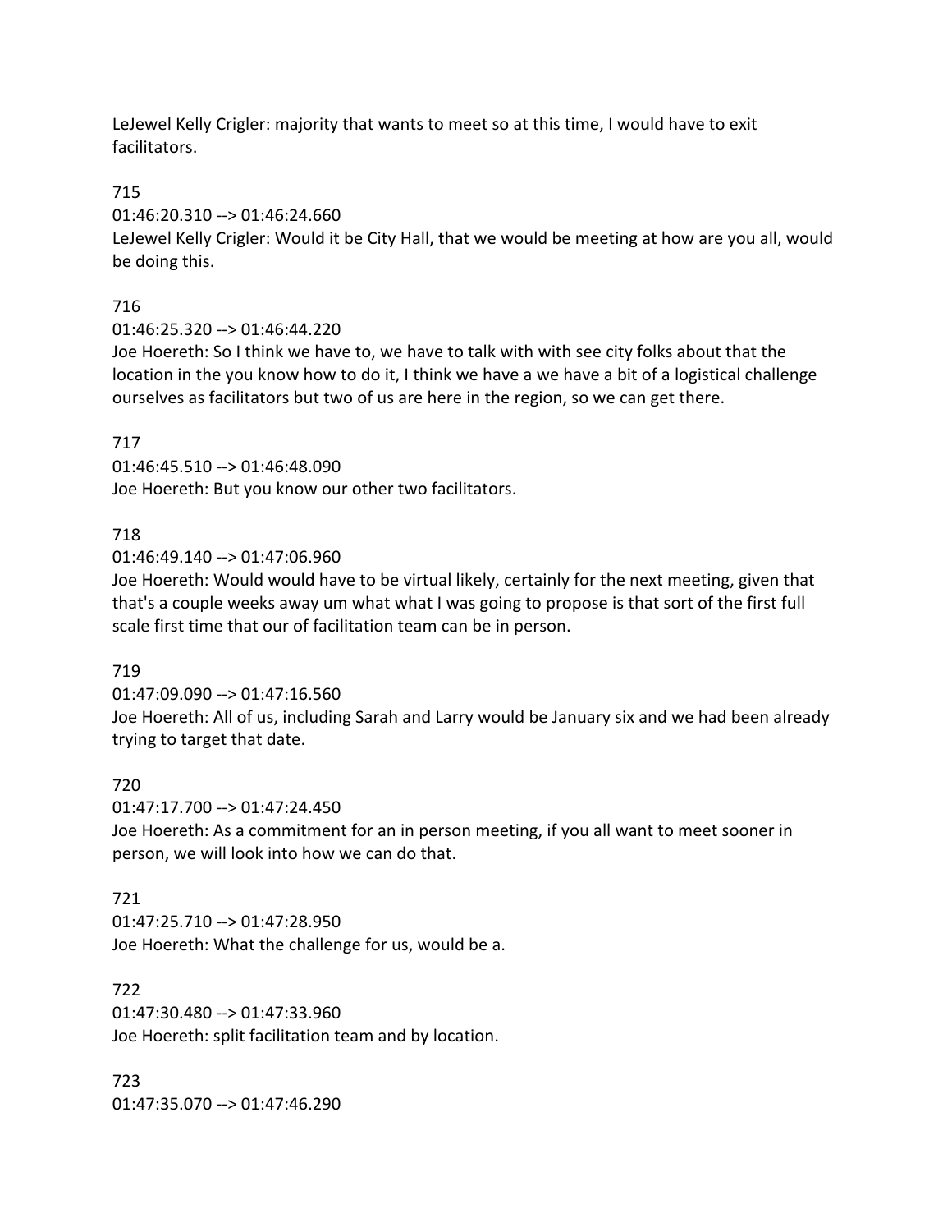LeJewel Kelly Crigler: majority that wants to meet so at this time, I would have to exit facilitators.

715

01:46:20.310 --> 01:46:24.660

LeJewel Kelly Crigler: Would it be City Hall, that we would be meeting at how are you all, would be doing this.

716

01:46:25.320 --> 01:46:44.220

Joe Hoereth: So I think we have to, we have to talk with with see city folks about that the location in the you know how to do it, I think we have a we have a bit of a logistical challenge ourselves as facilitators but two of us are here in the region, so we can get there.

717

01:46:45.510 --> 01:46:48.090

Joe Hoereth: But you know our other two facilitators.

718

01:46:49.140 --> 01:47:06.960

Joe Hoereth: Would would have to be virtual likely, certainly for the next meeting, given that that's a couple weeks away um what what I was going to propose is that sort of the first full scale first time that our of facilitation team can be in person.

719

01:47:09.090 --> 01:47:16.560

Joe Hoereth: All of us, including Sarah and Larry would be January six and we had been already trying to target that date.

720

01:47:17.700 --> 01:47:24.450

Joe Hoereth: As a commitment for an in person meeting, if you all want to meet sooner in person, we will look into how we can do that.

721

01:47:25.710 --> 01:47:28.950

Joe Hoereth: What the challenge for us, would be a.

722

01:47:30.480 --> 01:47:33.960

Joe Hoereth: split facilitation team and by location.

723

01:47:35.070 --> 01:47:46.290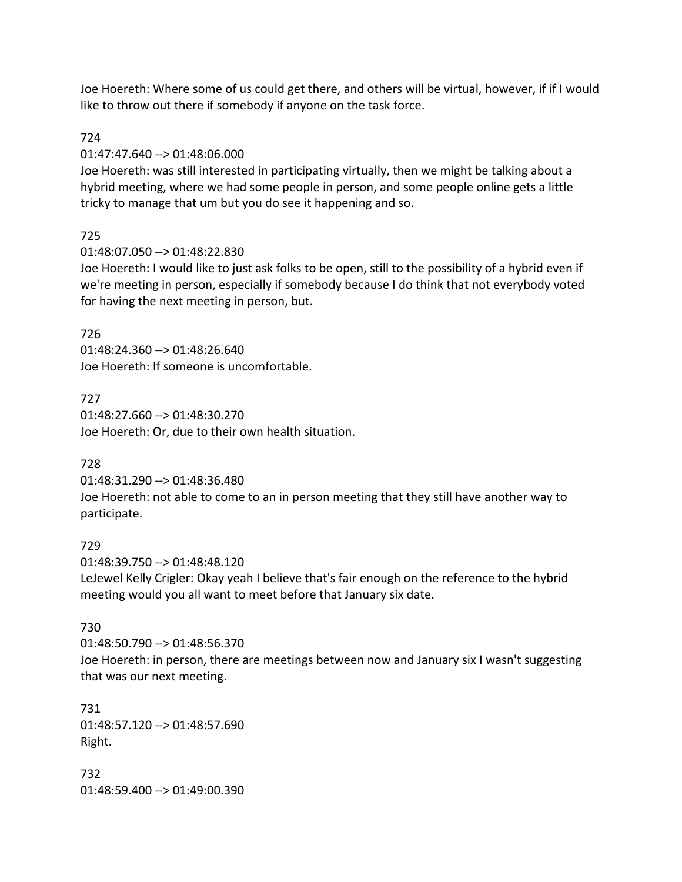Joe Hoereth: Where some of us could get there, and others will be virtual, however, if if I would like to throw out there if somebody if anyone on the task force.

724
01:47:47.640 --> 01:48:06.000
Joe Hoereth: was still interested in participating virtually, then we might be talking about a hybrid meeting, where we had some people in person, and some people online gets a little tricky to manage that um but you do see it happening and so.

725
01:48:07.050 --> 01:48:22.830
Joe Hoereth: I would like to just ask folks to be open, still to the possibility of a hybrid even if we're meeting in person, especially if somebody because I do think that not everybody voted for having the next meeting in person, but.

726
01:48:24.360 --> 01:48:26.640
Joe Hoereth: If someone is uncomfortable.

727
01:48:27.660 --> 01:48:30.270
Joe Hoereth: Or, due to their own health situation.

728
01:48:31.290 --> 01:48:36.480
Joe Hoereth: not able to come to an in person meeting that they still have another way to participate.

729
01:48:39.750 --> 01:48:48.120
LeJewel Kelly Crigler: Okay yeah I believe that's fair enough on the reference to the hybrid meeting would you all want to meet before that January six date.

730
01:48:50.790 --> 01:48:56.370
Joe Hoereth: in person, there are meetings between now and January six I wasn't suggesting that was our next meeting.

731
01:48:57.120 --> 01:48:57.690
Right.

732
01:48:59.400 --> 01:49:00.390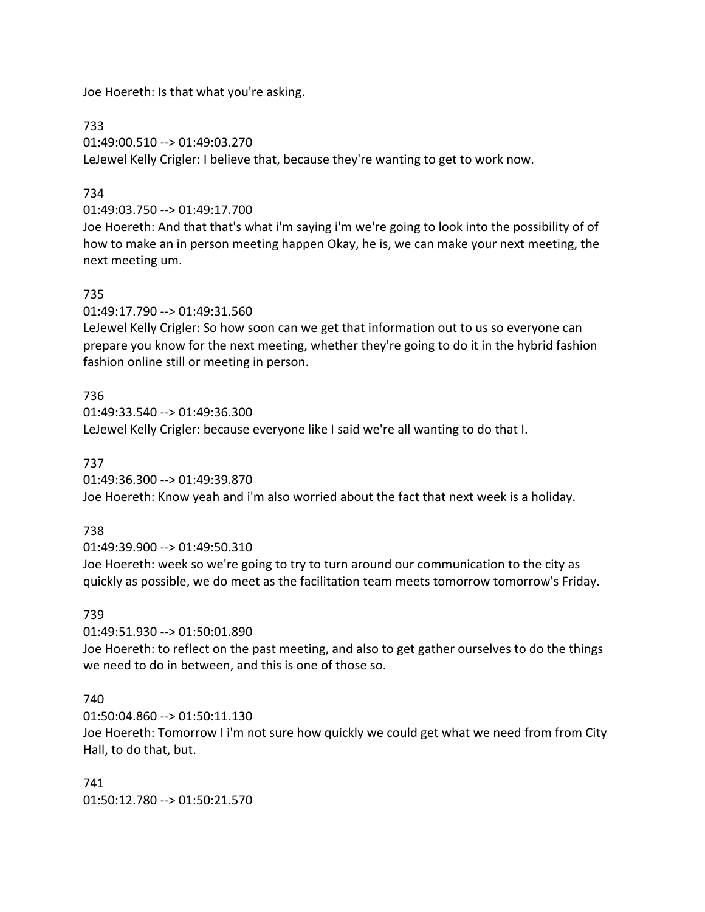Joe Hoereth: Is that what you're asking.

733
01:49:00.510 --> 01:49:03.270
LeJewel Kelly Crigler: I believe that, because they're wanting to get to work now.

734
01:49:03.750 --> 01:49:17.700
Joe Hoereth: And that that's what i'm saying i'm we're going to look into the possibility of of how to make an in person meeting happen Okay, he is, we can make your next meeting, the next meeting um.

735
01:49:17.790 --> 01:49:31.560
LeJewel Kelly Crigler: So how soon can we get that information out to us so everyone can prepare you know for the next meeting, whether they're going to do it in the hybrid fashion fashion online still or meeting in person.

736
01:49:33.540 --> 01:49:36.300
LeJewel Kelly Crigler: because everyone like I said we're all wanting to do that I.

737
01:49:36.300 --> 01:49:39.870
Joe Hoereth: Know yeah and i'm also worried about the fact that next week is a holiday.

738
01:49:39.900 --> 01:49:50.310
Joe Hoereth: week so we're going to try to turn around our communication to the city as quickly as possible, we do meet as the facilitation team meets tomorrow tomorrow's Friday.

739
01:49:51.930 --> 01:50:01.890
Joe Hoereth: to reflect on the past meeting, and also to get gather ourselves to do the things we need to do in between, and this is one of those so.

740
01:50:04.860 --> 01:50:11.130
Joe Hoereth: Tomorrow I i'm not sure how quickly we could get what we need from from City Hall, to do that, but.

741
01:50:12.780 --> 01:50:21.570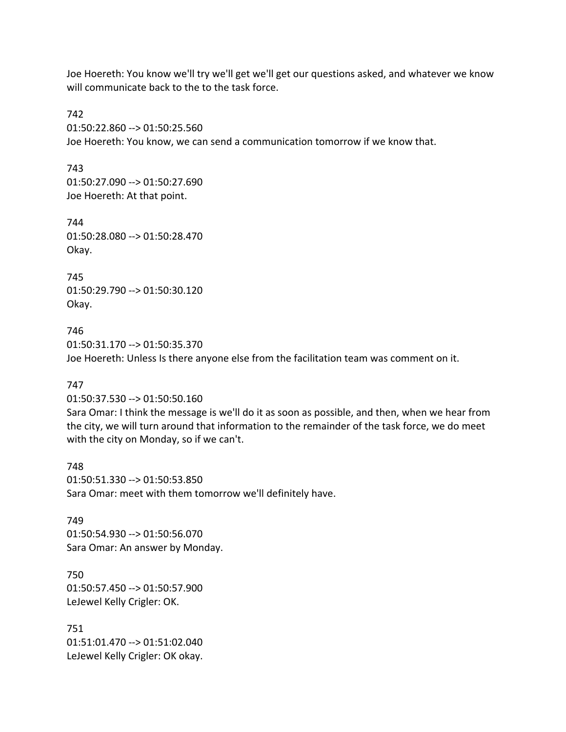Joe Hoereth: You know we'll try we'll get we'll get our questions asked, and whatever we know will communicate back to the to the task force.

742
01:50:22.860 --> 01:50:25.560
Joe Hoereth: You know, we can send a communication tomorrow if we know that.

743
01:50:27.090 --> 01:50:27.690
Joe Hoereth: At that point.

744
01:50:28.080 --> 01:50:28.470
Okay.

745
01:50:29.790 --> 01:50:30.120
Okay.

746
01:50:31.170 --> 01:50:35.370
Joe Hoereth: Unless Is there anyone else from the facilitation team was comment on it.

747
01:50:37.530 --> 01:50:50.160
Sara Omar: I think the message is we'll do it as soon as possible, and then, when we hear from the city, we will turn around that information to the remainder of the task force, we do meet with the city on Monday, so if we can't.

748
01:50:51.330 --> 01:50:53.850
Sara Omar: meet with them tomorrow we'll definitely have.

749
01:50:54.930 --> 01:50:56.070
Sara Omar: An answer by Monday.

750
01:50:57.450 --> 01:50:57.900
LeJewel Kelly Crigler: OK.

751
01:51:01.470 --> 01:51:02.040
LeJewel Kelly Crigler: OK okay.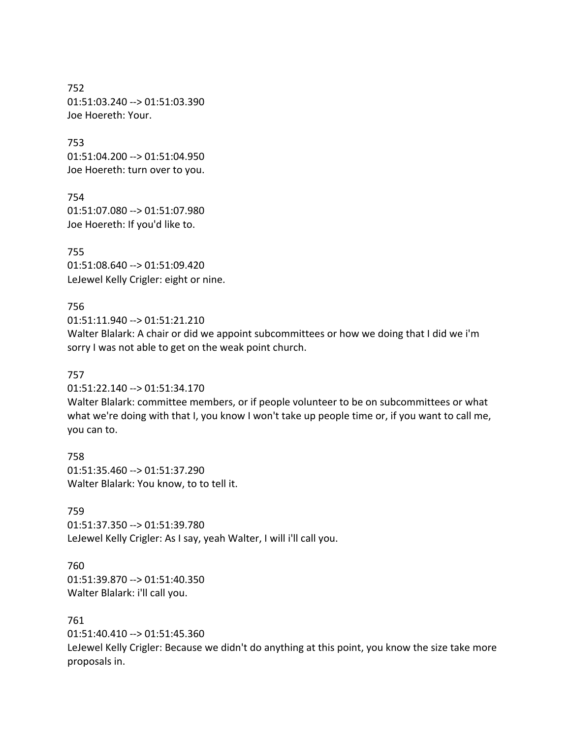752
01:51:03.240 --> 01:51:03.390
Joe Hoereth: Your.

753
01:51:04.200 --> 01:51:04.950
Joe Hoereth: turn over to you.

754
01:51:07.080 --> 01:51:07.980
Joe Hoereth: If you'd like to.

755
01:51:08.640 --> 01:51:09.420
LeJewel Kelly Crigler: eight or nine.

756
01:51:11.940 --> 01:51:21.210
Walter Blalark: A chair or did we appoint subcommittees or how we doing that I did we i'm sorry I was not able to get on the weak point church.

757
01:51:22.140 --> 01:51:34.170
Walter Blalark: committee members, or if people volunteer to be on subcommittees or what what we're doing with that I, you know I won't take up people time or, if you want to call me, you can to.

758
01:51:35.460 --> 01:51:37.290
Walter Blalark: You know, to to tell it.

759
01:51:37.350 --> 01:51:39.780
LeJewel Kelly Crigler: As I say, yeah Walter, I will i'll call you.

760
01:51:39.870 --> 01:51:40.350
Walter Blalark: i'll call you.

761
01:51:40.410 --> 01:51:45.360
LeJewel Kelly Crigler: Because we didn't do anything at this point, you know the size take more proposals in.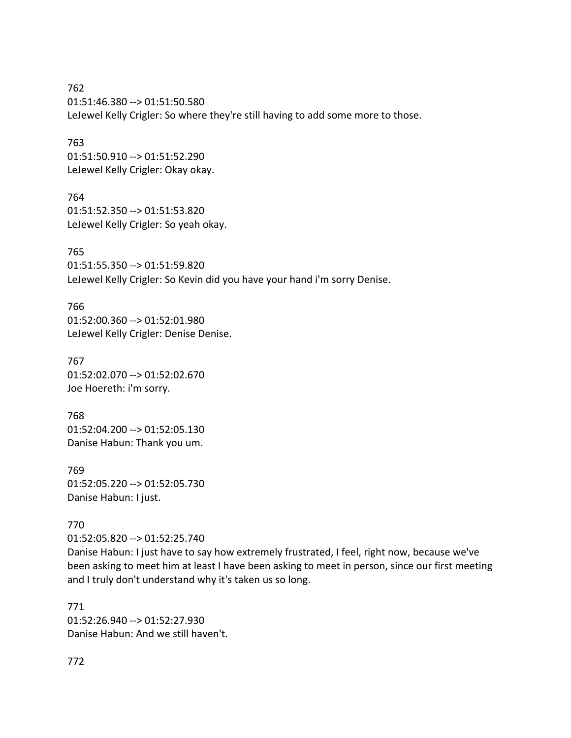762
01:51:46.380 --> 01:51:50.580
LeJewel Kelly Crigler: So where they're still having to add some more to those.

763
01:51:50.910 --> 01:51:52.290
LeJewel Kelly Crigler: Okay okay.

764
01:51:52.350 --> 01:51:53.820
LeJewel Kelly Crigler: So yeah okay.

765
01:51:55.350 --> 01:51:59.820
LeJewel Kelly Crigler: So Kevin did you have your hand i'm sorry Denise.

766
01:52:00.360 --> 01:52:01.980
LeJewel Kelly Crigler: Denise Denise.

767
01:52:02.070 --> 01:52:02.670
Joe Hoereth: i'm sorry.

768
01:52:04.200 --> 01:52:05.130
Danise Habun: Thank you um.

769
01:52:05.220 --> 01:52:05.730
Danise Habun: I just.

770
01:52:05.820 --> 01:52:25.740
Danise Habun: I just have to say how extremely frustrated, I feel, right now, because we've been asking to meet him at least I have been asking to meet in person, since our first meeting and I truly don't understand why it's taken us so long.

771
01:52:26.940 --> 01:52:27.930
Danise Habun: And we still haven't.

772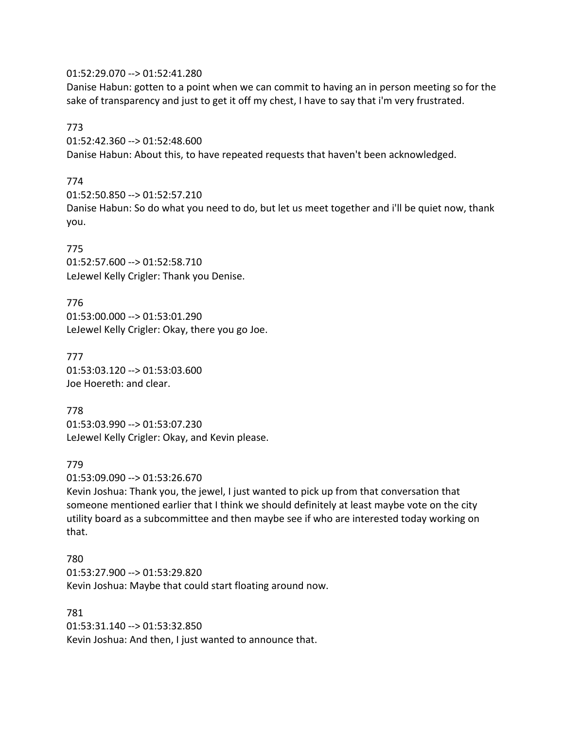01:52:29.070 --> 01:52:41.280
Danise Habun: gotten to a point when we can commit to having an in person meeting so for the sake of transparency and just to get it off my chest, I have to say that i'm very frustrated.

773
01:52:42.360 --> 01:52:48.600
Danise Habun: About this, to have repeated requests that haven't been acknowledged.

774
01:52:50.850 --> 01:52:57.210
Danise Habun: So do what you need to do, but let us meet together and i'll be quiet now, thank you.

775
01:52:57.600 --> 01:52:58.710
LeJewel Kelly Crigler: Thank you Denise.

776
01:53:00.000 --> 01:53:01.290
LeJewel Kelly Crigler: Okay, there you go Joe.

777
01:53:03.120 --> 01:53:03.600
Joe Hoereth: and clear.

778
01:53:03.990 --> 01:53:07.230
LeJewel Kelly Crigler: Okay, and Kevin please.

779
01:53:09.090 --> 01:53:26.670
Kevin Joshua: Thank you, the jewel, I just wanted to pick up from that conversation that someone mentioned earlier that I think we should definitely at least maybe vote on the city utility board as a subcommittee and then maybe see if who are interested today working on that.

780
01:53:27.900 --> 01:53:29.820
Kevin Joshua: Maybe that could start floating around now.

781
01:53:31.140 --> 01:53:32.850
Kevin Joshua: And then, I just wanted to announce that.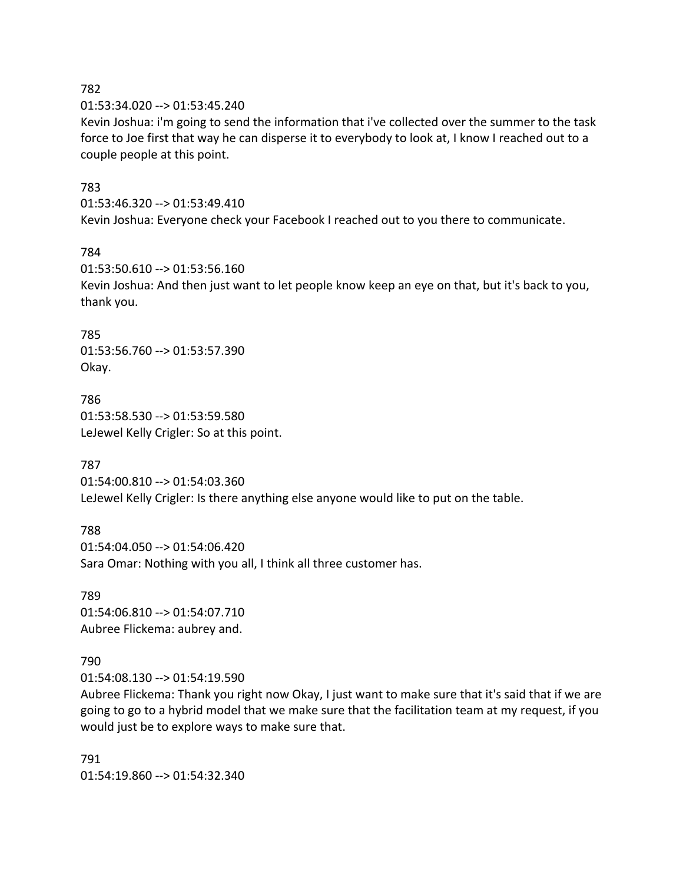782
01:53:34.020 --> 01:53:45.240
Kevin Joshua: i'm going to send the information that i've collected over the summer to the task force to Joe first that way he can disperse it to everybody to look at, I know I reached out to a couple people at this point.

783
01:53:46.320 --> 01:53:49.410
Kevin Joshua: Everyone check your Facebook I reached out to you there to communicate.

784
01:53:50.610 --> 01:53:56.160
Kevin Joshua: And then just want to let people know keep an eye on that, but it's back to you, thank you.

785
01:53:56.760 --> 01:53:57.390
Okay.

786
01:53:58.530 --> 01:53:59.580
LeJewel Kelly Crigler: So at this point.

787
01:54:00.810 --> 01:54:03.360
LeJewel Kelly Crigler: Is there anything else anyone would like to put on the table.

788
01:54:04.050 --> 01:54:06.420
Sara Omar: Nothing with you all, I think all three customer has.

789
01:54:06.810 --> 01:54:07.710
Aubree Flickema: aubrey and.

790
01:54:08.130 --> 01:54:19.590
Aubree Flickema: Thank you right now Okay, I just want to make sure that it's said that if we are going to go to a hybrid model that we make sure that the facilitation team at my request, if you would just be to explore ways to make sure that.

791
01:54:19.860 --> 01:54:32.340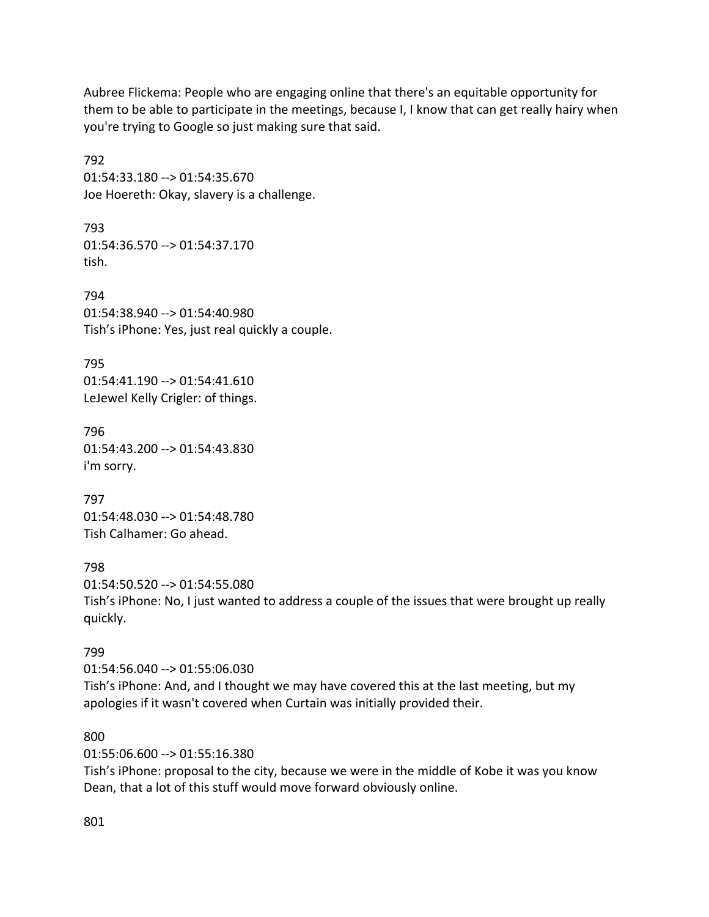Aubree Flickema: People who are engaging online that there's an equitable opportunity for them to be able to participate in the meetings, because I, I know that can get really hairy when you're trying to Google so just making sure that said.

792
01:54:33.180 --> 01:54:35.670
Joe Hoereth: Okay, slavery is a challenge.

793
01:54:36.570 --> 01:54:37.170
tish.

794
01:54:38.940 --> 01:54:40.980
Tish's iPhone: Yes, just real quickly a couple.

795
01:54:41.190 --> 01:54:41.610
LeJewel Kelly Crigler: of things.

796
01:54:43.200 --> 01:54:43.830
i'm sorry.

797
01:54:48.030 --> 01:54:48.780
Tish Calhamer: Go ahead.

798
01:54:50.520 --> 01:54:55.080
Tish's iPhone: No, I just wanted to address a couple of the issues that were brought up really quickly.

799
01:54:56.040 --> 01:55:06.030
Tish's iPhone: And, and I thought we may have covered this at the last meeting, but my apologies if it wasn't covered when Curtain was initially provided their.

800
01:55:06.600 --> 01:55:16.380
Tish's iPhone: proposal to the city, because we were in the middle of Kobe it was you know Dean, that a lot of this stuff would move forward obviously online.

801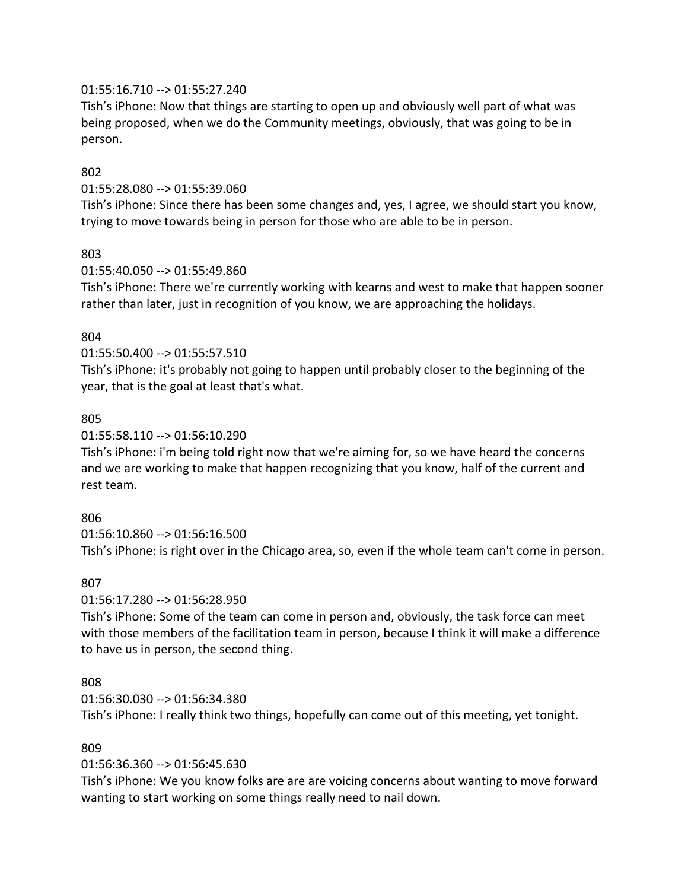01:55:16.710 --> 01:55:27.240
Tish's iPhone: Now that things are starting to open up and obviously well part of what was being proposed, when we do the Community meetings, obviously, that was going to be in person.

802
01:55:28.080 --> 01:55:39.060
Tish's iPhone: Since there has been some changes and, yes, I agree, we should start you know, trying to move towards being in person for those who are able to be in person.

803
01:55:40.050 --> 01:55:49.860
Tish's iPhone: There we're currently working with kearns and west to make that happen sooner rather than later, just in recognition of you know, we are approaching the holidays.

804
01:55:50.400 --> 01:55:57.510
Tish's iPhone: it's probably not going to happen until probably closer to the beginning of the year, that is the goal at least that's what.

805
01:55:58.110 --> 01:56:10.290
Tish's iPhone: i'm being told right now that we're aiming for, so we have heard the concerns and we are working to make that happen recognizing that you know, half of the current and rest team.

806
01:56:10.860 --> 01:56:16.500
Tish's iPhone: is right over in the Chicago area, so, even if the whole team can't come in person.

807
01:56:17.280 --> 01:56:28.950
Tish's iPhone: Some of the team can come in person and, obviously, the task force can meet with those members of the facilitation team in person, because I think it will make a difference to have us in person, the second thing.

808
01:56:30.030 --> 01:56:34.380
Tish's iPhone: I really think two things, hopefully can come out of this meeting, yet tonight.

809
01:56:36.360 --> 01:56:45.630
Tish's iPhone: We you know folks are are are voicing concerns about wanting to move forward wanting to start working on some things really need to nail down.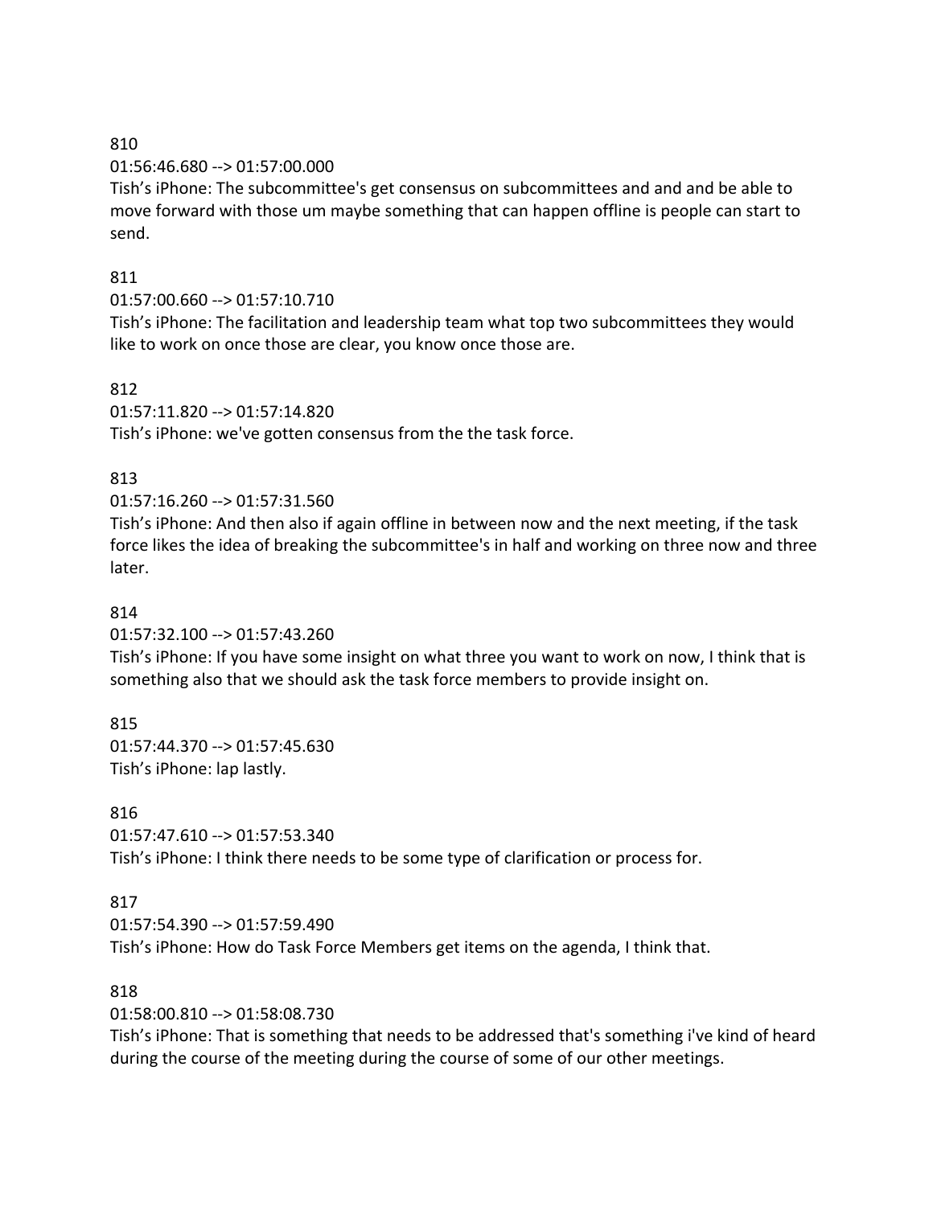810

01:56:46.680 --> 01:57:00.000

Tish's iPhone: The subcommittee's get consensus on subcommittees and and and be able to move forward with those um maybe something that can happen offline is people can start to send.

811

01:57:00.660 --> 01:57:10.710

Tish's iPhone: The facilitation and leadership team what top two subcommittees they would like to work on once those are clear, you know once those are.

812

01:57:11.820 --> 01:57:14.820

Tish's iPhone: we've gotten consensus from the the task force.

813

01:57:16.260 --> 01:57:31.560

Tish's iPhone: And then also if again offline in between now and the next meeting, if the task force likes the idea of breaking the subcommittee's in half and working on three now and three later.

814

01:57:32.100 --> 01:57:43.260

Tish's iPhone: If you have some insight on what three you want to work on now, I think that is something also that we should ask the task force members to provide insight on.

815

01:57:44.370 --> 01:57:45.630

Tish's iPhone: lap lastly.

816

01:57:47.610 --> 01:57:53.340

Tish's iPhone: I think there needs to be some type of clarification or process for.

817

01:57:54.390 --> 01:57:59.490

Tish's iPhone: How do Task Force Members get items on the agenda, I think that.

818

01:58:00.810 --> 01:58:08.730

Tish's iPhone: That is something that needs to be addressed that's something i've kind of heard during the course of the meeting during the course of some of our other meetings.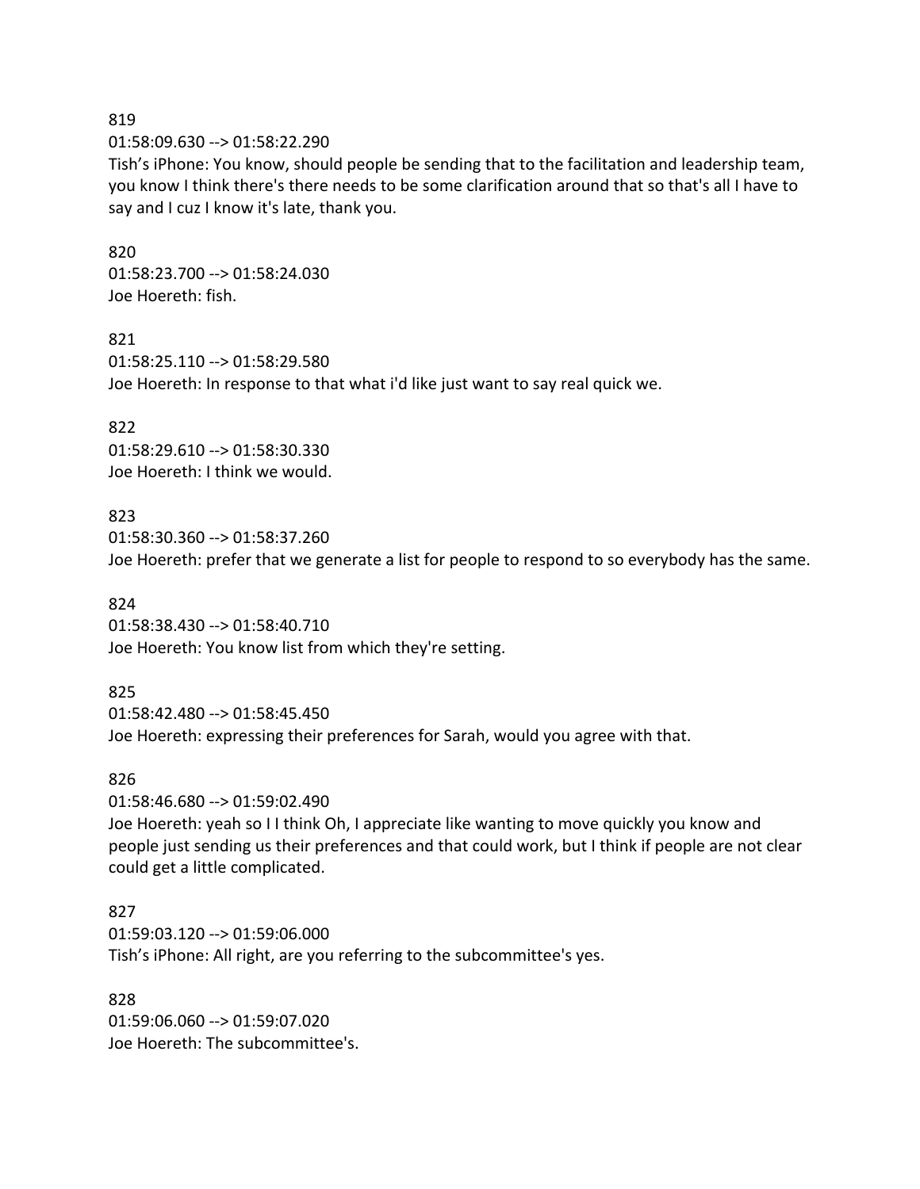819
01:58:09.630 --> 01:58:22.290
Tish's iPhone: You know, should people be sending that to the facilitation and leadership team, you know I think there's there needs to be some clarification around that so that's all I have to say and I cuz I know it's late, thank you.

820
01:58:23.700 --> 01:58:24.030
Joe Hoereth: fish.

821
01:58:25.110 --> 01:58:29.580
Joe Hoereth: In response to that what i'd like just want to say real quick we.

822
01:58:29.610 --> 01:58:30.330
Joe Hoereth: I think we would.

823
01:58:30.360 --> 01:58:37.260
Joe Hoereth: prefer that we generate a list for people to respond to so everybody has the same.

824
01:58:38.430 --> 01:58:40.710
Joe Hoereth: You know list from which they're setting.

825
01:58:42.480 --> 01:58:45.450
Joe Hoereth: expressing their preferences for Sarah, would you agree with that.

826
01:58:46.680 --> 01:59:02.490
Joe Hoereth: yeah so I I think Oh, I appreciate like wanting to move quickly you know and people just sending us their preferences and that could work, but I think if people are not clear could get a little complicated.

827
01:59:03.120 --> 01:59:06.000
Tish's iPhone: All right, are you referring to the subcommittee's yes.

828
01:59:06.060 --> 01:59:07.020
Joe Hoereth: The subcommittee's.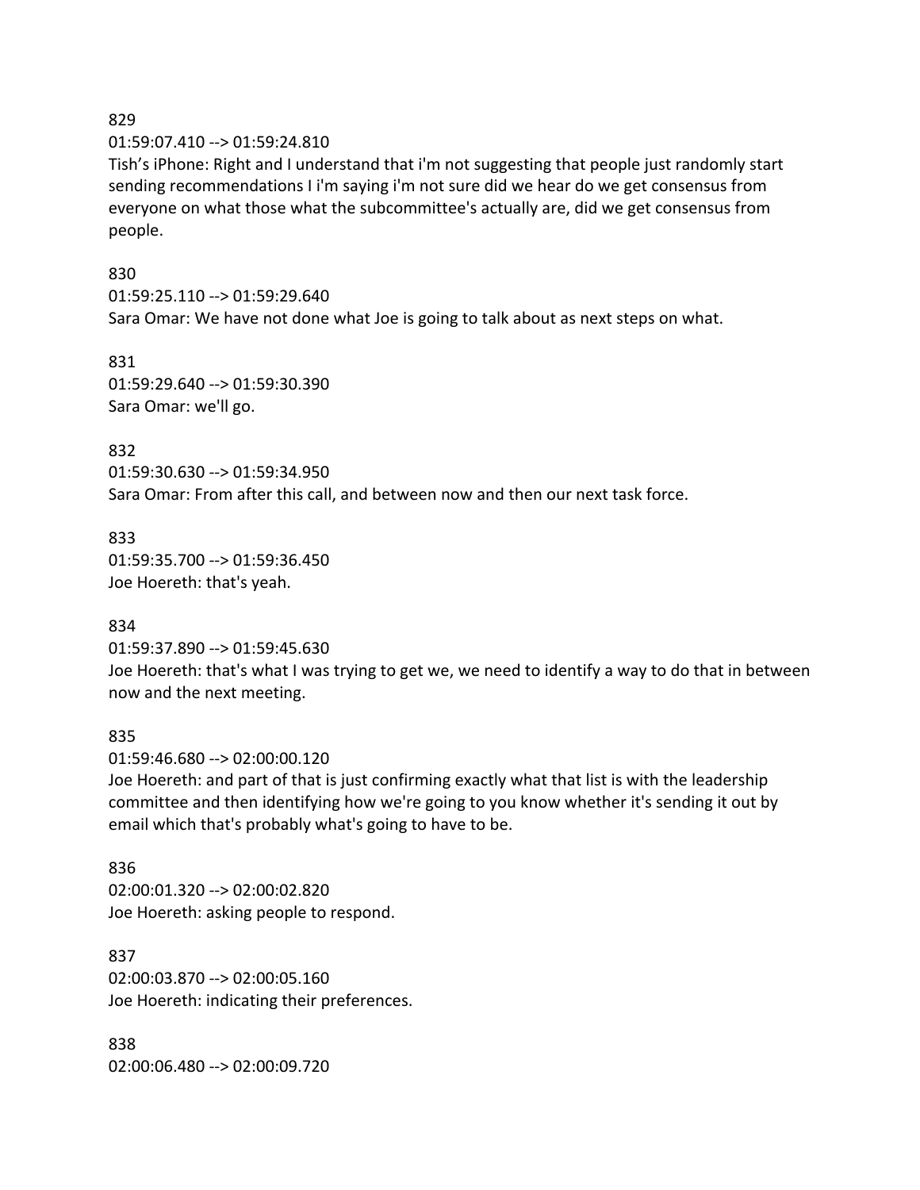829

01:59:07.410 --> 01:59:24.810

Tish’s iPhone: Right and I understand that i'm not suggesting that people just randomly start sending recommendations I i'm saying i'm not sure did we hear do we get consensus from everyone on what those what the subcommittee's actually are, did we get consensus from people.

830

01:59:25.110 --> 01:59:29.640

Sara Omar: We have not done what Joe is going to talk about as next steps on what.

831

01:59:29.640 --> 01:59:30.390

Sara Omar: we'll go.

832

01:59:30.630 --> 01:59:34.950

Sara Omar: From after this call, and between now and then our next task force.

833

01:59:35.700 --> 01:59:36.450

Joe Hoereth: that's yeah.

834

01:59:37.890 --> 01:59:45.630

Joe Hoereth: that's what I was trying to get we, we need to identify a way to do that in between now and the next meeting.

835

01:59:46.680 --> 02:00:00.120

Joe Hoereth: and part of that is just confirming exactly what that list is with the leadership committee and then identifying how we're going to you know whether it's sending it out by email which that's probably what's going to have to be.

836

02:00:01.320 --> 02:00:02.820

Joe Hoereth: asking people to respond.

837

02:00:03.870 --> 02:00:05.160

Joe Hoereth: indicating their preferences.

838

02:00:06.480 --> 02:00:09.720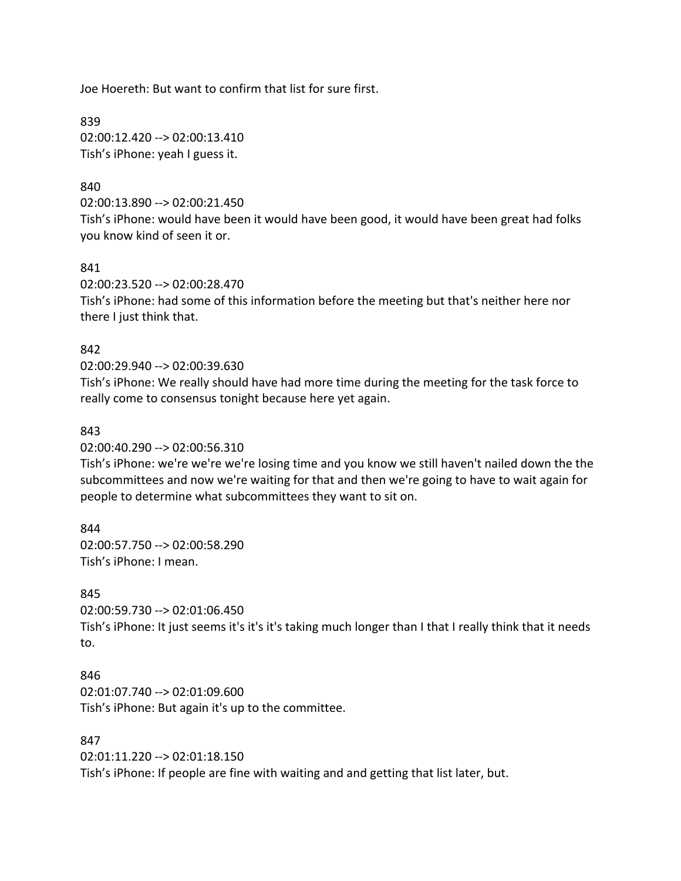Joe Hoereth: But want to confirm that list for sure first.

839
02:00:12.420 --> 02:00:13.410
Tish's iPhone: yeah I guess it.

840
02:00:13.890 --> 02:00:21.450
Tish's iPhone: would have been it would have been good, it would have been great had folks you know kind of seen it or.

841
02:00:23.520 --> 02:00:28.470
Tish's iPhone: had some of this information before the meeting but that's neither here nor there I just think that.

842
02:00:29.940 --> 02:00:39.630
Tish's iPhone: We really should have had more time during the meeting for the task force to really come to consensus tonight because here yet again.

843
02:00:40.290 --> 02:00:56.310
Tish's iPhone: we're we're we're losing time and you know we still haven't nailed down the the subcommittees and now we're waiting for that and then we're going to have to wait again for people to determine what subcommittees they want to sit on.

844
02:00:57.750 --> 02:00:58.290
Tish's iPhone: I mean.

845
02:00:59.730 --> 02:01:06.450
Tish's iPhone: It just seems it's it's it's taking much longer than I that I really think that it needs to.

846
02:01:07.740 --> 02:01:09.600
Tish's iPhone: But again it's up to the committee.

847
02:01:11.220 --> 02:01:18.150
Tish's iPhone: If people are fine with waiting and and getting that list later, but.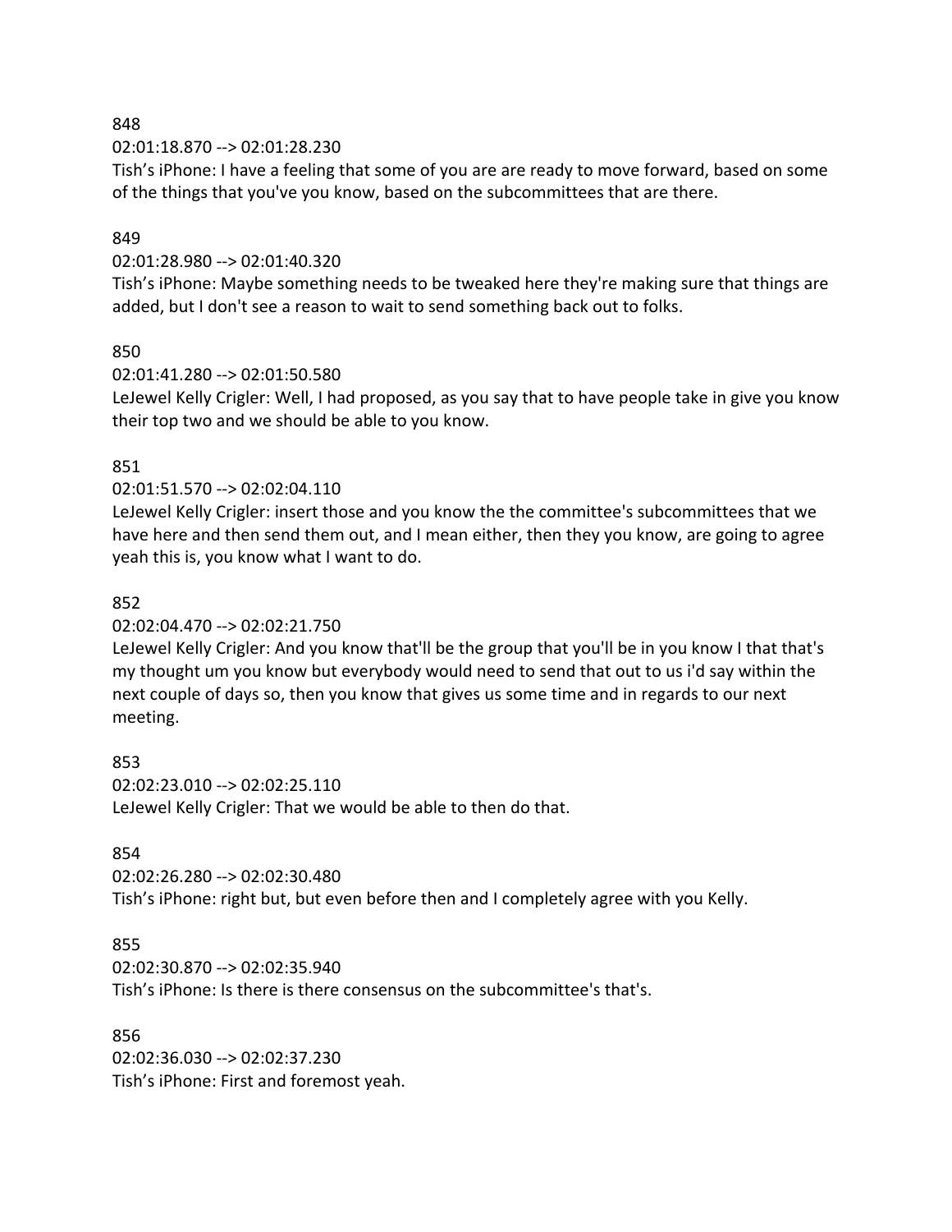848

02:01:18.870 --> 02:01:28.230

Tish's iPhone: I have a feeling that some of you are are ready to move forward, based on some of the things that you've you know, based on the subcommittees that are there.

849

02:01:28.980 --> 02:01:40.320

Tish's iPhone: Maybe something needs to be tweaked here they're making sure that things are added, but I don't see a reason to wait to send something back out to folks.

850

02:01:41.280 --> 02:01:50.580

LeJewel Kelly Crigler: Well, I had proposed, as you say that to have people take in give you know their top two and we should be able to you know.

851

02:01:51.570 --> 02:02:04.110

LeJewel Kelly Crigler: insert those and you know the the committee's subcommittees that we have here and then send them out, and I mean either, then they you know, are going to agree yeah this is, you know what I want to do.

852

02:02:04.470 --> 02:02:21.750

LeJewel Kelly Crigler: And you know that'll be the group that you'll be in you know I that that's my thought um you know but everybody would need to send that out to us i'd say within the next couple of days so, then you know that gives us some time and in regards to our next meeting.

853

02:02:23.010 --> 02:02:25.110

LeJewel Kelly Crigler: That we would be able to then do that.

854

02:02:26.280 --> 02:02:30.480

Tish's iPhone: right but, but even before then and I completely agree with you Kelly.

855

02:02:30.870 --> 02:02:35.940

Tish's iPhone: Is there is there consensus on the subcommittee's that's.

856

02:02:36.030 --> 02:02:37.230

Tish's iPhone: First and foremost yeah.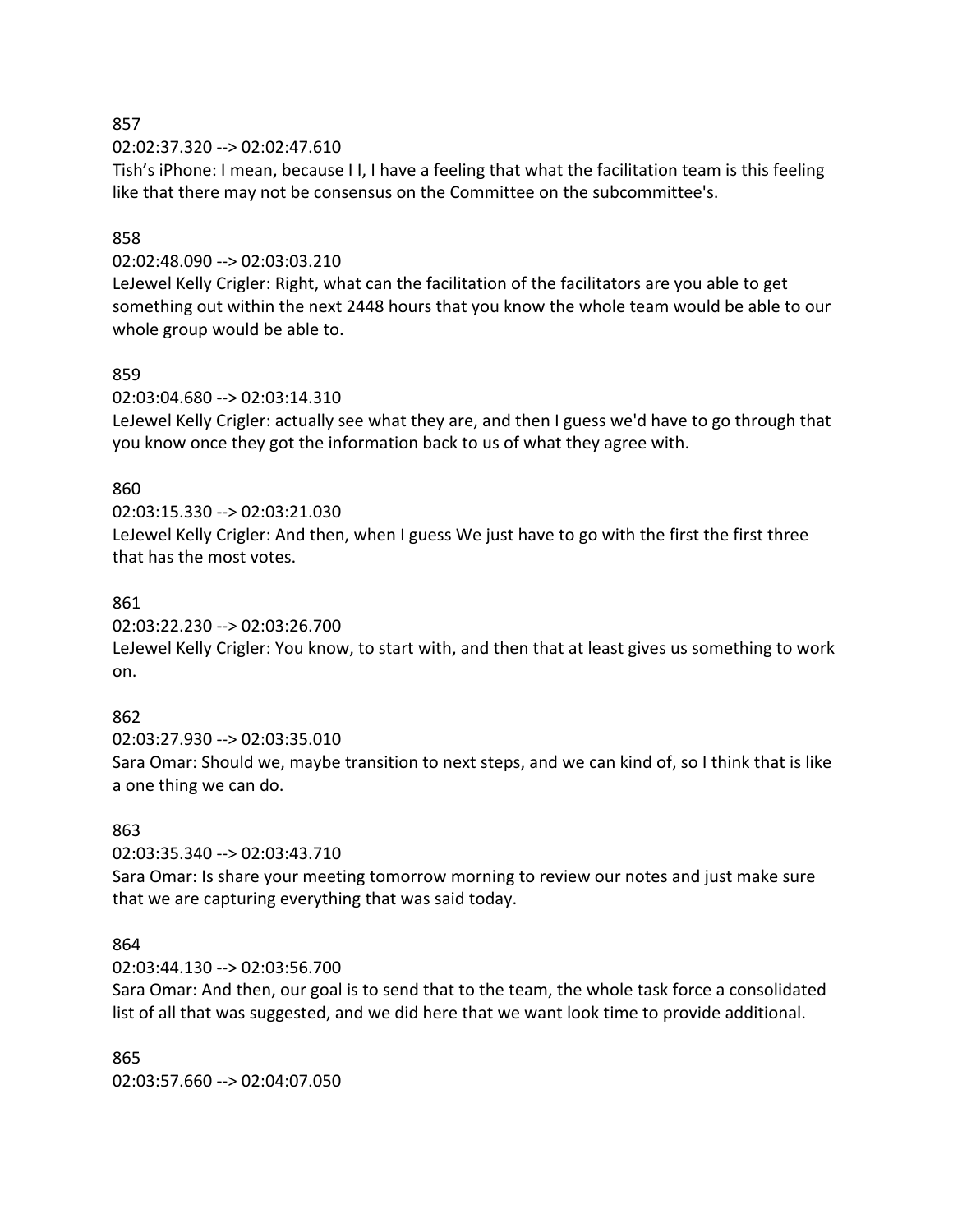857

02:02:37.320 --> 02:02:47.610

Tish's iPhone: I mean, because I I, I have a feeling that what the facilitation team is this feeling like that there may not be consensus on the Committee on the subcommittee's.

858

02:02:48.090 --> 02:03:03.210

LeJewel Kelly Crigler: Right, what can the facilitation of the facilitators are you able to get something out within the next 2448 hours that you know the whole team would be able to our whole group would be able to.

859

02:03:04.680 --> 02:03:14.310

LeJewel Kelly Crigler: actually see what they are, and then I guess we'd have to go through that you know once they got the information back to us of what they agree with.

860

02:03:15.330 --> 02:03:21.030

LeJewel Kelly Crigler: And then, when I guess We just have to go with the first the first three that has the most votes.

861

02:03:22.230 --> 02:03:26.700

LeJewel Kelly Crigler: You know, to start with, and then that at least gives us something to work on.

862

02:03:27.930 --> 02:03:35.010

Sara Omar: Should we, maybe transition to next steps, and we can kind of, so I think that is like a one thing we can do.

863

02:03:35.340 --> 02:03:43.710

Sara Omar: Is share your meeting tomorrow morning to review our notes and just make sure that we are capturing everything that was said today.

864

02:03:44.130 --> 02:03:56.700

Sara Omar: And then, our goal is to send that to the team, the whole task force a consolidated list of all that was suggested, and we did here that we want look time to provide additional.

865

02:03:57.660 --> 02:04:07.050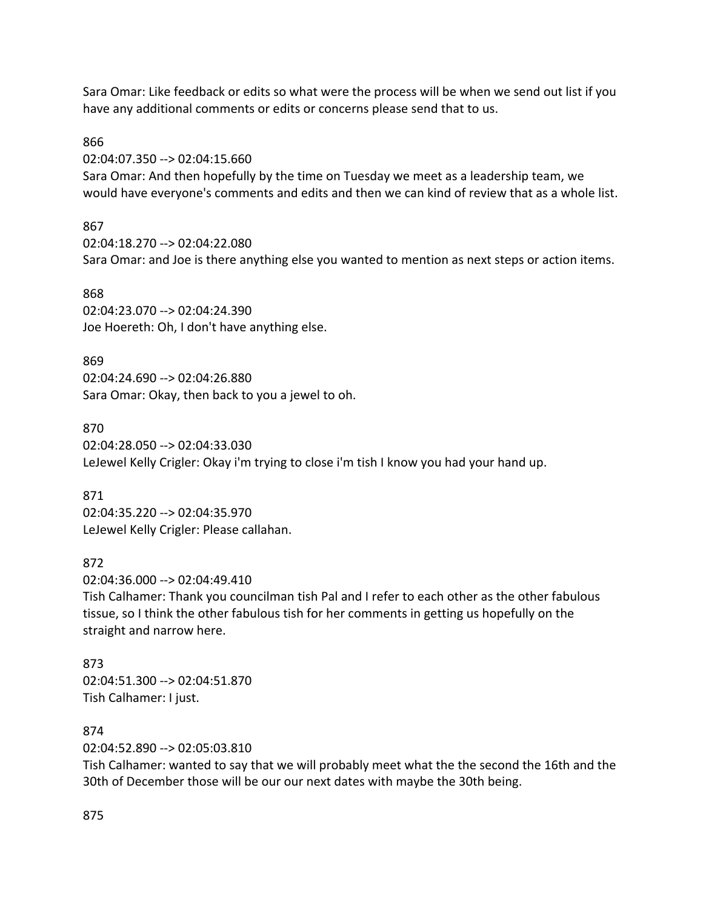Sara Omar: Like feedback or edits so what were the process will be when we send out list if you have any additional comments or edits or concerns please send that to us.

866

02:04:07.350 --> 02:04:15.660

Sara Omar: And then hopefully by the time on Tuesday we meet as a leadership team, we would have everyone's comments and edits and then we can kind of review that as a whole list.

867

02:04:18.270 --> 02:04:22.080

Sara Omar: and Joe is there anything else you wanted to mention as next steps or action items.

868

02:04:23.070 --> 02:04:24.390

Joe Hoereth: Oh, I don't have anything else.

869

02:04:24.690 --> 02:04:26.880

Sara Omar: Okay, then back to you a jewel to oh.

870

02:04:28.050 --> 02:04:33.030

LeJewel Kelly Crigler: Okay i'm trying to close i'm tish I know you had your hand up.

871

02:04:35.220 --> 02:04:35.970

LeJewel Kelly Crigler: Please callahan.

872

02:04:36.000 --> 02:04:49.410

Tish Calhamer: Thank you councilman tish Pal and I refer to each other as the other fabulous tissue, so I think the other fabulous tish for her comments in getting us hopefully on the straight and narrow here.

873

02:04:51.300 --> 02:04:51.870

Tish Calhamer: I just.

874

02:04:52.890 --> 02:05:03.810

Tish Calhamer: wanted to say that we will probably meet what the the second the 16th and the 30th of December those will be our our next dates with maybe the 30th being.

875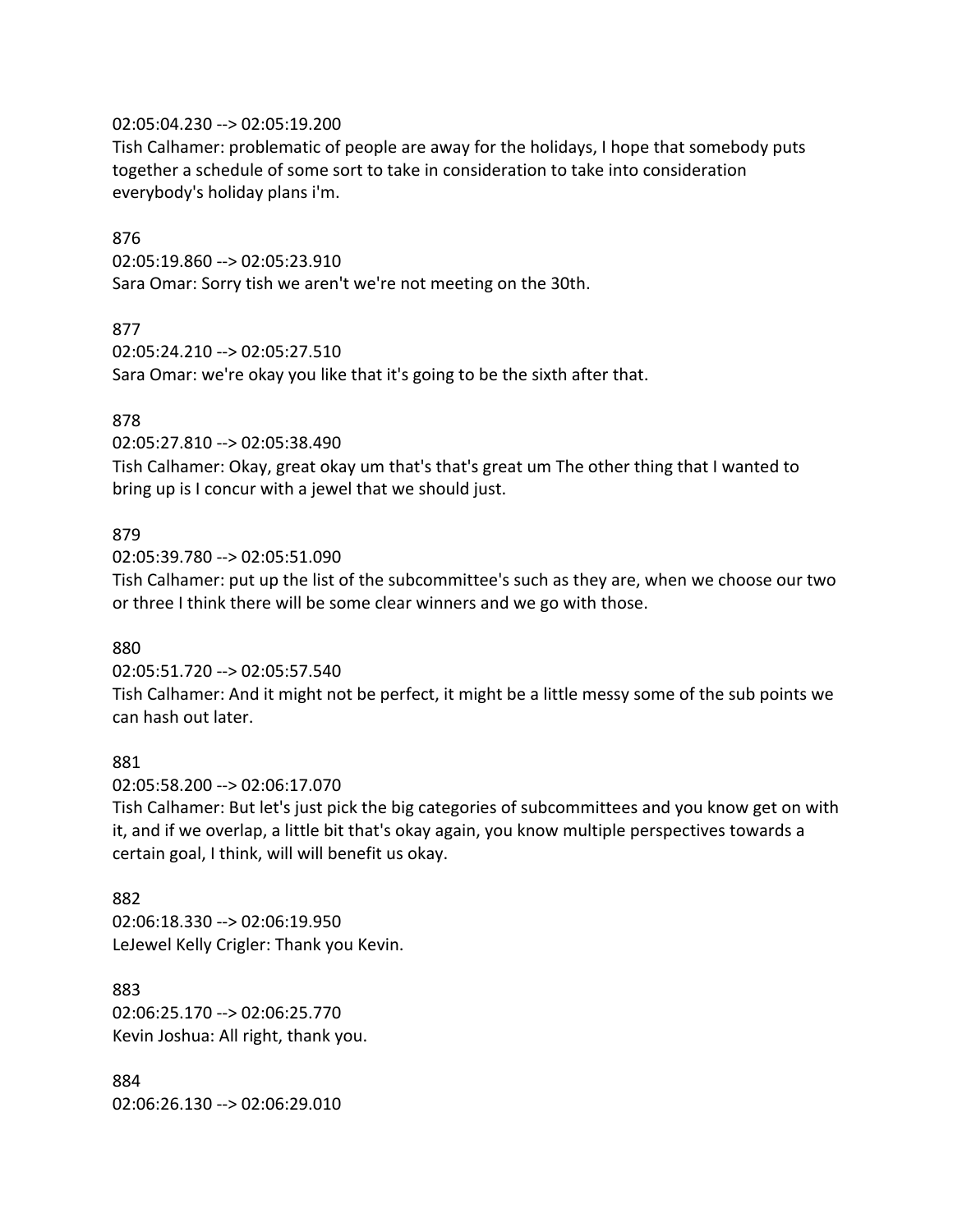02:05:04.230 --> 02:05:19.200
Tish Calhamer: problematic of people are away for the holidays, I hope that somebody puts together a schedule of some sort to take in consideration to take into consideration everybody's holiday plans i'm.

876
02:05:19.860 --> 02:05:23.910
Sara Omar: Sorry tish we aren't we're not meeting on the 30th.

877
02:05:24.210 --> 02:05:27.510
Sara Omar: we're okay you like that it's going to be the sixth after that.

878
02:05:27.810 --> 02:05:38.490
Tish Calhamer: Okay, great okay um that's that's great um The other thing that I wanted to bring up is I concur with a jewel that we should just.

879
02:05:39.780 --> 02:05:51.090
Tish Calhamer: put up the list of the subcommittee's such as they are, when we choose our two or three I think there will be some clear winners and we go with those.

880
02:05:51.720 --> 02:05:57.540
Tish Calhamer: And it might not be perfect, it might be a little messy some of the sub points we can hash out later.

881
02:05:58.200 --> 02:06:17.070
Tish Calhamer: But let's just pick the big categories of subcommittees and you know get on with it, and if we overlap, a little bit that's okay again, you know multiple perspectives towards a certain goal, I think, will will benefit us okay.

882
02:06:18.330 --> 02:06:19.950
LeJewel Kelly Crigler: Thank you Kevin.

883
02:06:25.170 --> 02:06:25.770
Kevin Joshua: All right, thank you.

884
02:06:26.130 --> 02:06:29.010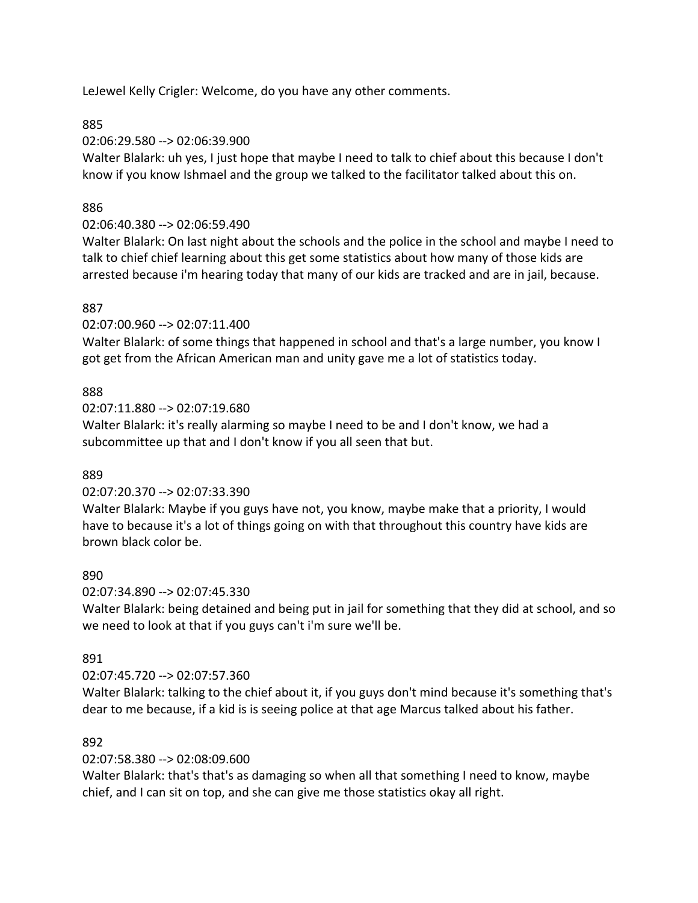LeJewel Kelly Crigler: Welcome, do you have any other comments.

885

02:06:29.580 --> 02:06:39.900

Walter Blalark: uh yes, I just hope that maybe I need to talk to chief about this because I don't know if you know Ishmael and the group we talked to the facilitator talked about this on.

886

02:06:40.380 --> 02:06:59.490

Walter Blalark: On last night about the schools and the police in the school and maybe I need to talk to chief chief learning about this get some statistics about how many of those kids are arrested because i'm hearing today that many of our kids are tracked and are in jail, because.

887

02:07:00.960 --> 02:07:11.400

Walter Blalark: of some things that happened in school and that's a large number, you know I got get from the African American man and unity gave me a lot of statistics today.

888

02:07:11.880 --> 02:07:19.680

Walter Blalark: it's really alarming so maybe I need to be and I don't know, we had a subcommittee up that and I don't know if you all seen that but.

889

02:07:20.370 --> 02:07:33.390

Walter Blalark: Maybe if you guys have not, you know, maybe make that a priority, I would have to because it's a lot of things going on with that throughout this country have kids are brown black color be.

890

02:07:34.890 --> 02:07:45.330

Walter Blalark: being detained and being put in jail for something that they did at school, and so we need to look at that if you guys can't i'm sure we'll be.

891

02:07:45.720 --> 02:07:57.360

Walter Blalark: talking to the chief about it, if you guys don't mind because it's something that's dear to me because, if a kid is is seeing police at that age Marcus talked about his father.

892

02:07:58.380 --> 02:08:09.600

Walter Blalark: that's that's as damaging so when all that something I need to know, maybe chief, and I can sit on top, and she can give me those statistics okay all right.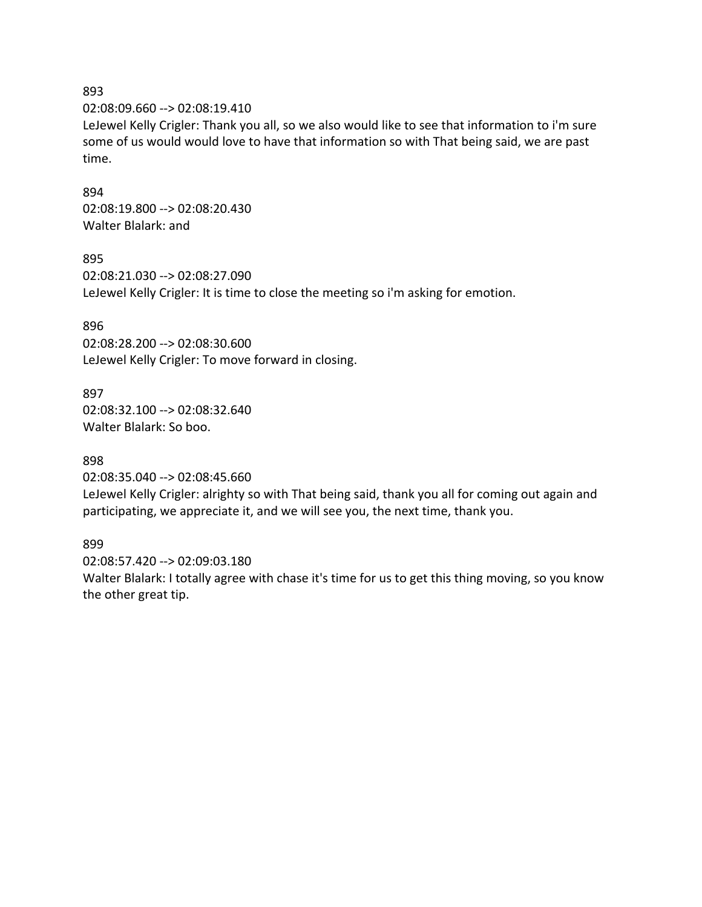893
02:08:09.660 --> 02:08:19.410
LeJewel Kelly Crigler: Thank you all, so we also would like to see that information to i'm sure some of us would would love to have that information so with That being said, we are past time.

894
02:08:19.800 --> 02:08:20.430
Walter Blalark: and

895
02:08:21.030 --> 02:08:27.090
LeJewel Kelly Crigler: It is time to close the meeting so i'm asking for emotion.

896
02:08:28.200 --> 02:08:30.600
LeJewel Kelly Crigler: To move forward in closing.

897
02:08:32.100 --> 02:08:32.640
Walter Blalark: So boo.

898
02:08:35.040 --> 02:08:45.660
LeJewel Kelly Crigler: alrighty so with That being said, thank you all for coming out again and participating, we appreciate it, and we will see you, the next time, thank you.

899
02:08:57.420 --> 02:09:03.180
Walter Blalark: I totally agree with chase it's time for us to get this thing moving, so you know the other great tip.